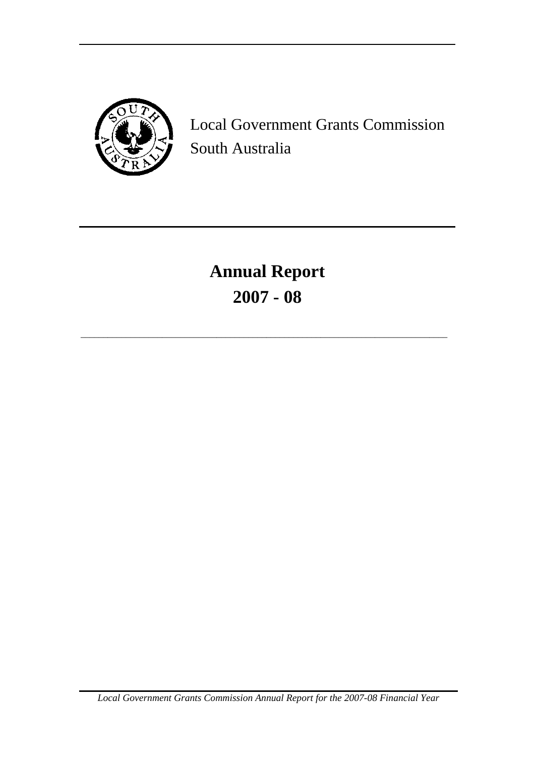Local Government Grants Commission
South Australia

# Annual Report
# 2007 - 08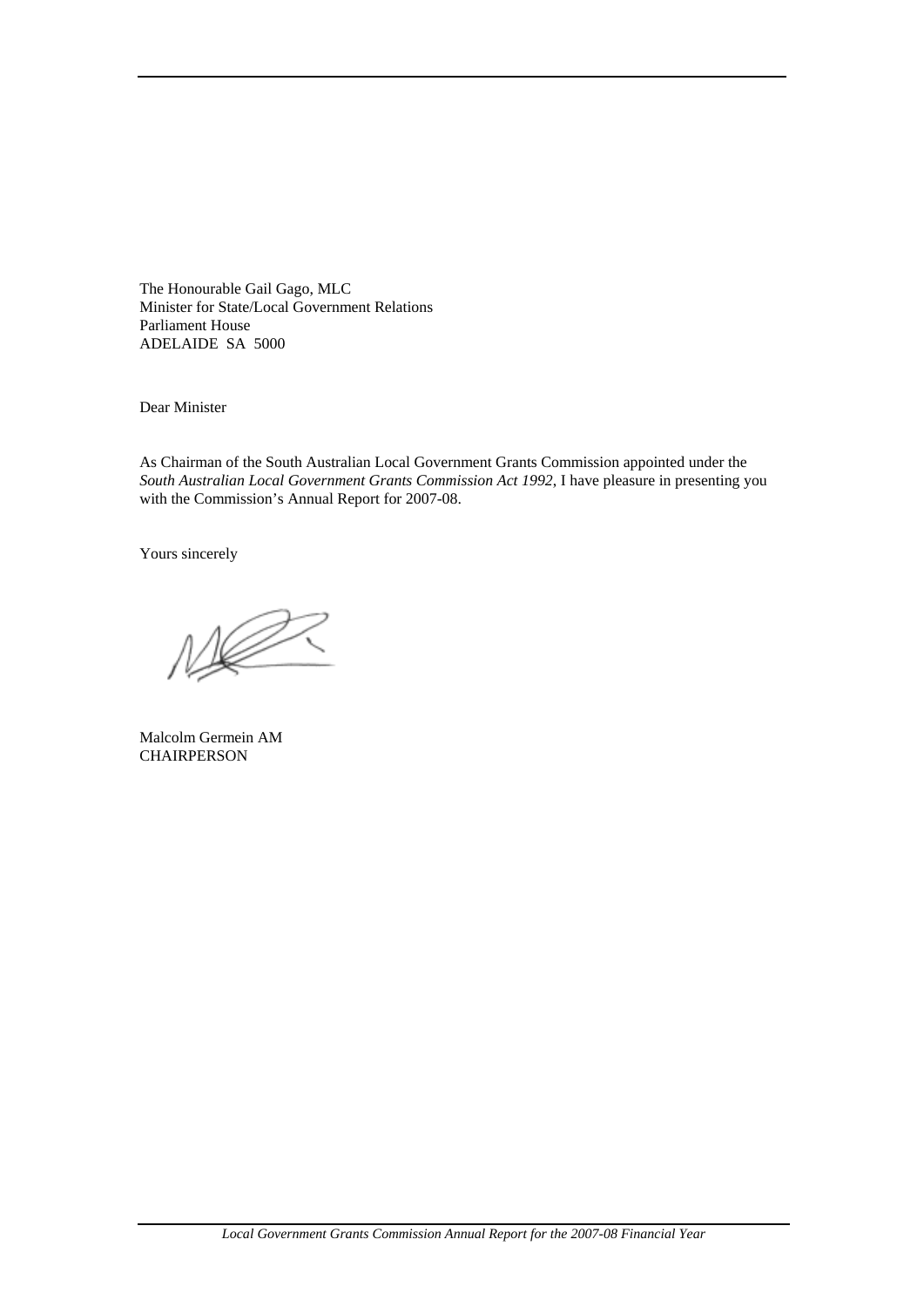The Honourable Gail Gago, MLC
Minister for State/Local Government Relations
Parliament House
ADELAIDE SA 5000

Dear Minister

As Chairman of the South Australian Local Government Grants Commission appointed under the *South Australian Local Government Grants Commission Act 1992*, I have pleasure in presenting you with the Commission's Annual Report for 2007-08.

Yours sincerely

Malcolm Germein AM
CHAIRPERSON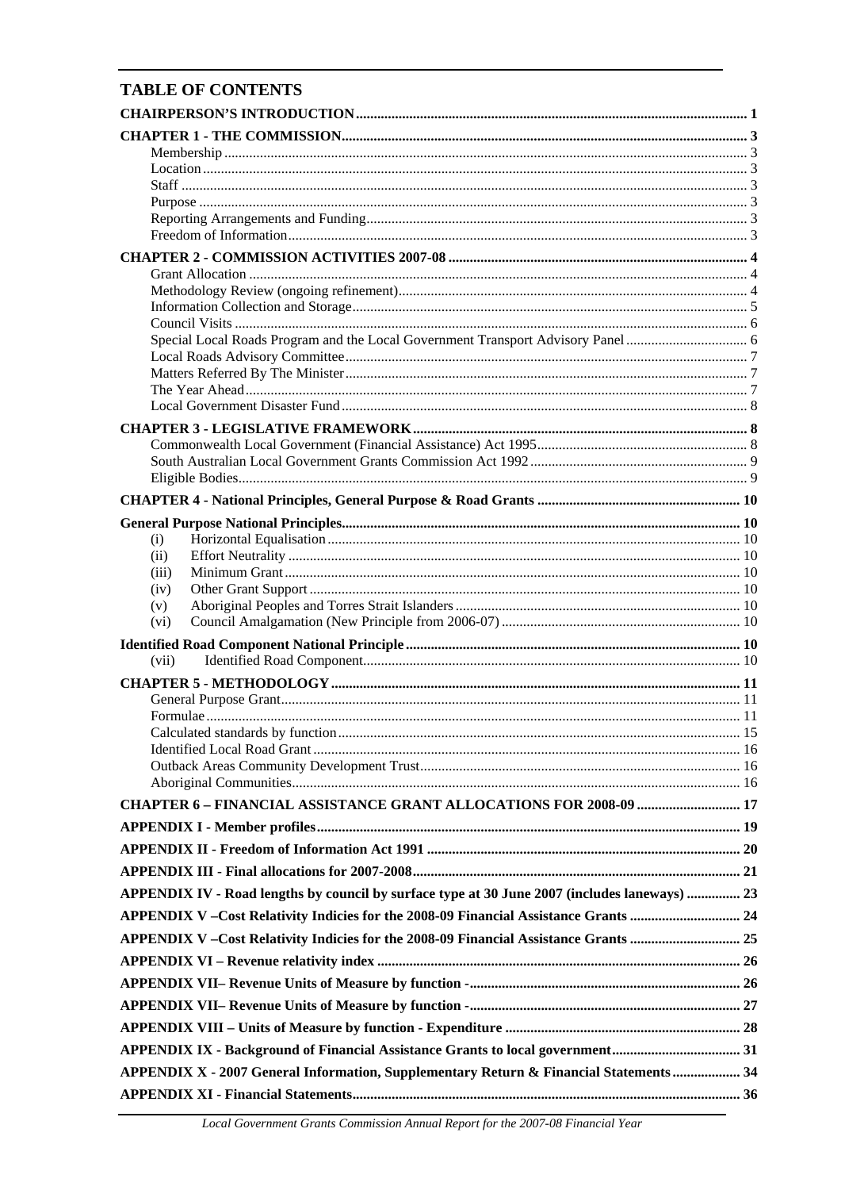## TABLE OF CONTENTS

| | |
|---|---|
| **CHAIRPERSON'S INTRODUCTION** | **1** |
| **CHAPTER 1 - THE COMMISSION** | **3** |
| Membership | 3 |
| Location | 3 |
| Staff | 3 |
| Purpose | 3 |
| Reporting Arrangements and Funding | 3 |
| Freedom of Information | 3 |
| **CHAPTER 2 - COMMISSION ACTIVITIES 2007-08** | **4** |
| Grant Allocation | 4 |
| Methodology Review (ongoing refinement) | 4 |
| Information Collection and Storage | 5 |
| Council Visits | 6 |
| Special Local Roads Program and the Local Government Transport Advisory Panel | 6 |
| Local Roads Advisory Committee | 7 |
| Matters Referred By The Minister | 7 |
| The Year Ahead | 7 |
| Local Government Disaster Fund | 8 |
| **CHAPTER 3 - LEGISLATIVE FRAMEWORK** | **8** |
| Commonwealth Local Government (Financial Assistance) Act 1995 | 8 |
| South Australian Local Government Grants Commission Act 1992 | 9 |
| Eligible Bodies | 9 |
| **CHAPTER 4 - National Principles, General Purpose & Road Grants** | **10** |
| **General Purpose National Principles** | **10** |
| (i) Horizontal Equalisation | 10 |
| (ii) Effort Neutrality | 10 |
| (iii) Minimum Grant | 10 |
| (iv) Other Grant Support | 10 |
| (v) Aboriginal Peoples and Torres Strait Islanders | 10 |
| (vi) Council Amalgamation (New Principle from 2006-07) | 10 |
| **Identified Road Component National Principle** | **10** |
| (vii) Identified Road Component | 10 |
| **CHAPTER 5 - METHODOLOGY** | **11** |
| General Purpose Grant | 11 |
| Formulae | 11 |
| Calculated standards by function | 15 |
| Identified Local Road Grant | 16 |
| Outback Areas Community Development Trust | 16 |
| Aboriginal Communities | 16 |
| **CHAPTER 6 – FINANCIAL ASSISTANCE GRANT ALLOCATIONS FOR 2008-09** | **17** |
| **APPENDIX I - Member profiles** | **19** |
| **APPENDIX II - Freedom of Information Act 1991** | **20** |
| **APPENDIX III - Final allocations for 2007-2008** | **21** |
| **APPENDIX IV - Road lengths by council by surface type at 30 June 2007 (includes laneways)** | **23** |
| **APPENDIX V –Cost Relativity Indicies for the 2008-09 Financial Assistance Grants** | **24** |
| **APPENDIX V –Cost Relativity Indicies for the 2008-09 Financial Assistance Grants** | **25** |
| **APPENDIX VI – Revenue relativity index** | **26** |
| **APPENDIX VII– Revenue Units of Measure by function -** | **26** |
| **APPENDIX VII– Revenue Units of Measure by function -** | **27** |
| **APPENDIX VIII – Units of Measure by function - Expenditure** | **28** |
| **APPENDIX IX - Background of Financial Assistance Grants to local government** | **31** |
| **APPENDIX X - 2007 General Information, Supplementary Return & Financial Statements** | **34** |
| **APPENDIX XI - Financial Statements** | **36** |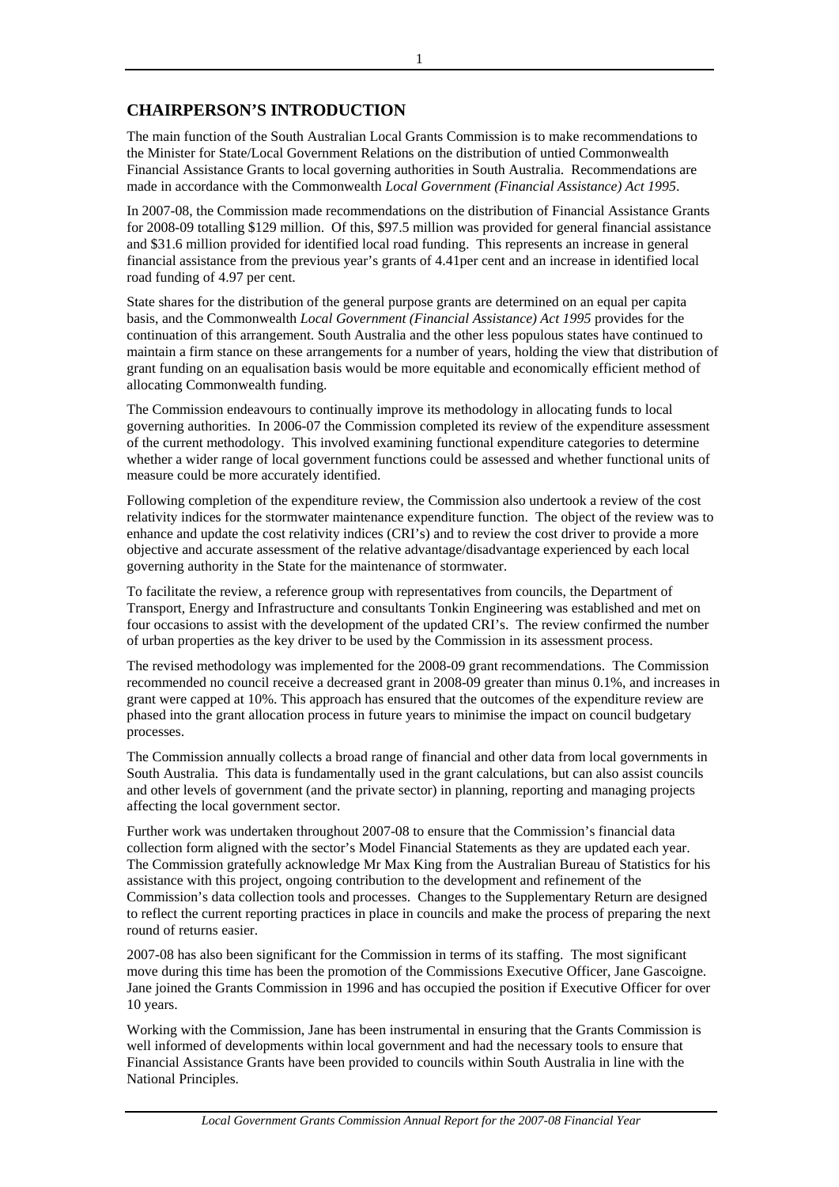## CHAIRPERSON'S INTRODUCTION

The main function of the South Australian Local Grants Commission is to make recommendations to the Minister for State/Local Government Relations on the distribution of untied Commonwealth Financial Assistance Grants to local governing authorities in South Australia. Recommendations are made in accordance with the Commonwealth *Local Government (Financial Assistance) Act 1995*.

In 2007-08, the Commission made recommendations on the distribution of Financial Assistance Grants for 2008-09 totalling $129 million. Of this, $97.5 million was provided for general financial assistance and $31.6 million provided for identified local road funding. This represents an increase in general financial assistance from the previous year's grants of 4.41per cent and an increase in identified local road funding of 4.97 per cent.

State shares for the distribution of the general purpose grants are determined on an equal per capita basis, and the Commonwealth *Local Government (Financial Assistance) Act 1995* provides for the continuation of this arrangement. South Australia and the other less populous states have continued to maintain a firm stance on these arrangements for a number of years, holding the view that distribution of grant funding on an equalisation basis would be more equitable and economically efficient method of allocating Commonwealth funding.

The Commission endeavours to continually improve its methodology in allocating funds to local governing authorities. In 2006-07 the Commission completed its review of the expenditure assessment of the current methodology. This involved examining functional expenditure categories to determine whether a wider range of local government functions could be assessed and whether functional units of measure could be more accurately identified.

Following completion of the expenditure review, the Commission also undertook a review of the cost relativity indices for the stormwater maintenance expenditure function. The object of the review was to enhance and update the cost relativity indices (CRI's) and to review the cost driver to provide a more objective and accurate assessment of the relative advantage/disadvantage experienced by each local governing authority in the State for the maintenance of stormwater.

To facilitate the review, a reference group with representatives from councils, the Department of Transport, Energy and Infrastructure and consultants Tonkin Engineering was established and met on four occasions to assist with the development of the updated CRI's. The review confirmed the number of urban properties as the key driver to be used by the Commission in its assessment process.

The revised methodology was implemented for the 2008-09 grant recommendations. The Commission recommended no council receive a decreased grant in 2008-09 greater than minus 0.1%, and increases in grant were capped at 10%. This approach has ensured that the outcomes of the expenditure review are phased into the grant allocation process in future years to minimise the impact on council budgetary processes.

The Commission annually collects a broad range of financial and other data from local governments in South Australia. This data is fundamentally used in the grant calculations, but can also assist councils and other levels of government (and the private sector) in planning, reporting and managing projects affecting the local government sector.

Further work was undertaken throughout 2007-08 to ensure that the Commission's financial data collection form aligned with the sector's Model Financial Statements as they are updated each year. The Commission gratefully acknowledge Mr Max King from the Australian Bureau of Statistics for his assistance with this project, ongoing contribution to the development and refinement of the Commission's data collection tools and processes. Changes to the Supplementary Return are designed to reflect the current reporting practices in place in councils and make the process of preparing the next round of returns easier.

2007-08 has also been significant for the Commission in terms of its staffing. The most significant move during this time has been the promotion of the Commissions Executive Officer, Jane Gascoigne. Jane joined the Grants Commission in 1996 and has occupied the position if Executive Officer for over 10 years.

Working with the Commission, Jane has been instrumental in ensuring that the Grants Commission is well informed of developments within local government and had the necessary tools to ensure that Financial Assistance Grants have been provided to councils within South Australia in line with the National Principles.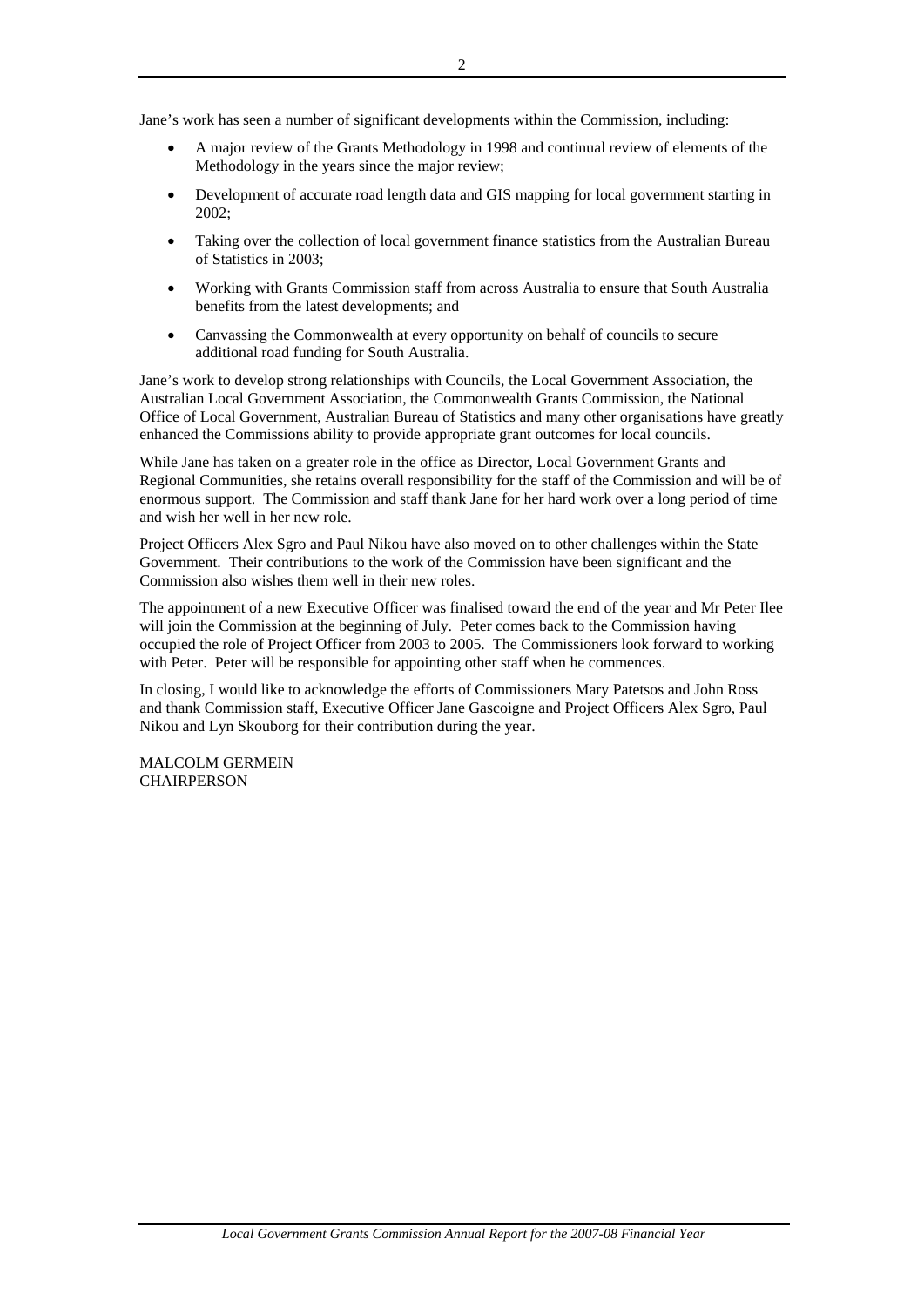Jane's work has seen a number of significant developments within the Commission, including:

- A major review of the Grants Methodology in 1998 and continual review of elements of the Methodology in the years since the major review;
- Development of accurate road length data and GIS mapping for local government starting in 2002;
- Taking over the collection of local government finance statistics from the Australian Bureau of Statistics in 2003;
- Working with Grants Commission staff from across Australia to ensure that South Australia benefits from the latest developments; and
- Canvassing the Commonwealth at every opportunity on behalf of councils to secure additional road funding for South Australia.

Jane's work to develop strong relationships with Councils, the Local Government Association, the Australian Local Government Association, the Commonwealth Grants Commission, the National Office of Local Government, Australian Bureau of Statistics and many other organisations have greatly enhanced the Commissions ability to provide appropriate grant outcomes for local councils.

While Jane has taken on a greater role in the office as Director, Local Government Grants and Regional Communities, she retains overall responsibility for the staff of the Commission and will be of enormous support. The Commission and staff thank Jane for her hard work over a long period of time and wish her well in her new role.

Project Officers Alex Sgro and Paul Nikou have also moved on to other challenges within the State Government. Their contributions to the work of the Commission have been significant and the Commission also wishes them well in their new roles.

The appointment of a new Executive Officer was finalised toward the end of the year and Mr Peter Ilee will join the Commission at the beginning of July. Peter comes back to the Commission having occupied the role of Project Officer from 2003 to 2005. The Commissioners look forward to working with Peter. Peter will be responsible for appointing other staff when he commences.

In closing, I would like to acknowledge the efforts of Commissioners Mary Patetsos and John Ross and thank Commission staff, Executive Officer Jane Gascoigne and Project Officers Alex Sgro, Paul Nikou and Lyn Skouborg for their contribution during the year.

MALCOLM GERMEIN
CHAIRPERSON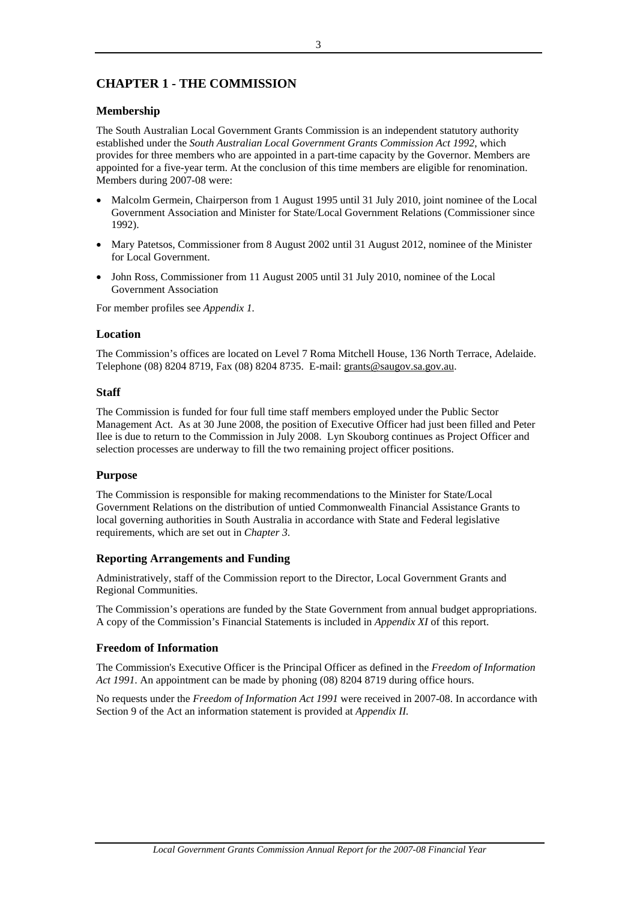# CHAPTER 1 - THE COMMISSION

## Membership

The South Australian Local Government Grants Commission is an independent statutory authority established under the *South Australian Local Government Grants Commission Act 1992*, which provides for three members who are appointed in a part-time capacity by the Governor. Members are appointed for a five-year term. At the conclusion of this time members are eligible for renomination. Members during 2007-08 were:

- Malcolm Germein, Chairperson from 1 August 1995 until 31 July 2010, joint nominee of the Local Government Association and Minister for State/Local Government Relations (Commissioner since 1992).
- Mary Patetsos, Commissioner from 8 August 2002 until 31 August 2012, nominee of the Minister for Local Government.
- John Ross, Commissioner from 11 August 2005 until 31 July 2010, nominee of the Local Government Association

For member profiles see *Appendix 1.*

## Location

The Commission's offices are located on Level 7 Roma Mitchell House, 136 North Terrace, Adelaide. Telephone (08) 8204 8719, Fax (08) 8204 8735. E-mail: grants@saugov.sa.gov.au.

## Staff

The Commission is funded for four full time staff members employed under the Public Sector Management Act. As at 30 June 2008, the position of Executive Officer had just been filled and Peter Ilee is due to return to the Commission in July 2008. Lyn Skouborg continues as Project Officer and selection processes are underway to fill the two remaining project officer positions.

## Purpose

The Commission is responsible for making recommendations to the Minister for State/Local Government Relations on the distribution of untied Commonwealth Financial Assistance Grants to local governing authorities in South Australia in accordance with State and Federal legislative requirements, which are set out in *Chapter 3*.

## Reporting Arrangements and Funding

Administratively, staff of the Commission report to the Director, Local Government Grants and Regional Communities.

The Commission's operations are funded by the State Government from annual budget appropriations. A copy of the Commission's Financial Statements is included in *Appendix XI* of this report.

## Freedom of Information

The Commission's Executive Officer is the Principal Officer as defined in the *Freedom of Information Act 1991.* An appointment can be made by phoning (08) 8204 8719 during office hours.

No requests under the *Freedom of Information Act 1991* were received in 2007-08. In accordance with Section 9 of the Act an information statement is provided at *Appendix II.*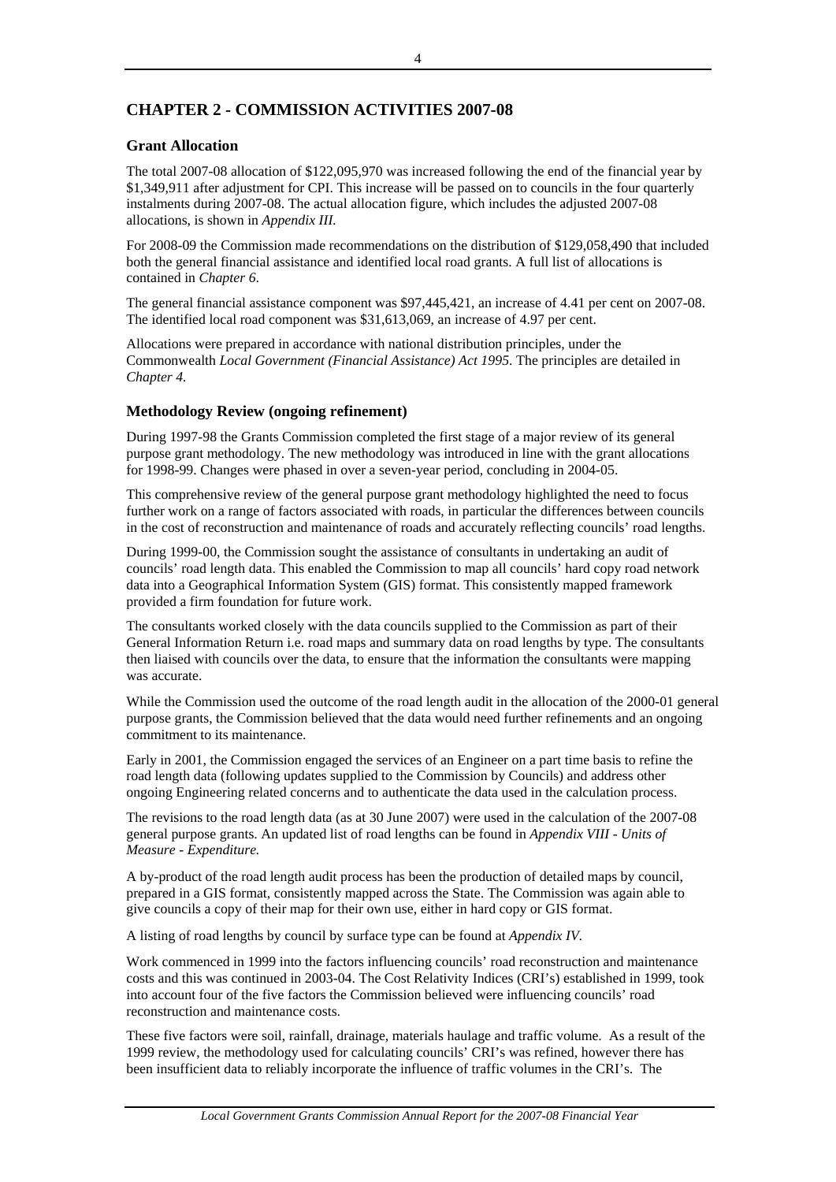## CHAPTER 2 - COMMISSION ACTIVITIES 2007-08

### Grant Allocation

The total 2007-08 allocation of $122,095,970 was increased following the end of the financial year by $1,349,911 after adjustment for CPI. This increase will be passed on to councils in the four quarterly instalments during 2007-08. The actual allocation figure, which includes the adjusted 2007-08 allocations, is shown in *Appendix III.*

For 2008-09 the Commission made recommendations on the distribution of $129,058,490 that included both the general financial assistance and identified local road grants. A full list of allocations is contained in *Chapter 6.*

The general financial assistance component was $97,445,421, an increase of 4.41 per cent on 2007-08. The identified local road component was $31,613,069, an increase of 4.97 per cent.

Allocations were prepared in accordance with national distribution principles, under the Commonwealth *Local Government (Financial Assistance) Act 1995*. The principles are detailed in *Chapter 4.*

### Methodology Review (ongoing refinement)

During 1997-98 the Grants Commission completed the first stage of a major review of its general purpose grant methodology. The new methodology was introduced in line with the grant allocations for 1998-99. Changes were phased in over a seven-year period, concluding in 2004-05.

This comprehensive review of the general purpose grant methodology highlighted the need to focus further work on a range of factors associated with roads, in particular the differences between councils in the cost of reconstruction and maintenance of roads and accurately reflecting councils' road lengths.

During 1999-00, the Commission sought the assistance of consultants in undertaking an audit of councils' road length data. This enabled the Commission to map all councils' hard copy road network data into a Geographical Information System (GIS) format. This consistently mapped framework provided a firm foundation for future work.

The consultants worked closely with the data councils supplied to the Commission as part of their General Information Return i.e. road maps and summary data on road lengths by type. The consultants then liaised with councils over the data, to ensure that the information the consultants were mapping was accurate.

While the Commission used the outcome of the road length audit in the allocation of the 2000-01 general purpose grants, the Commission believed that the data would need further refinements and an ongoing commitment to its maintenance.

Early in 2001, the Commission engaged the services of an Engineer on a part time basis to refine the road length data (following updates supplied to the Commission by Councils) and address other ongoing Engineering related concerns and to authenticate the data used in the calculation process.

The revisions to the road length data (as at 30 June 2007) were used in the calculation of the 2007-08 general purpose grants. An updated list of road lengths can be found in *Appendix VIII - Units of Measure - Expenditure.*

A by-product of the road length audit process has been the production of detailed maps by council, prepared in a GIS format, consistently mapped across the State. The Commission was again able to give councils a copy of their map for their own use, either in hard copy or GIS format.

A listing of road lengths by council by surface type can be found at *Appendix IV*.

Work commenced in 1999 into the factors influencing councils' road reconstruction and maintenance costs and this was continued in 2003-04. The Cost Relativity Indices (CRI's) established in 1999, took into account four of the five factors the Commission believed were influencing councils' road reconstruction and maintenance costs.

These five factors were soil, rainfall, drainage, materials haulage and traffic volume. As a result of the 1999 review, the methodology used for calculating councils' CRI's was refined, however there has been insufficient data to reliably incorporate the influence of traffic volumes in the CRI's. The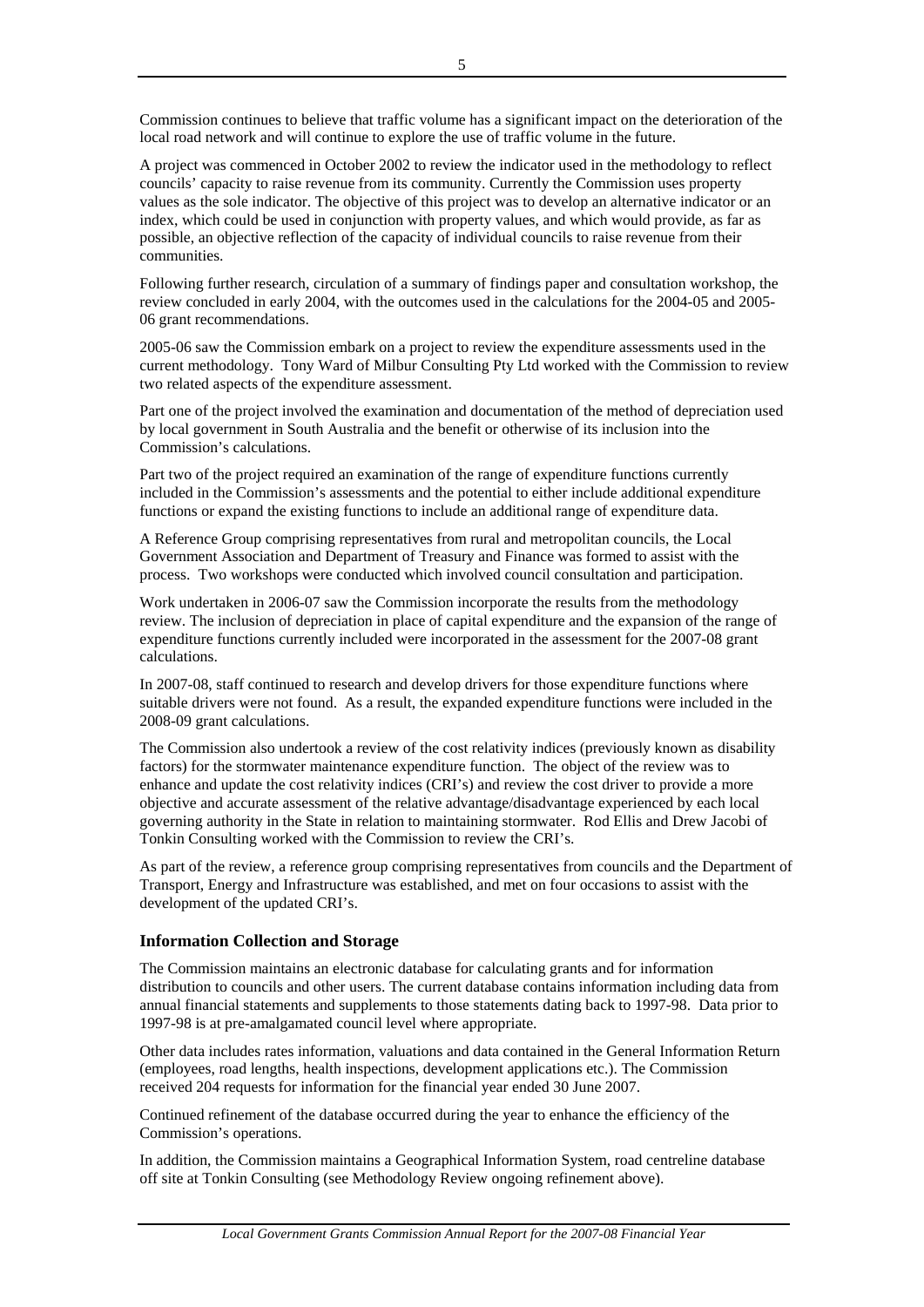Commission continues to believe that traffic volume has a significant impact on the deterioration of the local road network and will continue to explore the use of traffic volume in the future.

A project was commenced in October 2002 to review the indicator used in the methodology to reflect councils' capacity to raise revenue from its community. Currently the Commission uses property values as the sole indicator. The objective of this project was to develop an alternative indicator or an index, which could be used in conjunction with property values, and which would provide, as far as possible, an objective reflection of the capacity of individual councils to raise revenue from their communities.

Following further research, circulation of a summary of findings paper and consultation workshop, the review concluded in early 2004, with the outcomes used in the calculations for the 2004-05 and 2005-06 grant recommendations.

2005-06 saw the Commission embark on a project to review the expenditure assessments used in the current methodology. Tony Ward of Milbur Consulting Pty Ltd worked with the Commission to review two related aspects of the expenditure assessment.

Part one of the project involved the examination and documentation of the method of depreciation used by local government in South Australia and the benefit or otherwise of its inclusion into the Commission's calculations.

Part two of the project required an examination of the range of expenditure functions currently included in the Commission's assessments and the potential to either include additional expenditure functions or expand the existing functions to include an additional range of expenditure data.

A Reference Group comprising representatives from rural and metropolitan councils, the Local Government Association and Department of Treasury and Finance was formed to assist with the process. Two workshops were conducted which involved council consultation and participation.

Work undertaken in 2006-07 saw the Commission incorporate the results from the methodology review. The inclusion of depreciation in place of capital expenditure and the expansion of the range of expenditure functions currently included were incorporated in the assessment for the 2007-08 grant calculations.

In 2007-08, staff continued to research and develop drivers for those expenditure functions where suitable drivers were not found. As a result, the expanded expenditure functions were included in the 2008-09 grant calculations.

The Commission also undertook a review of the cost relativity indices (previously known as disability factors) for the stormwater maintenance expenditure function. The object of the review was to enhance and update the cost relativity indices (CRI's) and review the cost driver to provide a more objective and accurate assessment of the relative advantage/disadvantage experienced by each local governing authority in the State in relation to maintaining stormwater. Rod Ellis and Drew Jacobi of Tonkin Consulting worked with the Commission to review the CRI's.

As part of the review, a reference group comprising representatives from councils and the Department of Transport, Energy and Infrastructure was established, and met on four occasions to assist with the development of the updated CRI's.

### Information Collection and Storage

The Commission maintains an electronic database for calculating grants and for information distribution to councils and other users. The current database contains information including data from annual financial statements and supplements to those statements dating back to 1997-98. Data prior to 1997-98 is at pre-amalgamated council level where appropriate.

Other data includes rates information, valuations and data contained in the General Information Return (employees, road lengths, health inspections, development applications etc.). The Commission received 204 requests for information for the financial year ended 30 June 2007.

Continued refinement of the database occurred during the year to enhance the efficiency of the Commission's operations.

In addition, the Commission maintains a Geographical Information System, road centreline database off site at Tonkin Consulting (see Methodology Review ongoing refinement above).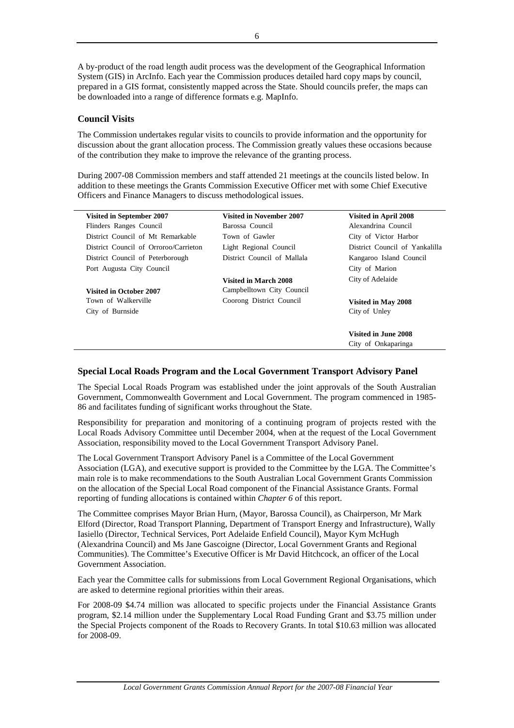A by-product of the road length audit process was the development of the Geographical Information System (GIS) in ArcInfo. Each year the Commission produces detailed hard copy maps by council, prepared in a GIS format, consistently mapped across the State. Should councils prefer, the maps can be downloaded into a range of difference formats e.g. MapInfo.

### Council Visits

The Commission undertakes regular visits to councils to provide information and the opportunity for discussion about the grant allocation process. The Commission greatly values these occasions because of the contribution they make to improve the relevance of the granting process.

During 2007-08 Commission members and staff attended 21 meetings at the councils listed below. In addition to these meetings the Grants Commission Executive Officer met with some Chief Executive Officers and Finance Managers to discuss methodological issues.

| Visited in September 2007 | Visited in November 2007 | Visited in April 2008 |
|---|---|---|
| Flinders Ranges Council | Barossa Council | Alexandrina Council |
| District Council of Mt Remarkable | Town of Gawler | City of Victor Harbor |
| District Council of Orroroo/Carrieton | Light Regional Council | District Council of Yankalilla |
| District Council of Peterborough | District Council of Mallala | Kangaroo Island Council |
| Port Augusta City Council | | City of Marion |
| | **Visited in March 2008** | City of Adelaide |
| **Visited in October 2007** | Campbelltown City Council | |
| Town of Walkerville | Coorong District Council | **Visited in May 2008** |
| City of Burnside | | City of Unley |
| | | |
| | | **Visited in June 2008** |
| | | City of Onkaparinga |

### Special Local Roads Program and the Local Government Transport Advisory Panel

The Special Local Roads Program was established under the joint approvals of the South Australian Government, Commonwealth Government and Local Government. The program commenced in 1985-86 and facilitates funding of significant works throughout the State.

Responsibility for preparation and monitoring of a continuing program of projects rested with the Local Roads Advisory Committee until December 2004, when at the request of the Local Government Association, responsibility moved to the Local Government Transport Advisory Panel.

The Local Government Transport Advisory Panel is a Committee of the Local Government Association (LGA), and executive support is provided to the Committee by the LGA. The Committee's main role is to make recommendations to the South Australian Local Government Grants Commission on the allocation of the Special Local Road component of the Financial Assistance Grants. Formal reporting of funding allocations is contained within *Chapter 6* of this report.

The Committee comprises Mayor Brian Hurn, (Mayor, Barossa Council), as Chairperson, Mr Mark Elford (Director, Road Transport Planning, Department of Transport Energy and Infrastructure), Wally Iasiello (Director, Technical Services, Port Adelaide Enfield Council), Mayor Kym McHugh (Alexandrina Council) and Ms Jane Gascoigne (Director, Local Government Grants and Regional Communities). The Committee's Executive Officer is Mr David Hitchcock, an officer of the Local Government Association.

Each year the Committee calls for submissions from Local Government Regional Organisations, which are asked to determine regional priorities within their areas.

For 2008-09 $4.74 million was allocated to specific projects under the Financial Assistance Grants program, $2.14 million under the Supplementary Local Road Funding Grant and $3.75 million under the Special Projects component of the Roads to Recovery Grants. In total $10.63 million was allocated for 2008-09.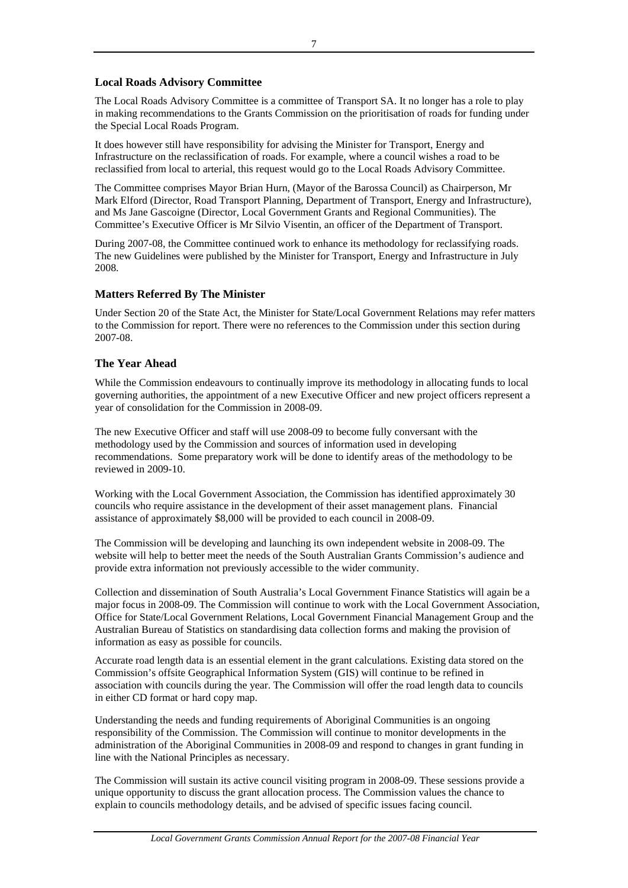### Local Roads Advisory Committee

The Local Roads Advisory Committee is a committee of Transport SA. It no longer has a role to play in making recommendations to the Grants Commission on the prioritisation of roads for funding under the Special Local Roads Program.

It does however still have responsibility for advising the Minister for Transport, Energy and Infrastructure on the reclassification of roads. For example, where a council wishes a road to be reclassified from local to arterial, this request would go to the Local Roads Advisory Committee.

The Committee comprises Mayor Brian Hurn, (Mayor of the Barossa Council) as Chairperson, Mr Mark Elford (Director, Road Transport Planning, Department of Transport, Energy and Infrastructure), and Ms Jane Gascoigne (Director, Local Government Grants and Regional Communities). The Committee's Executive Officer is Mr Silvio Visentin, an officer of the Department of Transport.

During 2007-08, the Committee continued work to enhance its methodology for reclassifying roads. The new Guidelines were published by the Minister for Transport, Energy and Infrastructure in July 2008.

### Matters Referred By The Minister

Under Section 20 of the State Act, the Minister for State/Local Government Relations may refer matters to the Commission for report. There were no references to the Commission under this section during 2007-08.

### The Year Ahead

While the Commission endeavours to continually improve its methodology in allocating funds to local governing authorities, the appointment of a new Executive Officer and new project officers represent a year of consolidation for the Commission in 2008-09.

The new Executive Officer and staff will use 2008-09 to become fully conversant with the methodology used by the Commission and sources of information used in developing recommendations. Some preparatory work will be done to identify areas of the methodology to be reviewed in 2009-10.

Working with the Local Government Association, the Commission has identified approximately 30 councils who require assistance in the development of their asset management plans. Financial assistance of approximately $8,000 will be provided to each council in 2008-09.

The Commission will be developing and launching its own independent website in 2008-09. The website will help to better meet the needs of the South Australian Grants Commission's audience and provide extra information not previously accessible to the wider community.

Collection and dissemination of South Australia's Local Government Finance Statistics will again be a major focus in 2008-09. The Commission will continue to work with the Local Government Association, Office for State/Local Government Relations, Local Government Financial Management Group and the Australian Bureau of Statistics on standardising data collection forms and making the provision of information as easy as possible for councils.

Accurate road length data is an essential element in the grant calculations. Existing data stored on the Commission's offsite Geographical Information System (GIS) will continue to be refined in association with councils during the year. The Commission will offer the road length data to councils in either CD format or hard copy map.

Understanding the needs and funding requirements of Aboriginal Communities is an ongoing responsibility of the Commission. The Commission will continue to monitor developments in the administration of the Aboriginal Communities in 2008-09 and respond to changes in grant funding in line with the National Principles as necessary.

The Commission will sustain its active council visiting program in 2008-09. These sessions provide a unique opportunity to discuss the grant allocation process. The Commission values the chance to explain to councils methodology details, and be advised of specific issues facing council.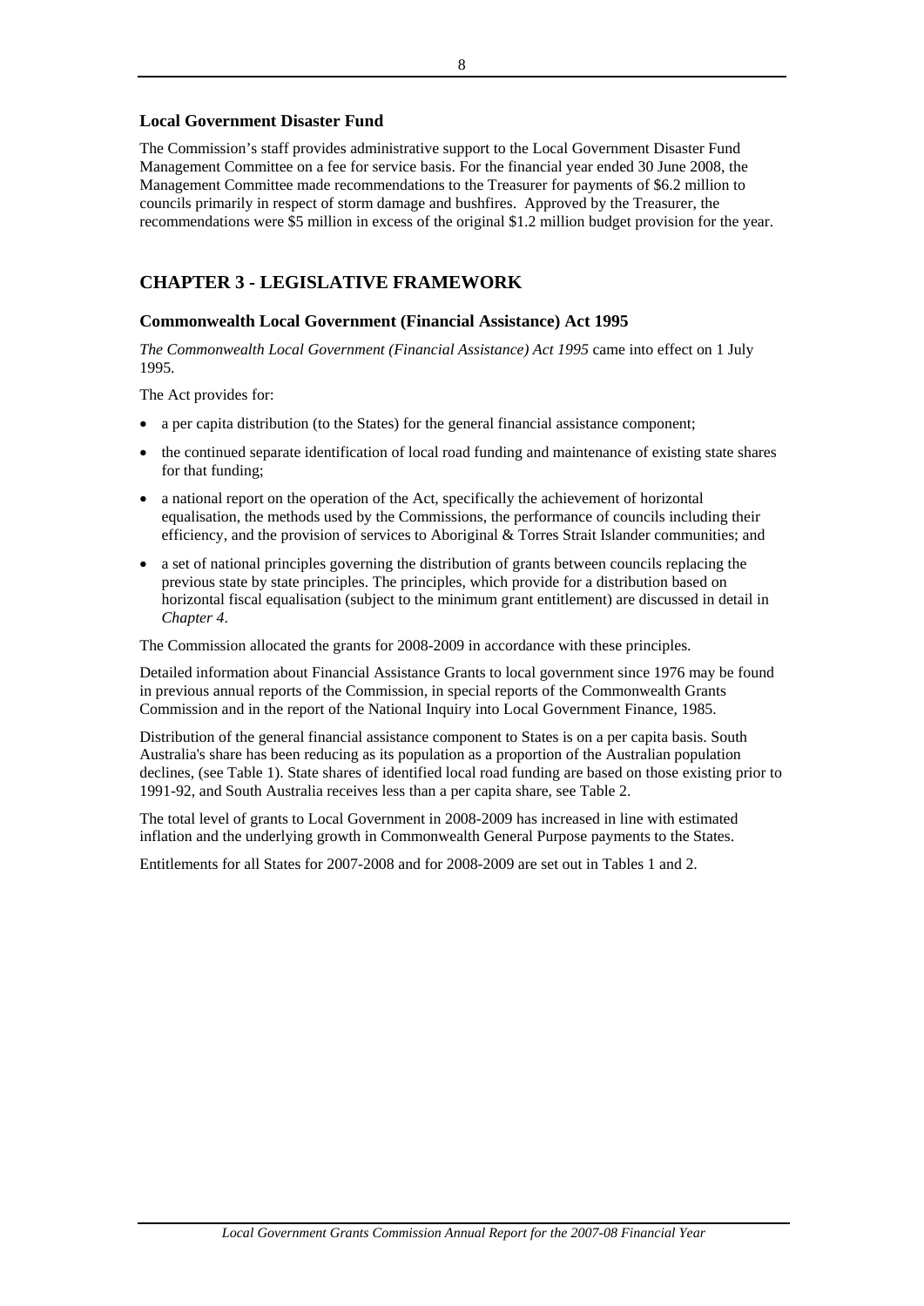### Local Government Disaster Fund

The Commission's staff provides administrative support to the Local Government Disaster Fund Management Committee on a fee for service basis. For the financial year ended 30 June 2008, the Management Committee made recommendations to the Treasurer for payments of $6.2 million to councils primarily in respect of storm damage and bushfires. Approved by the Treasurer, the recommendations were $5 million in excess of the original $1.2 million budget provision for the year.

## CHAPTER 3 - LEGISLATIVE FRAMEWORK

### Commonwealth Local Government (Financial Assistance) Act 1995

*The Commonwealth Local Government (Financial Assistance) Act 1995* came into effect on 1 July 1995.

The Act provides for:

- a per capita distribution (to the States) for the general financial assistance component;
- the continued separate identification of local road funding and maintenance of existing state shares for that funding;
- a national report on the operation of the Act, specifically the achievement of horizontal equalisation, the methods used by the Commissions, the performance of councils including their efficiency, and the provision of services to Aboriginal & Torres Strait Islander communities; and
- a set of national principles governing the distribution of grants between councils replacing the previous state by state principles. The principles, which provide for a distribution based on horizontal fiscal equalisation (subject to the minimum grant entitlement) are discussed in detail in *Chapter 4*.

The Commission allocated the grants for 2008-2009 in accordance with these principles.

Detailed information about Financial Assistance Grants to local government since 1976 may be found in previous annual reports of the Commission, in special reports of the Commonwealth Grants Commission and in the report of the National Inquiry into Local Government Finance, 1985.

Distribution of the general financial assistance component to States is on a per capita basis. South Australia's share has been reducing as its population as a proportion of the Australian population declines, (see Table 1). State shares of identified local road funding are based on those existing prior to 1991-92, and South Australia receives less than a per capita share, see Table 2.

The total level of grants to Local Government in 2008-2009 has increased in line with estimated inflation and the underlying growth in Commonwealth General Purpose payments to the States.

Entitlements for all States for 2007-2008 and for 2008-2009 are set out in Tables 1 and 2.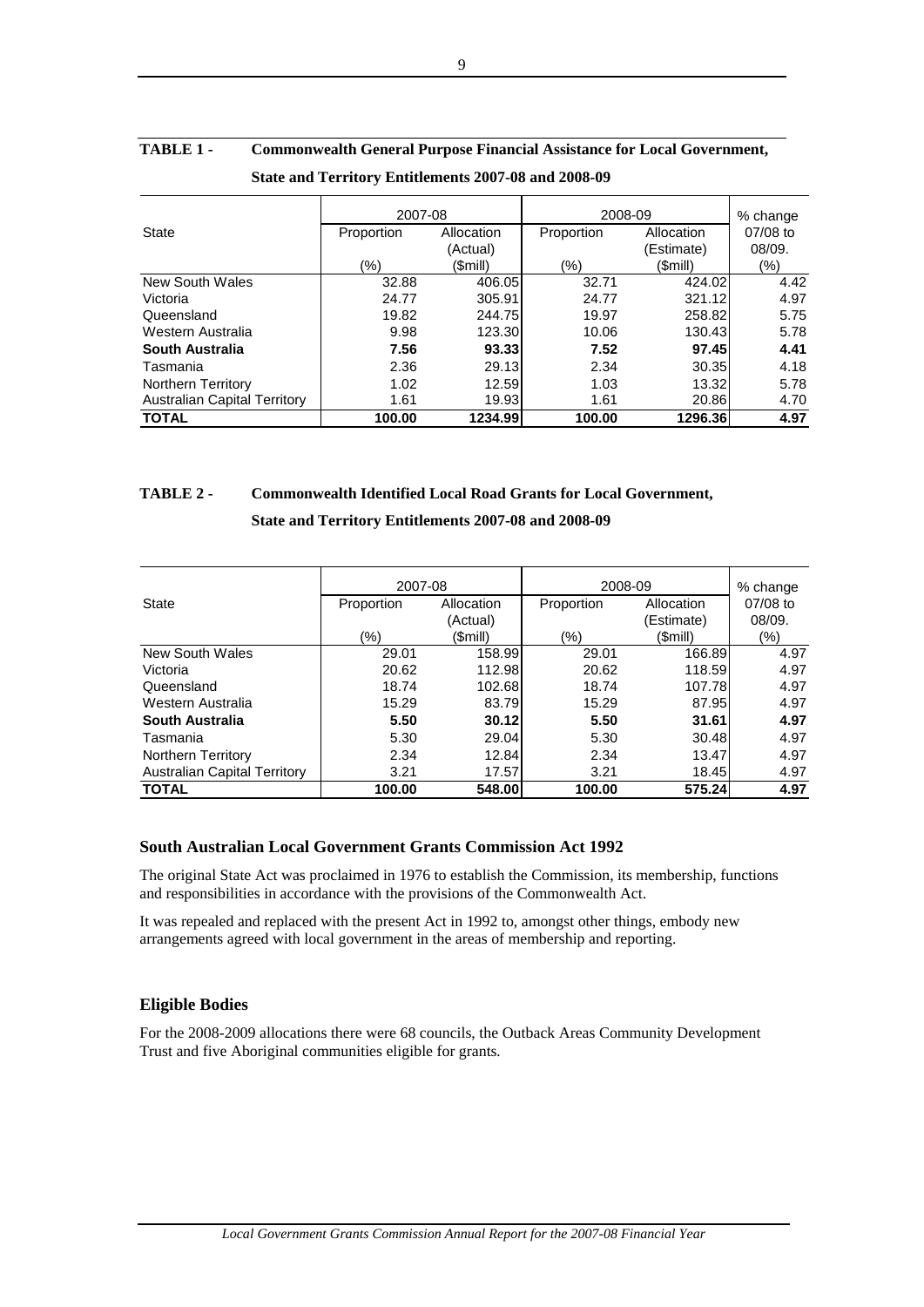**TABLE 1 - Commonwealth General Purpose Financial Assistance for Local Government, State and Territory Entitlements 2007-08 and 2008-09**

| State | 2007-08 | | 2008-09 | | % change |
|---|---|---|---|---|---|
| | Proportion (%) | Allocation (Actual) ($mill) | Proportion (%) | Allocation (Estimate) ($mill) | 07/08 to 08/09. (%) |
| New South Wales | 32.88 | 406.05 | 32.71 | 424.02 | 4.42 |
| Victoria | 24.77 | 305.91 | 24.77 | 321.12 | 4.97 |
| Queensland | 19.82 | 244.75 | 19.97 | 258.82 | 5.75 |
| Western Australia | 9.98 | 123.30 | 10.06 | 130.43 | 5.78 |
| **South Australia** | **7.56** | **93.33** | **7.52** | **97.45** | **4.41** |
| Tasmania | 2.36 | 29.13 | 2.34 | 30.35 | 4.18 |
| Northern Territory | 1.02 | 12.59 | 1.03 | 13.32 | 5.78 |
| Australian Capital Territory | 1.61 | 19.93 | 1.61 | 20.86 | 4.70 |
| **TOTAL** | **100.00** | **1234.99** | **100.00** | **1296.36** | **4.97** |

**TABLE 2 - Commonwealth Identified Local Road Grants for Local Government, State and Territory Entitlements 2007-08 and 2008-09**

| State | 2007-08 | | 2008-09 | | % change |
|---|---|---|---|---|---|
| | Proportion (%) | Allocation (Actual) ($mill) | Proportion (%) | Allocation (Estimate) ($mill) | 07/08 to 08/09. (%) |
| New South Wales | 29.01 | 158.99 | 29.01 | 166.89 | 4.97 |
| Victoria | 20.62 | 112.98 | 20.62 | 118.59 | 4.97 |
| Queensland | 18.74 | 102.68 | 18.74 | 107.78 | 4.97 |
| Western Australia | 15.29 | 83.79 | 15.29 | 87.95 | 4.97 |
| **South Australia** | **5.50** | **30.12** | **5.50** | **31.61** | **4.97** |
| Tasmania | 5.30 | 29.04 | 5.30 | 30.48 | 4.97 |
| Northern Territory | 2.34 | 12.84 | 2.34 | 13.47 | 4.97 |
| Australian Capital Territory | 3.21 | 17.57 | 3.21 | 18.45 | 4.97 |
| **TOTAL** | **100.00** | **548.00** | **100.00** | **575.24** | **4.97** |

## South Australian Local Government Grants Commission Act 1992

The original State Act was proclaimed in 1976 to establish the Commission, its membership, functions and responsibilities in accordance with the provisions of the Commonwealth Act.

It was repealed and replaced with the present Act in 1992 to, amongst other things, embody new arrangements agreed with local government in the areas of membership and reporting.

## Eligible Bodies

For the 2008-2009 allocations there were 68 councils, the Outback Areas Community Development Trust and five Aboriginal communities eligible for grants.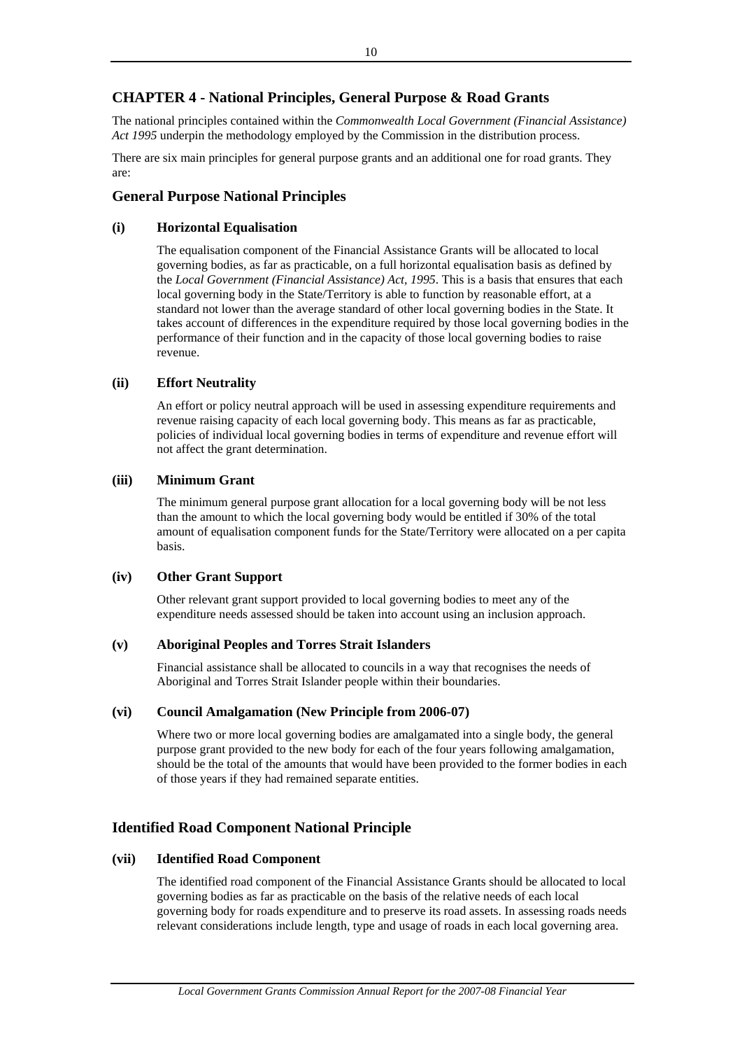## CHAPTER 4 - National Principles, General Purpose & Road Grants

The national principles contained within the *Commonwealth Local Government (Financial Assistance) Act 1995* underpin the methodology employed by the Commission in the distribution process.

There are six main principles for general purpose grants and an additional one for road grants. They are:

### General Purpose National Principles

#### (i) Horizontal Equalisation

The equalisation component of the Financial Assistance Grants will be allocated to local governing bodies, as far as practicable, on a full horizontal equalisation basis as defined by the *Local Government (Financial Assistance) Act, 1995*. This is a basis that ensures that each local governing body in the State/Territory is able to function by reasonable effort, at a standard not lower than the average standard of other local governing bodies in the State. It takes account of differences in the expenditure required by those local governing bodies in the performance of their function and in the capacity of those local governing bodies to raise revenue.

#### (ii) Effort Neutrality

An effort or policy neutral approach will be used in assessing expenditure requirements and revenue raising capacity of each local governing body. This means as far as practicable, policies of individual local governing bodies in terms of expenditure and revenue effort will not affect the grant determination.

#### (iii) Minimum Grant

The minimum general purpose grant allocation for a local governing body will be not less than the amount to which the local governing body would be entitled if 30% of the total amount of equalisation component funds for the State/Territory were allocated on a per capita basis.

#### (iv) Other Grant Support

Other relevant grant support provided to local governing bodies to meet any of the expenditure needs assessed should be taken into account using an inclusion approach.

#### (v) Aboriginal Peoples and Torres Strait Islanders

Financial assistance shall be allocated to councils in a way that recognises the needs of Aboriginal and Torres Strait Islander people within their boundaries.

#### (vi) Council Amalgamation (New Principle from 2006-07)

Where two or more local governing bodies are amalgamated into a single body, the general purpose grant provided to the new body for each of the four years following amalgamation, should be the total of the amounts that would have been provided to the former bodies in each of those years if they had remained separate entities.

### Identified Road Component National Principle

#### (vii) Identified Road Component

The identified road component of the Financial Assistance Grants should be allocated to local governing bodies as far as practicable on the basis of the relative needs of each local governing body for roads expenditure and to preserve its road assets. In assessing roads needs relevant considerations include length, type and usage of roads in each local governing area.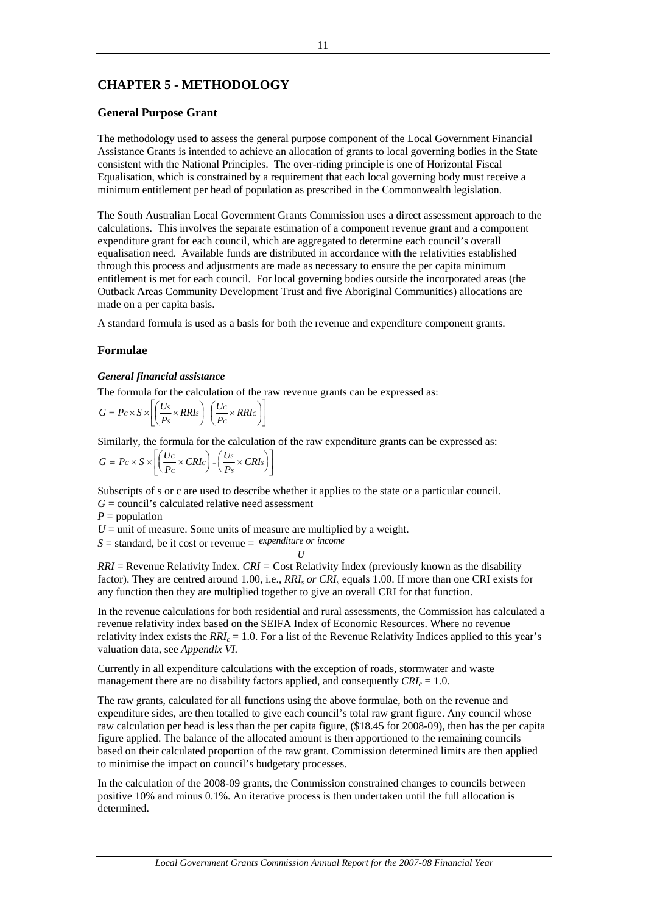# CHAPTER 5 - METHODOLOGY

## General Purpose Grant

The methodology used to assess the general purpose component of the Local Government Financial Assistance Grants is intended to achieve an allocation of grants to local governing bodies in the State consistent with the National Principles. The over-riding principle is one of Horizontal Fiscal Equalisation, which is constrained by a requirement that each local governing body must receive a minimum entitlement per head of population as prescribed in the Commonwealth legislation.

The South Australian Local Government Grants Commission uses a direct assessment approach to the calculations. This involves the separate estimation of a component revenue grant and a component expenditure grant for each council, which are aggregated to determine each council's overall equalisation need. Available funds are distributed in accordance with the relativities established through this process and adjustments are made as necessary to ensure the per capita minimum entitlement is met for each council. For local governing bodies outside the incorporated areas (the Outback Areas Community Development Trust and five Aboriginal Communities) allocations are made on a per capita basis.

A standard formula is used as a basis for both the revenue and expenditure component grants.

## Formulae

### *General financial assistance*

The formula for the calculation of the raw revenue grants can be expressed as:

$$G = P_C \times S \times \left[ \left( \frac{U_S}{P_S} \times RRI_S \right) - \left( \frac{U_C}{P_C} \times RRI_C \right) \right]$$

Similarly, the formula for the calculation of the raw expenditure grants can be expressed as:

$$G = P_C \times S \times \left[ \left( \frac{U_C}{P_C} \times CRI_C \right) - \left( \frac{U_S}{P_S} \times CRI_S \right) \right]$$

Subscripts of s or c are used to describe whether it applies to the state or a particular council.

$G$ = council's calculated relative need assessment

$P$ = population

$U$ = unit of measure. Some units of measure are multiplied by a weight.

$S$ = standard, be it cost or revenue = $\frac{expenditure\ or\ income}{U}$

$RRI$ = Revenue Relativity Index. $CRI$ = Cost Relativity Index (previously known as the disability factor). They are centred around 1.00, i.e., $RRI_s$ *or* $CRI_s$ equals 1.00. If more than one CRI exists for any function then they are multiplied together to give an overall CRI for that function.

In the revenue calculations for both residential and rural assessments, the Commission has calculated a revenue relativity index based on the SEIFA Index of Economic Resources. Where no revenue relativity index exists the $RRI_c = 1.0$. For a list of the Revenue Relativity Indices applied to this year's valuation data, see *Appendix VI.*

Currently in all expenditure calculations with the exception of roads, stormwater and waste management there are no disability factors applied, and consequently $CRI_c = 1.0$.

The raw grants, calculated for all functions using the above formulae, both on the revenue and expenditure sides, are then totalled to give each council's total raw grant figure. Any council whose raw calculation per head is less than the per capita figure, ($18.45 for 2008-09), then has the per capita figure applied. The balance of the allocated amount is then apportioned to the remaining councils based on their calculated proportion of the raw grant. Commission determined limits are then applied to minimise the impact on council's budgetary processes.

In the calculation of the 2008-09 grants, the Commission constrained changes to councils between positive 10% and minus 0.1%. An iterative process is then undertaken until the full allocation is determined.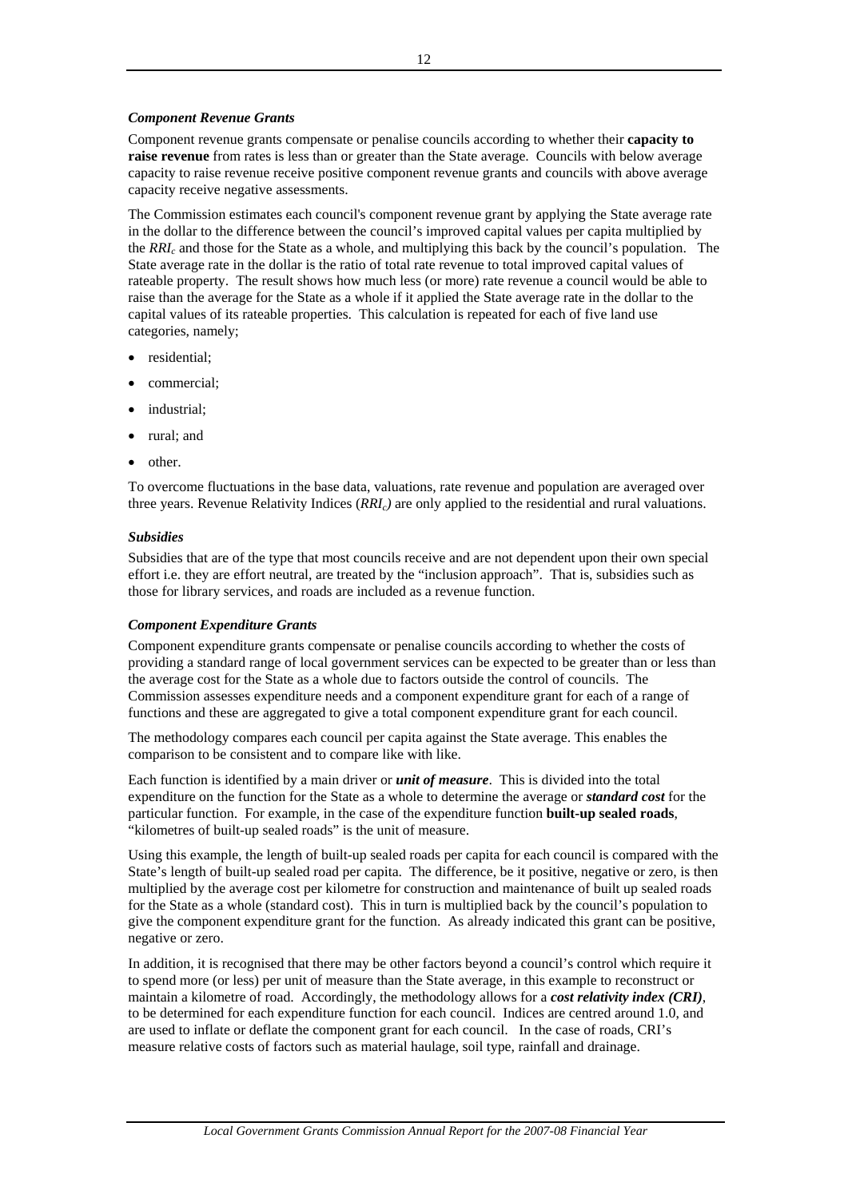### *Component Revenue Grants*

Component revenue grants compensate or penalise councils according to whether their **capacity to raise revenue** from rates is less than or greater than the State average. Councils with below average capacity to raise revenue receive positive component revenue grants and councils with above average capacity receive negative assessments.

The Commission estimates each council's component revenue grant by applying the State average rate in the dollar to the difference between the council's improved capital values per capita multiplied by the $RRI_c$ and those for the State as a whole, and multiplying this back by the council's population. The State average rate in the dollar is the ratio of total rate revenue to total improved capital values of rateable property. The result shows how much less (or more) rate revenue a council would be able to raise than the average for the State as a whole if it applied the State average rate in the dollar to the capital values of its rateable properties. This calculation is repeated for each of five land use categories, namely;

- residential;
- commercial;
- industrial;
- rural; and
- other.

To overcome fluctuations in the base data, valuations, rate revenue and population are averaged over three years. Revenue Relativity Indices ($RRI_c$) are only applied to the residential and rural valuations.

### *Subsidies*

Subsidies that are of the type that most councils receive and are not dependent upon their own special effort i.e. they are effort neutral, are treated by the "inclusion approach". That is, subsidies such as those for library services, and roads are included as a revenue function.

### *Component Expenditure Grants*

Component expenditure grants compensate or penalise councils according to whether the costs of providing a standard range of local government services can be expected to be greater than or less than the average cost for the State as a whole due to factors outside the control of councils. The Commission assesses expenditure needs and a component expenditure grant for each of a range of functions and these are aggregated to give a total component expenditure grant for each council.

The methodology compares each council per capita against the State average. This enables the comparison to be consistent and to compare like with like.

Each function is identified by a main driver or ***unit of measure***. This is divided into the total expenditure on the function for the State as a whole to determine the average or ***standard cost*** for the particular function. For example, in the case of the expenditure function **built-up sealed roads**, "kilometres of built-up sealed roads" is the unit of measure.

Using this example, the length of built-up sealed roads per capita for each council is compared with the State's length of built-up sealed road per capita. The difference, be it positive, negative or zero, is then multiplied by the average cost per kilometre for construction and maintenance of built up sealed roads for the State as a whole (standard cost). This in turn is multiplied back by the council's population to give the component expenditure grant for the function. As already indicated this grant can be positive, negative or zero.

In addition, it is recognised that there may be other factors beyond a council's control which require it to spend more (or less) per unit of measure than the State average, in this example to reconstruct or maintain a kilometre of road. Accordingly, the methodology allows for a ***cost relativity index (CRI)***, to be determined for each expenditure function for each council. Indices are centred around 1.0, and are used to inflate or deflate the component grant for each council. In the case of roads, CRI's measure relative costs of factors such as material haulage, soil type, rainfall and drainage.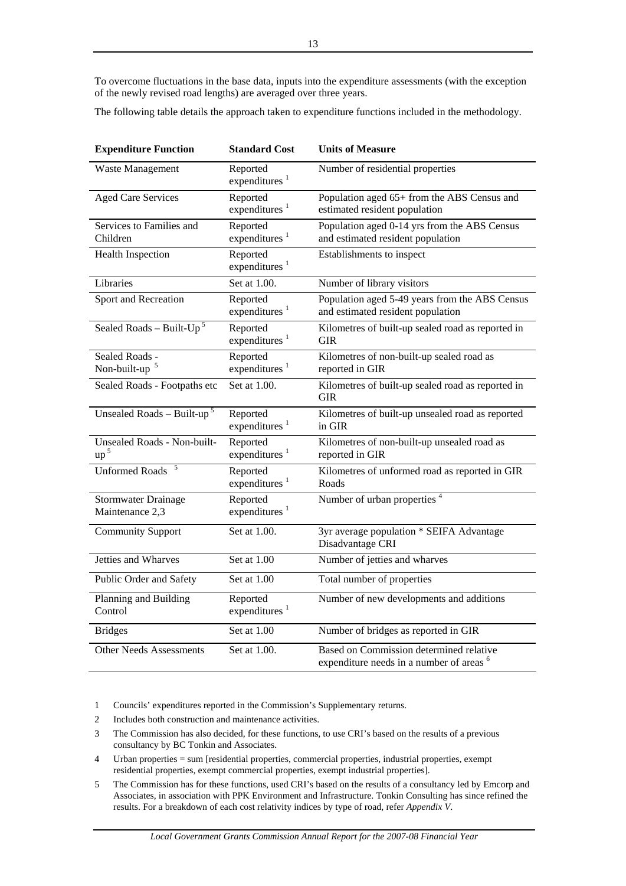To overcome fluctuations in the base data, inputs into the expenditure assessments (with the exception of the newly revised road lengths) are averaged over three years.

The following table details the approach taken to expenditure functions included in the methodology.

| Expenditure Function | Standard Cost | Units of Measure |
|---|---|---|
| Waste Management | Reported expenditures [1] | Number of residential properties |
| Aged Care Services | Reported expenditures [1] | Population aged 65+ from the ABS Census and estimated resident population |
| Services to Families and Children | Reported expenditures [1] | Population aged 0-14 yrs from the ABS Census and estimated resident population |
| Health Inspection | Reported expenditures [1] | Establishments to inspect |
| Libraries | Set at 1.00. | Number of library visitors |
| Sport and Recreation | Reported expenditures [1] | Population aged 5-49 years from the ABS Census and estimated resident population |
| Sealed Roads – Built-Up [5] | Reported expenditures [1] | Kilometres of built-up sealed road as reported in GIR |
| Sealed Roads - Non-built-up [5] | Reported expenditures [1] | Kilometres of non-built-up sealed road as reported in GIR |
| Sealed Roads - Footpaths etc | Set at 1.00. | Kilometres of built-up sealed road as reported in GIR |
| Unsealed Roads – Built-up [5] | Reported expenditures [1] | Kilometres of built-up unsealed road as reported in GIR |
| Unsealed Roads - Non-built-up [5] | Reported expenditures [1] | Kilometres of non-built-up unsealed road as reported in GIR |
| Unformed Roads [5] | Reported expenditures [1] | Kilometres of unformed road as reported in GIR Roads |
| Stormwater Drainage Maintenance 2,3 | Reported expenditures [1] | Number of urban properties [4] |
| Community Support | Set at 1.00. | 3yr average population * SEIFA Advantage Disadvantage CRI |
| Jetties and Wharves | Set at 1.00 | Number of jetties and wharves |
| Public Order and Safety | Set at 1.00 | Total number of properties |
| Planning and Building Control | Reported expenditures [1] | Number of new developments and additions |
| Bridges | Set at 1.00 | Number of bridges as reported in GIR |
| Other Needs Assessments | Set at 1.00. | Based on Commission determined relative expenditure needs in a number of areas [6] |

1 Councils' expenditures reported in the Commission's Supplementary returns.

2 Includes both construction and maintenance activities.

3 The Commission has also decided, for these functions, to use CRI's based on the results of a previous consultancy by BC Tonkin and Associates.

4 Urban properties = sum [residential properties, commercial properties, industrial properties, exempt residential properties, exempt commercial properties, exempt industrial properties].

5 The Commission has for these functions, used CRI's based on the results of a consultancy led by Emcorp and Associates, in association with PPK Environment and Infrastructure. Tonkin Consulting has since refined the results. For a breakdown of each cost relativity indices by type of road, refer *Appendix V*.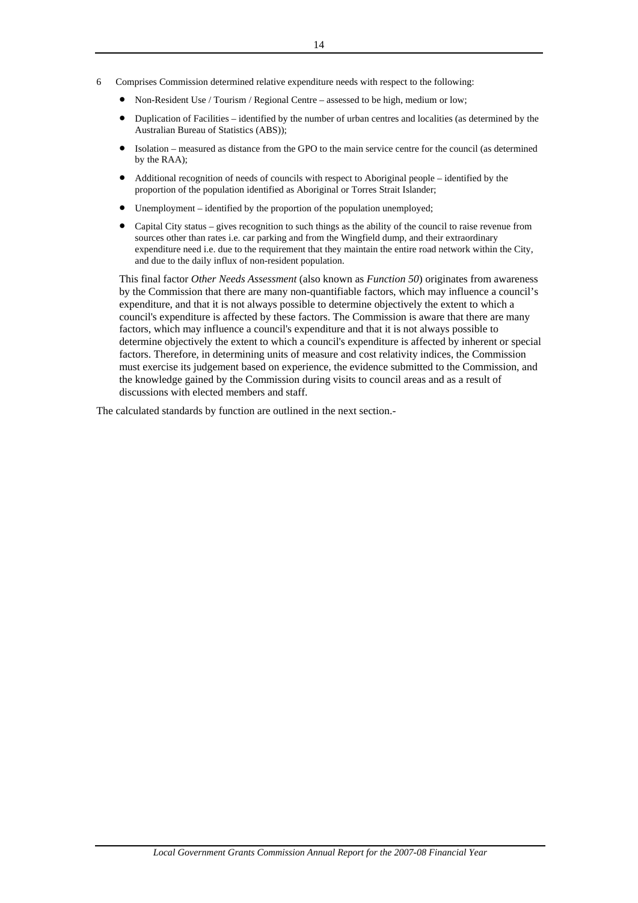6 Comprises Commission determined relative expenditure needs with respect to the following:

- Non-Resident Use / Tourism / Regional Centre – assessed to be high, medium or low;
- Duplication of Facilities – identified by the number of urban centres and localities (as determined by the Australian Bureau of Statistics (ABS));
- Isolation – measured as distance from the GPO to the main service centre for the council (as determined by the RAA);
- Additional recognition of needs of councils with respect to Aboriginal people – identified by the proportion of the population identified as Aboriginal or Torres Strait Islander;
- Unemployment – identified by the proportion of the population unemployed;
- Capital City status – gives recognition to such things as the ability of the council to raise revenue from sources other than rates i.e. car parking and from the Wingfield dump, and their extraordinary expenditure need i.e. due to the requirement that they maintain the entire road network within the City, and due to the daily influx of non-resident population.

This final factor *Other Needs Assessment* (also known as *Function 50*) originates from awareness by the Commission that there are many non-quantifiable factors, which may influence a council's expenditure, and that it is not always possible to determine objectively the extent to which a council's expenditure is affected by these factors. The Commission is aware that there are many factors, which may influence a council's expenditure and that it is not always possible to determine objectively the extent to which a council's expenditure is affected by inherent or special factors. Therefore, in determining units of measure and cost relativity indices, the Commission must exercise its judgement based on experience, the evidence submitted to the Commission, and the knowledge gained by the Commission during visits to council areas and as a result of discussions with elected members and staff.

The calculated standards by function are outlined in the next section.-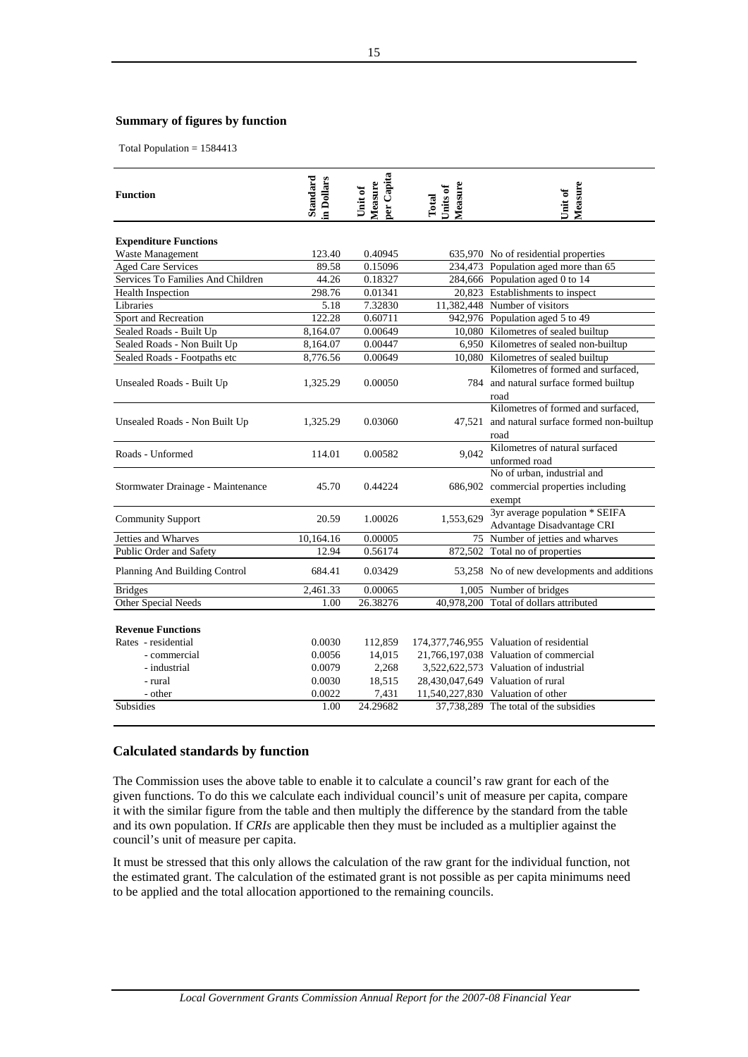### Summary of figures by function

Total Population = 1584413

| Function | Standard in Dollars | Unit of Measure per Capita | Total Units of Measure | Unit of Measure |
|---|---|---|---|---|
| **Expenditure Functions** | | | | |
| Waste Management | 123.40 | 0.40945 | 635,970 | No of residential properties |
| Aged Care Services | 89.58 | 0.15096 | 234,473 | Population aged more than 65 |
| Services To Families And Children | 44.26 | 0.18327 | 284,666 | Population aged 0 to 14 |
| Health Inspection | 298.76 | 0.01341 | 20,823 | Establishments to inspect |
| Libraries | 5.18 | 7.32830 | 11,382,448 | Number of visitors |
| Sport and Recreation | 122.28 | 0.60711 | 942,976 | Population aged 5 to 49 |
| Sealed Roads - Built Up | 8,164.07 | 0.00649 | 10,080 | Kilometres of sealed builtup |
| Sealed Roads - Non Built Up | 8,164.07 | 0.00447 | 6,950 | Kilometres of sealed non-builtup |
| Sealed Roads - Footpaths etc | 8,776.56 | 0.00649 | 10,080 | Kilometres of sealed builtup |
| Unsealed Roads - Built Up | 1,325.29 | 0.00050 | 784 | Kilometres of formed and surfaced, and natural surface formed builtup road |
| Unsealed Roads - Non Built Up | 1,325.29 | 0.03060 | 47,521 | Kilometres of formed and surfaced, and natural surface formed non-builtup road |
| Roads - Unformed | 114.01 | 0.00582 | 9,042 | Kilometres of natural surfaced unformed road |
| Stormwater Drainage - Maintenance | 45.70 | 0.44224 | 686,902 | No of urban, industrial and commercial properties including exempt |
| Community Support | 20.59 | 1.00026 | 1,553,629 | 3yr average population * SEIFA Advantage Disadvantage CRI |
| Jetties and Wharves | 10,164.16 | 0.00005 | 75 | Number of jetties and wharves |
| Public Order and Safety | 12.94 | 0.56174 | 872,502 | Total no of properties |
| Planning And Building Control | 684.41 | 0.03429 | 53,258 | No of new developments and additions |
| Bridges | 2,461.33 | 0.00065 | 1,005 | Number of bridges |
| Other Special Needs | 1.00 | 26.38276 | 40,978,200 | Total of dollars attributed |
| **Revenue Functions** | | | | |
| Rates - residential | 0.0030 | 112,859 | 174,377,746,955 | Valuation of residential |
| - commercial | 0.0056 | 14,015 | 21,766,197,038 | Valuation of commercial |
| - industrial | 0.0079 | 2,268 | 3,522,622,573 | Valuation of industrial |
| - rural | 0.0030 | 18,515 | 28,430,047,649 | Valuation of rural |
| - other | 0.0022 | 7,431 | 11,540,227,830 | Valuation of other |
| Subsidies | 1.00 | 24.29682 | 37,738,289 | The total of the subsidies |

## Calculated standards by function

The Commission uses the above table to enable it to calculate a council's raw grant for each of the given functions. To do this we calculate each individual council's unit of measure per capita, compare it with the similar figure from the table and then multiply the difference by the standard from the table and its own population. If *CRIs* are applicable then they must be included as a multiplier against the council's unit of measure per capita.

It must be stressed that this only allows the calculation of the raw grant for the individual function, not the estimated grant. The calculation of the estimated grant is not possible as per capita minimums need to be applied and the total allocation apportioned to the remaining councils.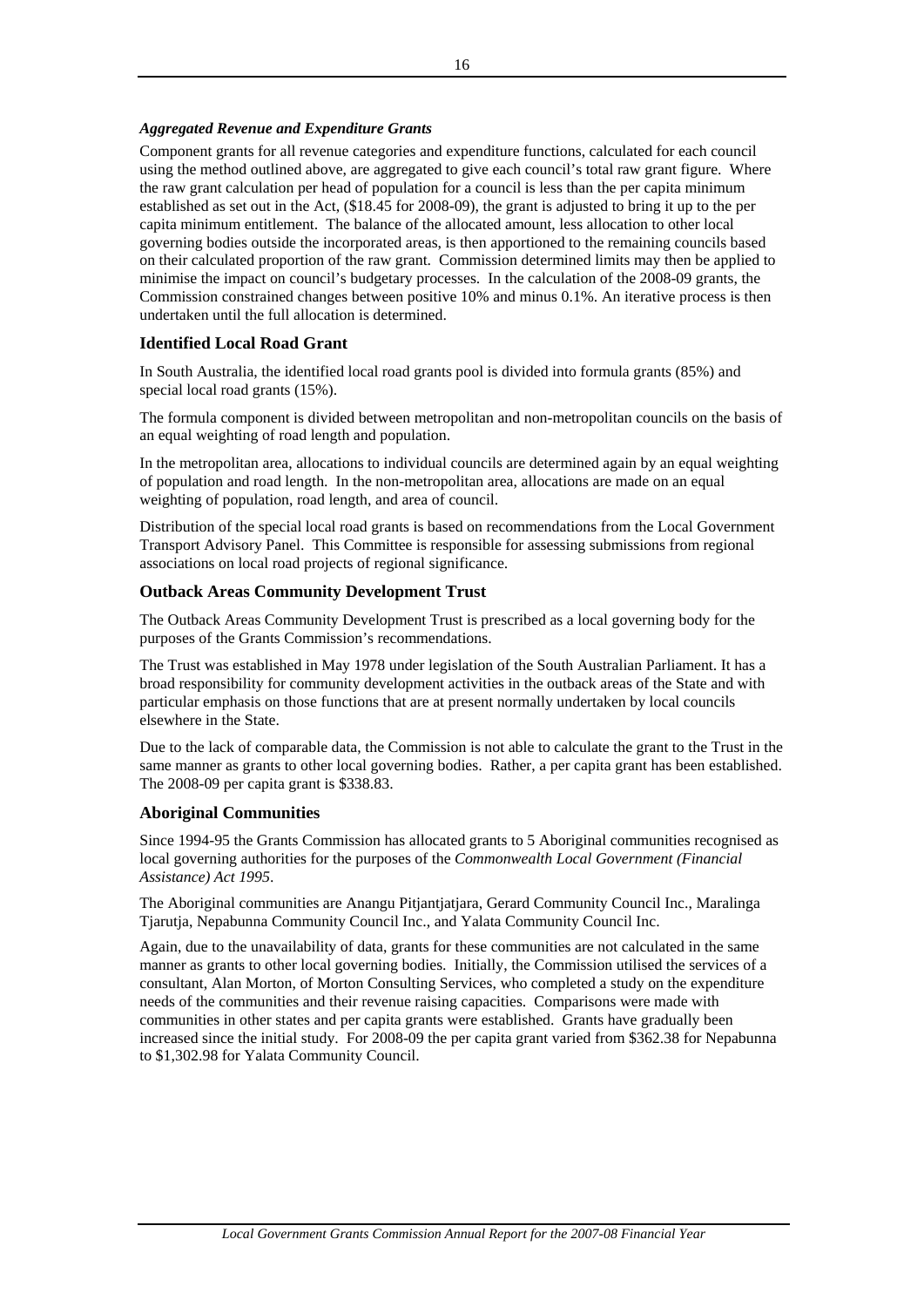***Aggregated Revenue and Expenditure Grants***

Component grants for all revenue categories and expenditure functions, calculated for each council using the method outlined above, are aggregated to give each council's total raw grant figure. Where the raw grant calculation per head of population for a council is less than the per capita minimum established as set out in the Act, ($18.45 for 2008-09), the grant is adjusted to bring it up to the per capita minimum entitlement. The balance of the allocated amount, less allocation to other local governing bodies outside the incorporated areas, is then apportioned to the remaining councils based on their calculated proportion of the raw grant. Commission determined limits may then be applied to minimise the impact on council's budgetary processes. In the calculation of the 2008-09 grants, the Commission constrained changes between positive 10% and minus 0.1%. An iterative process is then undertaken until the full allocation is determined.

## Identified Local Road Grant

In South Australia, the identified local road grants pool is divided into formula grants (85%) and special local road grants (15%).

The formula component is divided between metropolitan and non-metropolitan councils on the basis of an equal weighting of road length and population.

In the metropolitan area, allocations to individual councils are determined again by an equal weighting of population and road length. In the non-metropolitan area, allocations are made on an equal weighting of population, road length, and area of council.

Distribution of the special local road grants is based on recommendations from the Local Government Transport Advisory Panel. This Committee is responsible for assessing submissions from regional associations on local road projects of regional significance.

## Outback Areas Community Development Trust

The Outback Areas Community Development Trust is prescribed as a local governing body for the purposes of the Grants Commission's recommendations.

The Trust was established in May 1978 under legislation of the South Australian Parliament. It has a broad responsibility for community development activities in the outback areas of the State and with particular emphasis on those functions that are at present normally undertaken by local councils elsewhere in the State.

Due to the lack of comparable data, the Commission is not able to calculate the grant to the Trust in the same manner as grants to other local governing bodies. Rather, a per capita grant has been established. The 2008-09 per capita grant is $338.83.

## Aboriginal Communities

Since 1994-95 the Grants Commission has allocated grants to 5 Aboriginal communities recognised as local governing authorities for the purposes of the *Commonwealth Local Government (Financial Assistance) Act 1995*.

The Aboriginal communities are Anangu Pitjantjatjara, Gerard Community Council Inc., Maralinga Tjarutja, Nepabunna Community Council Inc., and Yalata Community Council Inc.

Again, due to the unavailability of data, grants for these communities are not calculated in the same manner as grants to other local governing bodies. Initially, the Commission utilised the services of a consultant, Alan Morton, of Morton Consulting Services, who completed a study on the expenditure needs of the communities and their revenue raising capacities. Comparisons were made with communities in other states and per capita grants were established. Grants have gradually been increased since the initial study. For 2008-09 the per capita grant varied from $362.38 for Nepabunna to $1,302.98 for Yalata Community Council.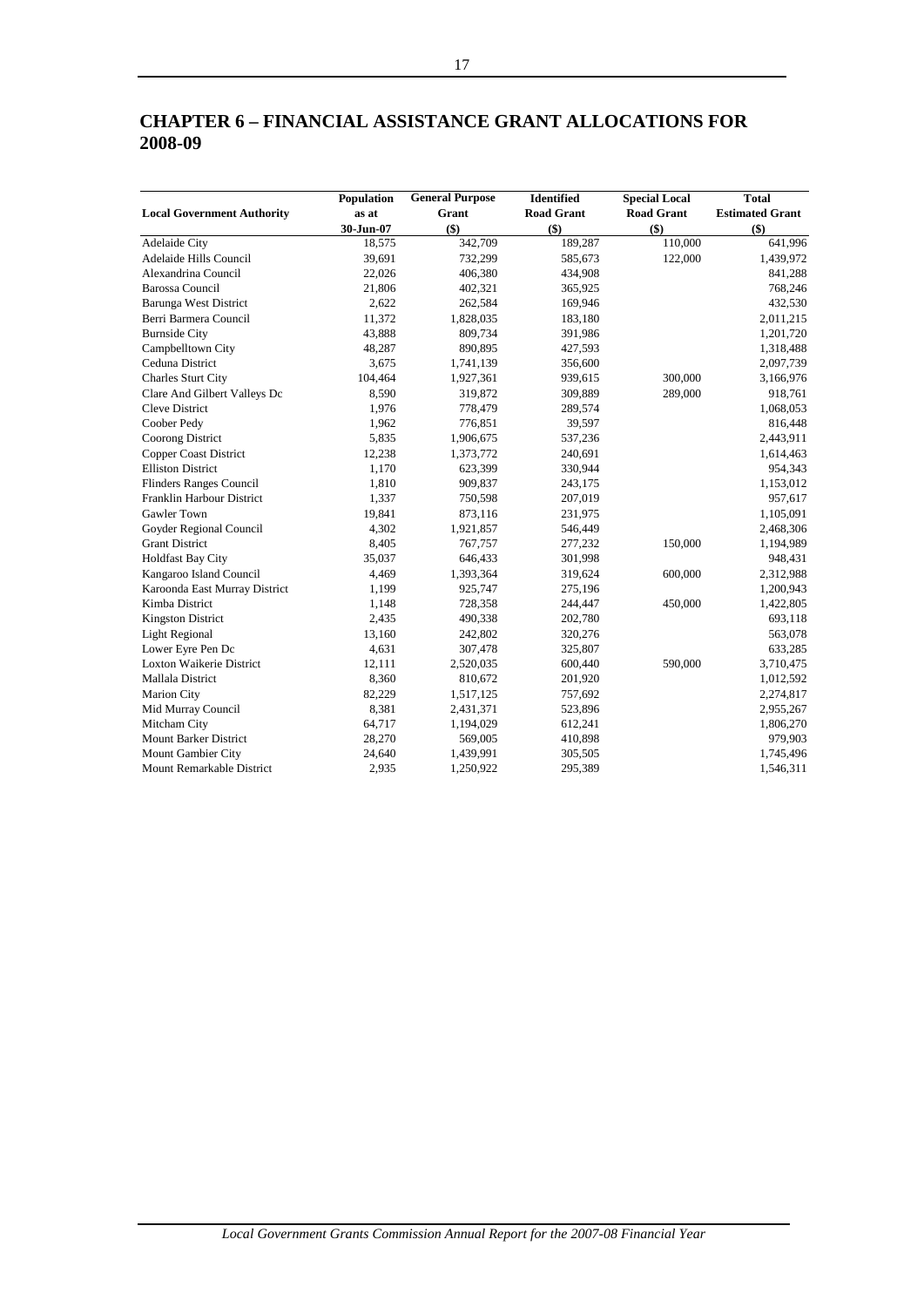# CHAPTER 6 – FINANCIAL ASSISTANCE GRANT ALLOCATIONS FOR 2008-09

| Local Government Authority | Population as at 30-Jun-07 | General Purpose Grant ($) | Identified Road Grant ($) | Special Local Road Grant ($) | Total Estimated Grant ($) |
|---|---|---|---|---|---|
| Adelaide City | 18,575 | 342,709 | 189,287 | 110,000 | 641,996 |
| Adelaide Hills Council | 39,691 | 732,299 | 585,673 | 122,000 | 1,439,972 |
| Alexandrina Council | 22,026 | 406,380 | 434,908 | | 841,288 |
| Barossa Council | 21,806 | 402,321 | 365,925 | | 768,246 |
| Barunga West District | 2,622 | 262,584 | 169,946 | | 432,530 |
| Berri Barmera Council | 11,372 | 1,828,035 | 183,180 | | 2,011,215 |
| Burnside City | 43,888 | 809,734 | 391,986 | | 1,201,720 |
| Campbelltown City | 48,287 | 890,895 | 427,593 | | 1,318,488 |
| Ceduna District | 3,675 | 1,741,139 | 356,600 | | 2,097,739 |
| Charles Sturt City | 104,464 | 1,927,361 | 939,615 | 300,000 | 3,166,976 |
| Clare And Gilbert Valleys Dc | 8,590 | 319,872 | 309,889 | 289,000 | 918,761 |
| Cleve District | 1,976 | 778,479 | 289,574 | | 1,068,053 |
| Coober Pedy | 1,962 | 776,851 | 39,597 | | 816,448 |
| Coorong District | 5,835 | 1,906,675 | 537,236 | | 2,443,911 |
| Copper Coast District | 12,238 | 1,373,772 | 240,691 | | 1,614,463 |
| Elliston District | 1,170 | 623,399 | 330,944 | | 954,343 |
| Flinders Ranges Council | 1,810 | 909,837 | 243,175 | | 1,153,012 |
| Franklin Harbour District | 1,337 | 750,598 | 207,019 | | 957,617 |
| Gawler Town | 19,841 | 873,116 | 231,975 | | 1,105,091 |
| Goyder Regional Council | 4,302 | 1,921,857 | 546,449 | | 2,468,306 |
| Grant District | 8,405 | 767,757 | 277,232 | 150,000 | 1,194,989 |
| Holdfast Bay City | 35,037 | 646,433 | 301,998 | | 948,431 |
| Kangaroo Island Council | 4,469 | 1,393,364 | 319,624 | 600,000 | 2,312,988 |
| Karoonda East Murray District | 1,199 | 925,747 | 275,196 | | 1,200,943 |
| Kimba District | 1,148 | 728,358 | 244,447 | 450,000 | 1,422,805 |
| Kingston District | 2,435 | 490,338 | 202,780 | | 693,118 |
| Light Regional | 13,160 | 242,802 | 320,276 | | 563,078 |
| Lower Eyre Pen Dc | 4,631 | 307,478 | 325,807 | | 633,285 |
| Loxton Waikerie District | 12,111 | 2,520,035 | 600,440 | 590,000 | 3,710,475 |
| Mallala District | 8,360 | 810,672 | 201,920 | | 1,012,592 |
| Marion City | 82,229 | 1,517,125 | 757,692 | | 2,274,817 |
| Mid Murray Council | 8,381 | 2,431,371 | 523,896 | | 2,955,267 |
| Mitcham City | 64,717 | 1,194,029 | 612,241 | | 1,806,270 |
| Mount Barker District | 28,270 | 569,005 | 410,898 | | 979,903 |
| Mount Gambier City | 24,640 | 1,439,991 | 305,505 | | 1,745,496 |
| Mount Remarkable District | 2,935 | 1,250,922 | 295,389 | | 1,546,311 |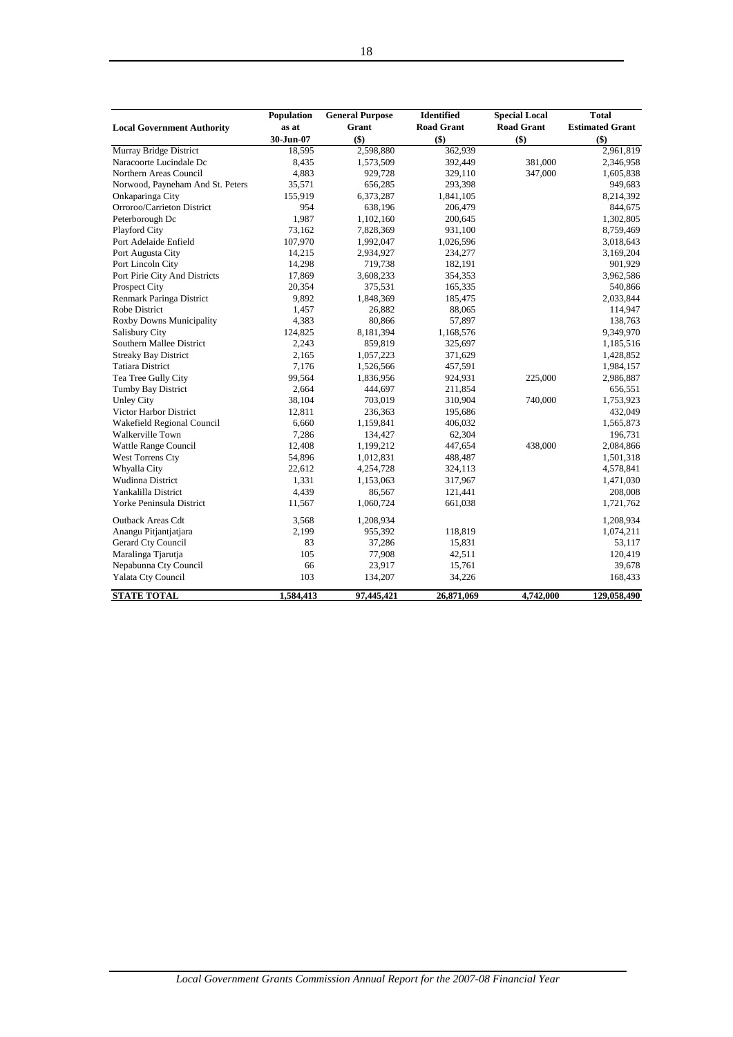| Local Government Authority | Population as at 30-Jun-07 | General Purpose Grant ($) | Identified Road Grant ($) | Special Local Road Grant ($) | Total Estimated Grant ($) |
|---|---|---|---|---|---|
| Murray Bridge District | 18,595 | 2,598,880 | 362,939 | | 2,961,819 |
| Naracoorte Lucindale Dc | 8,435 | 1,573,509 | 392,449 | 381,000 | 2,346,958 |
| Northern Areas Council | 4,883 | 929,728 | 329,110 | 347,000 | 1,605,838 |
| Norwood, Payneham And St. Peters | 35,571 | 656,285 | 293,398 | | 949,683 |
| Onkaparinga City | 155,919 | 6,373,287 | 1,841,105 | | 8,214,392 |
| Orroroo/Carrieton District | 954 | 638,196 | 206,479 | | 844,675 |
| Peterborough Dc | 1,987 | 1,102,160 | 200,645 | | 1,302,805 |
| Playford City | 73,162 | 7,828,369 | 931,100 | | 8,759,469 |
| Port Adelaide Enfield | 107,970 | 1,992,047 | 1,026,596 | | 3,018,643 |
| Port Augusta City | 14,215 | 2,934,927 | 234,277 | | 3,169,204 |
| Port Lincoln City | 14,298 | 719,738 | 182,191 | | 901,929 |
| Port Pirie City And Districts | 17,869 | 3,608,233 | 354,353 | | 3,962,586 |
| Prospect City | 20,354 | 375,531 | 165,335 | | 540,866 |
| Renmark Paringa District | 9,892 | 1,848,369 | 185,475 | | 2,033,844 |
| Robe District | 1,457 | 26,882 | 88,065 | | 114,947 |
| Roxby Downs Municipality | 4,383 | 80,866 | 57,897 | | 138,763 |
| Salisbury City | 124,825 | 8,181,394 | 1,168,576 | | 9,349,970 |
| Southern Mallee District | 2,243 | 859,819 | 325,697 | | 1,185,516 |
| Streaky Bay District | 2,165 | 1,057,223 | 371,629 | | 1,428,852 |
| Tatiara District | 7,176 | 1,526,566 | 457,591 | | 1,984,157 |
| Tea Tree Gully City | 99,564 | 1,836,956 | 924,931 | 225,000 | 2,986,887 |
| Tumby Bay District | 2,664 | 444,697 | 211,854 | | 656,551 |
| Unley City | 38,104 | 703,019 | 310,904 | 740,000 | 1,753,923 |
| Victor Harbor District | 12,811 | 236,363 | 195,686 | | 432,049 |
| Wakefield Regional Council | 6,660 | 1,159,841 | 406,032 | | 1,565,873 |
| Walkerville Town | 7,286 | 134,427 | 62,304 | | 196,731 |
| Wattle Range Council | 12,408 | 1,199,212 | 447,654 | 438,000 | 2,084,866 |
| West Torrens Cty | 54,896 | 1,012,831 | 488,487 | | 1,501,318 |
| Whyalla City | 22,612 | 4,254,728 | 324,113 | | 4,578,841 |
| Wudinna District | 1,331 | 1,153,063 | 317,967 | | 1,471,030 |
| Yankalilla District | 4,439 | 86,567 | 121,441 | | 208,008 |
| Yorke Peninsula District | 11,567 | 1,060,724 | 661,038 | | 1,721,762 |
| Outback Areas Cdt | 3,568 | 1,208,934 | | | 1,208,934 |
| Anangu Pitjantjatjara | 2,199 | 955,392 | 118,819 | | 1,074,211 |
| Gerard Cty Council | 83 | 37,286 | 15,831 | | 53,117 |
| Maralinga Tjarutja | 105 | 77,908 | 42,511 | | 120,419 |
| Nepabunna Cty Council | 66 | 23,917 | 15,761 | | 39,678 |
| Yalata Cty Council | 103 | 134,207 | 34,226 | | 168,433 |
| **STATE TOTAL** | **1,584,413** | **97,445,421** | **26,871,069** | **4,742,000** | **129,058,490** |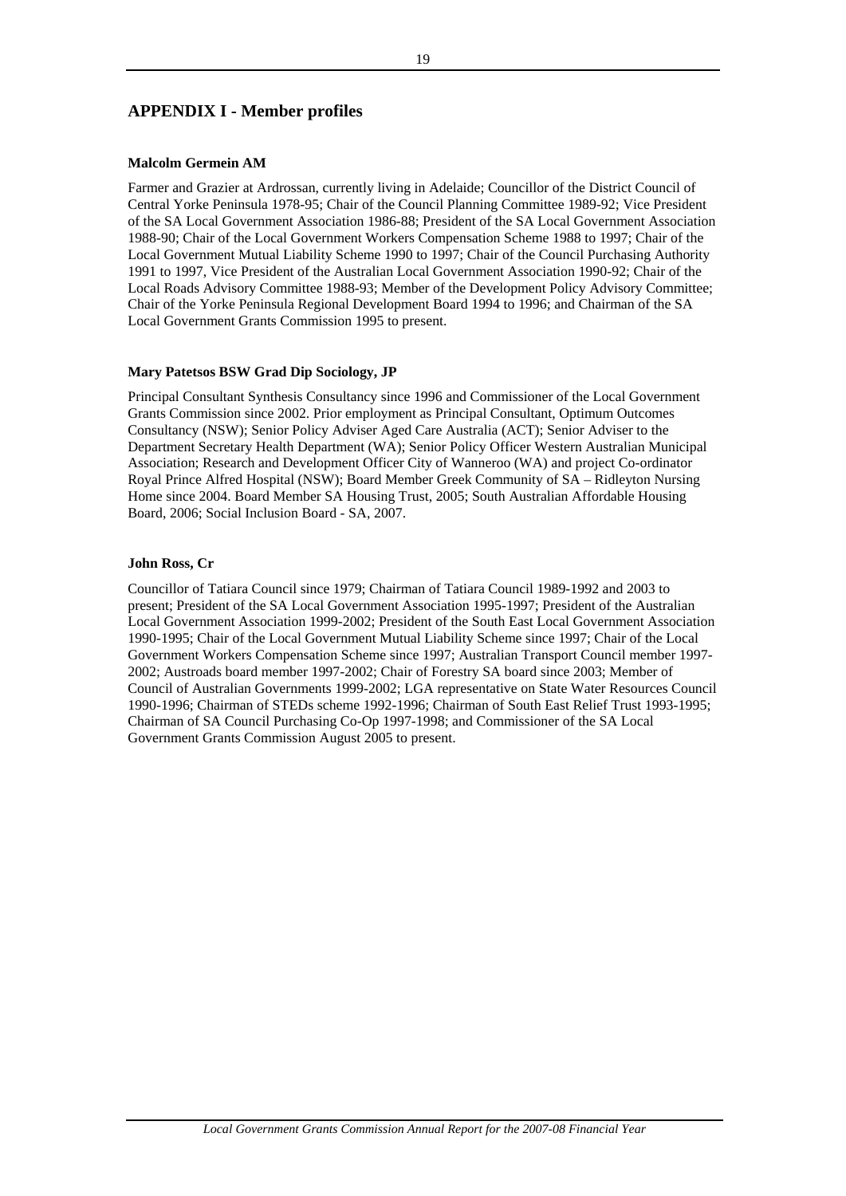## APPENDIX I - Member profiles

**Malcolm Germein AM**

Farmer and Grazier at Ardrossan, currently living in Adelaide; Councillor of the District Council of Central Yorke Peninsula 1978-95; Chair of the Council Planning Committee 1989-92; Vice President of the SA Local Government Association 1986-88; President of the SA Local Government Association 1988-90; Chair of the Local Government Workers Compensation Scheme 1988 to 1997; Chair of the Local Government Mutual Liability Scheme 1990 to 1997; Chair of the Council Purchasing Authority 1991 to 1997, Vice President of the Australian Local Government Association 1990-92; Chair of the Local Roads Advisory Committee 1988-93; Member of the Development Policy Advisory Committee; Chair of the Yorke Peninsula Regional Development Board 1994 to 1996; and Chairman of the SA Local Government Grants Commission 1995 to present.

**Mary Patetsos BSW Grad Dip Sociology, JP**

Principal Consultant Synthesis Consultancy since 1996 and Commissioner of the Local Government Grants Commission since 2002. Prior employment as Principal Consultant, Optimum Outcomes Consultancy (NSW); Senior Policy Adviser Aged Care Australia (ACT); Senior Adviser to the Department Secretary Health Department (WA); Senior Policy Officer Western Australian Municipal Association; Research and Development Officer City of Wanneroo (WA) and project Co-ordinator Royal Prince Alfred Hospital (NSW); Board Member Greek Community of SA – Ridleyton Nursing Home since 2004. Board Member SA Housing Trust, 2005; South Australian Affordable Housing Board, 2006; Social Inclusion Board - SA, 2007.

**John Ross, Cr**

Councillor of Tatiara Council since 1979; Chairman of Tatiara Council 1989-1992 and 2003 to present; President of the SA Local Government Association 1995-1997; President of the Australian Local Government Association 1999-2002; President of the South East Local Government Association 1990-1995; Chair of the Local Government Mutual Liability Scheme since 1997; Chair of the Local Government Workers Compensation Scheme since 1997; Australian Transport Council member 1997-2002; Austroads board member 1997-2002; Chair of Forestry SA board since 2003; Member of Council of Australian Governments 1999-2002; LGA representative on State Water Resources Council 1990-1996; Chairman of STEDs scheme 1992-1996; Chairman of South East Relief Trust 1993-1995; Chairman of SA Council Purchasing Co-Op 1997-1998; and Commissioner of the SA Local Government Grants Commission August 2005 to present.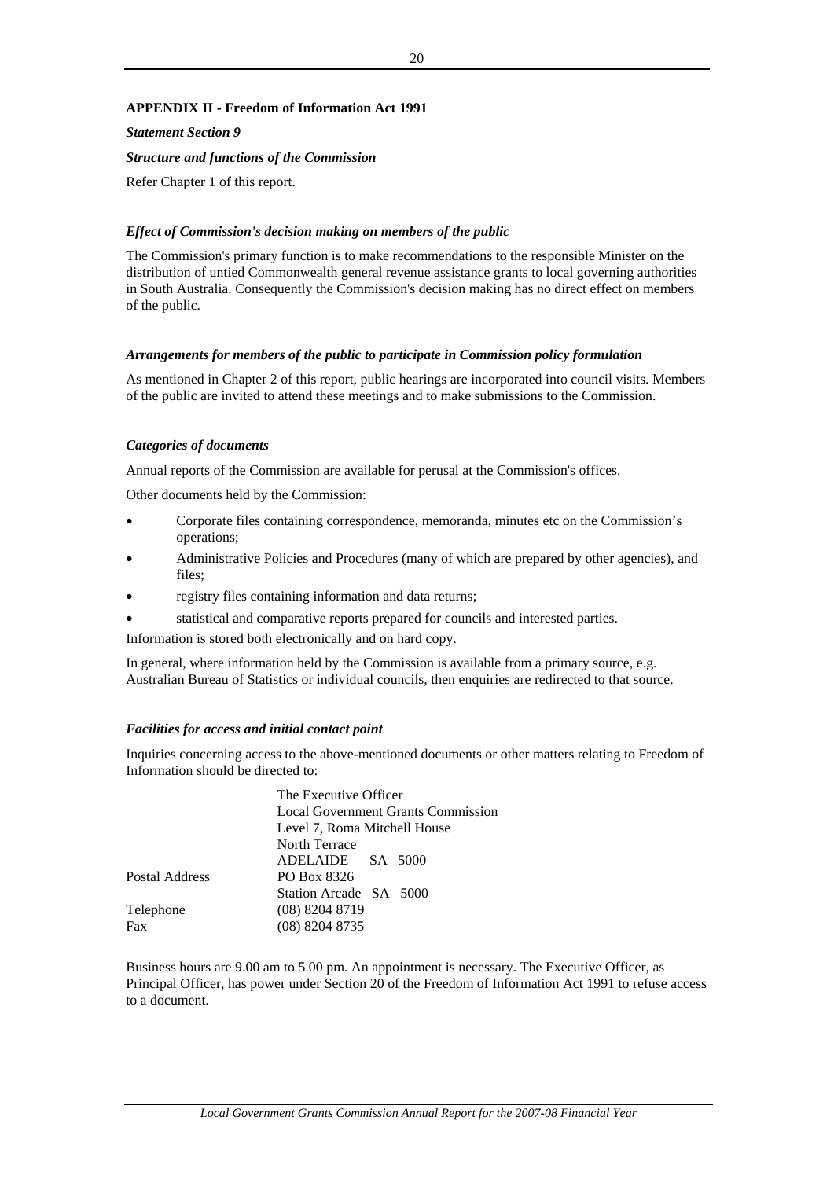## APPENDIX II - Freedom of Information Act 1991

***Statement Section 9***

***Structure and functions of the Commission***

Refer Chapter 1 of this report.

***Effect of Commission's decision making on members of the public***

The Commission's primary function is to make recommendations to the responsible Minister on the distribution of untied Commonwealth general revenue assistance grants to local governing authorities in South Australia. Consequently the Commission's decision making has no direct effect on members of the public.

***Arrangements for members of the public to participate in Commission policy formulation***

As mentioned in Chapter 2 of this report, public hearings are incorporated into council visits. Members of the public are invited to attend these meetings and to make submissions to the Commission.

***Categories of documents***

Annual reports of the Commission are available for perusal at the Commission's offices.

Other documents held by the Commission:

- Corporate files containing correspondence, memoranda, minutes etc on the Commission's operations;
- Administrative Policies and Procedures (many of which are prepared by other agencies), and files;
- registry files containing information and data returns;
- statistical and comparative reports prepared for councils and interested parties.

Information is stored both electronically and on hard copy.

In general, where information held by the Commission is available from a primary source, e.g. Australian Bureau of Statistics or individual councils, then enquiries are redirected to that source.

***Facilities for access and initial contact point***

Inquiries concerning access to the above-mentioned documents or other matters relating to Freedom of Information should be directed to:

|  |  |
|---|---|
|  | The Executive Officer |
|  | Local Government Grants Commission |
|  | Level 7, Roma Mitchell House |
|  | North Terrace |
|  | ADELAIDE SA 5000 |
| Postal Address | PO Box 8326 |
|  | Station Arcade SA 5000 |
| Telephone | (08) 8204 8719 |
| Fax | (08) 8204 8735 |

Business hours are 9.00 am to 5.00 pm. An appointment is necessary. The Executive Officer, as Principal Officer, has power under Section 20 of the Freedom of Information Act 1991 to refuse access to a document.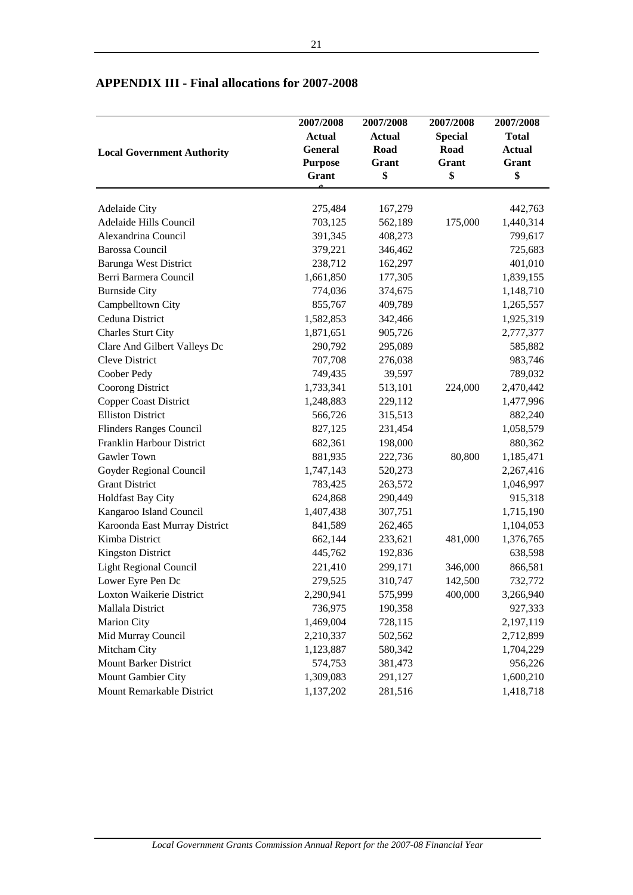## APPENDIX III - Final allocations for 2007-2008

| Local Government Authority | 2007/2008 Actual General Purpose Grant $ | 2007/2008 Actual Road Grant $ | 2007/2008 Special Road Grant $ | 2007/2008 Total Actual Grant $ |
|---|---|---|---|---|
| Adelaide City | 275,484 | 167,279 | | 442,763 |
| Adelaide Hills Council | 703,125 | 562,189 | 175,000 | 1,440,314 |
| Alexandrina Council | 391,345 | 408,273 | | 799,617 |
| Barossa Council | 379,221 | 346,462 | | 725,683 |
| Barunga West District | 238,712 | 162,297 | | 401,010 |
| Berri Barmera Council | 1,661,850 | 177,305 | | 1,839,155 |
| Burnside City | 774,036 | 374,675 | | 1,148,710 |
| Campbelltown City | 855,767 | 409,789 | | 1,265,557 |
| Ceduna District | 1,582,853 | 342,466 | | 1,925,319 |
| Charles Sturt City | 1,871,651 | 905,726 | | 2,777,377 |
| Clare And Gilbert Valleys Dc | 290,792 | 295,089 | | 585,882 |
| Cleve District | 707,708 | 276,038 | | 983,746 |
| Coober Pedy | 749,435 | 39,597 | | 789,032 |
| Coorong District | 1,733,341 | 513,101 | 224,000 | 2,470,442 |
| Copper Coast District | 1,248,883 | 229,112 | | 1,477,996 |
| Elliston District | 566,726 | 315,513 | | 882,240 |
| Flinders Ranges Council | 827,125 | 231,454 | | 1,058,579 |
| Franklin Harbour District | 682,361 | 198,000 | | 880,362 |
| Gawler Town | 881,935 | 222,736 | 80,800 | 1,185,471 |
| Goyder Regional Council | 1,747,143 | 520,273 | | 2,267,416 |
| Grant District | 783,425 | 263,572 | | 1,046,997 |
| Holdfast Bay City | 624,868 | 290,449 | | 915,318 |
| Kangaroo Island Council | 1,407,438 | 307,751 | | 1,715,190 |
| Karoonda East Murray District | 841,589 | 262,465 | | 1,104,053 |
| Kimba District | 662,144 | 233,621 | 481,000 | 1,376,765 |
| Kingston District | 445,762 | 192,836 | | 638,598 |
| Light Regional Council | 221,410 | 299,171 | 346,000 | 866,581 |
| Lower Eyre Pen Dc | 279,525 | 310,747 | 142,500 | 732,772 |
| Loxton Waikerie District | 2,290,941 | 575,999 | 400,000 | 3,266,940 |
| Mallala District | 736,975 | 190,358 | | 927,333 |
| Marion City | 1,469,004 | 728,115 | | 2,197,119 |
| Mid Murray Council | 2,210,337 | 502,562 | | 2,712,899 |
| Mitcham City | 1,123,887 | 580,342 | | 1,704,229 |
| Mount Barker District | 574,753 | 381,473 | | 956,226 |
| Mount Gambier City | 1,309,083 | 291,127 | | 1,600,210 |
| Mount Remarkable District | 1,137,202 | 281,516 | | 1,418,718 |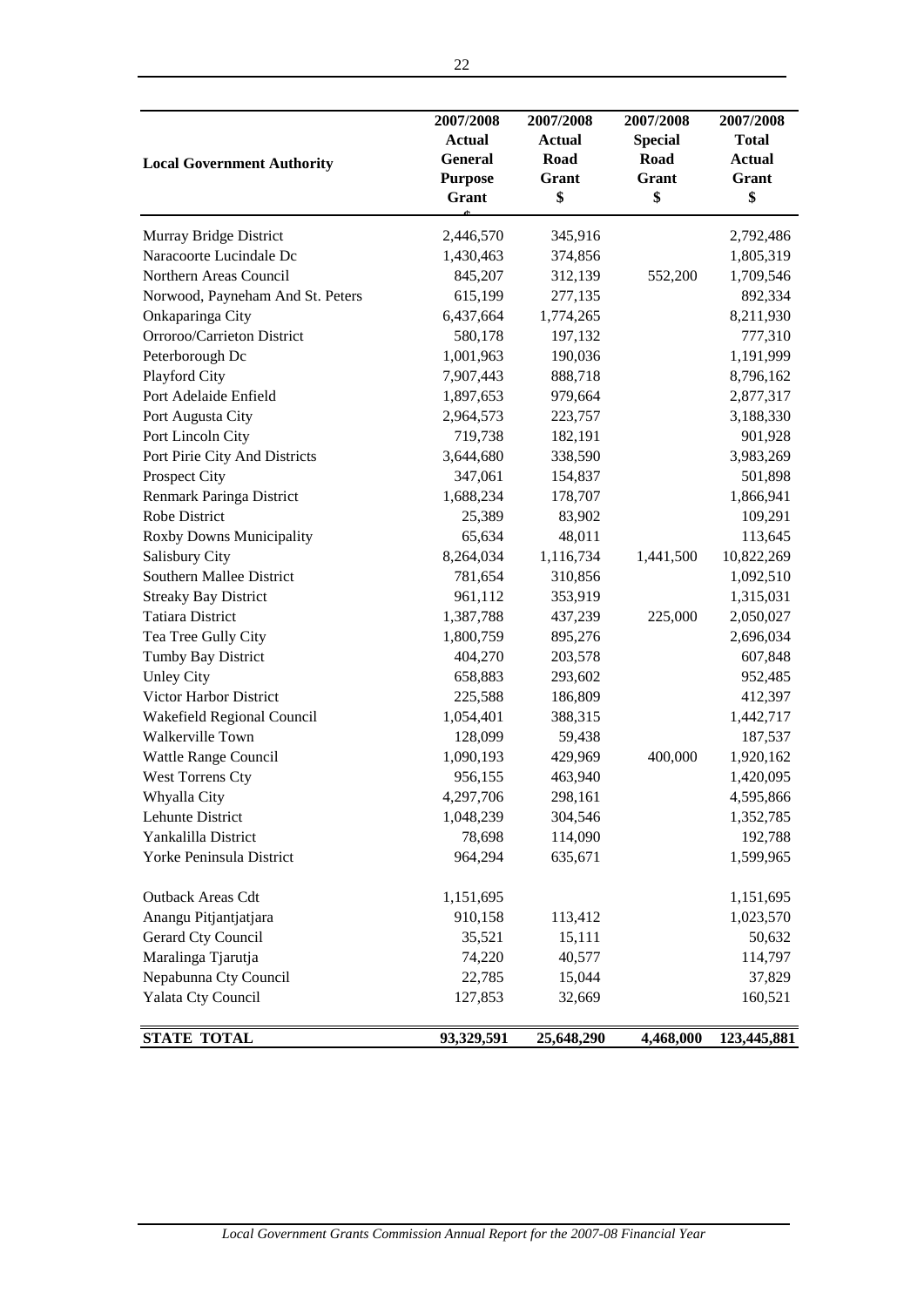| Local Government Authority | 2007/2008 Actual General Purpose Grant $ | 2007/2008 Actual Road Grant $ | 2007/2008 Special Road Grant $ | 2007/2008 Total Actual Grant $ |
|---|---|---|---|---|
| Murray Bridge District | 2,446,570 | 345,916 | | 2,792,486 |
| Naracoorte Lucindale Dc | 1,430,463 | 374,856 | | 1,805,319 |
| Northern Areas Council | 845,207 | 312,139 | 552,200 | 1,709,546 |
| Norwood, Payneham And St. Peters | 615,199 | 277,135 | | 892,334 |
| Onkaparinga City | 6,437,664 | 1,774,265 | | 8,211,930 |
| Orroroo/Carrieton District | 580,178 | 197,132 | | 777,310 |
| Peterborough Dc | 1,001,963 | 190,036 | | 1,191,999 |
| Playford City | 7,907,443 | 888,718 | | 8,796,162 |
| Port Adelaide Enfield | 1,897,653 | 979,664 | | 2,877,317 |
| Port Augusta City | 2,964,573 | 223,757 | | 3,188,330 |
| Port Lincoln City | 719,738 | 182,191 | | 901,928 |
| Port Pirie City And Districts | 3,644,680 | 338,590 | | 3,983,269 |
| Prospect City | 347,061 | 154,837 | | 501,898 |
| Renmark Paringa District | 1,688,234 | 178,707 | | 1,866,941 |
| Robe District | 25,389 | 83,902 | | 109,291 |
| Roxby Downs Municipality | 65,634 | 48,011 | | 113,645 |
| Salisbury City | 8,264,034 | 1,116,734 | 1,441,500 | 10,822,269 |
| Southern Mallee District | 781,654 | 310,856 | | 1,092,510 |
| Streaky Bay District | 961,112 | 353,919 | | 1,315,031 |
| Tatiara District | 1,387,788 | 437,239 | 225,000 | 2,050,027 |
| Tea Tree Gully City | 1,800,759 | 895,276 | | 2,696,034 |
| Tumby Bay District | 404,270 | 203,578 | | 607,848 |
| Unley City | 658,883 | 293,602 | | 952,485 |
| Victor Harbor District | 225,588 | 186,809 | | 412,397 |
| Wakefield Regional Council | 1,054,401 | 388,315 | | 1,442,717 |
| Walkerville Town | 128,099 | 59,438 | | 187,537 |
| Wattle Range Council | 1,090,193 | 429,969 | 400,000 | 1,920,162 |
| West Torrens Cty | 956,155 | 463,940 | | 1,420,095 |
| Whyalla City | 4,297,706 | 298,161 | | 4,595,866 |
| Lehunte District | 1,048,239 | 304,546 | | 1,352,785 |
| Yankalilla District | 78,698 | 114,090 | | 192,788 |
| Yorke Peninsula District | 964,294 | 635,671 | | 1,599,965 |
| | | | | |
| Outback Areas Cdt | 1,151,695 | | | 1,151,695 |
| Anangu Pitjantjatjara | 910,158 | 113,412 | | 1,023,570 |
| Gerard Cty Council | 35,521 | 15,111 | | 50,632 |
| Maralinga Tjarutja | 74,220 | 40,577 | | 114,797 |
| Nepabunna Cty Council | 22,785 | 15,044 | | 37,829 |
| Yalata Cty Council | 127,853 | 32,669 | | 160,521 |
| **STATE TOTAL** | **93,329,591** | **25,648,290** | **4,468,000** | **123,445,881** |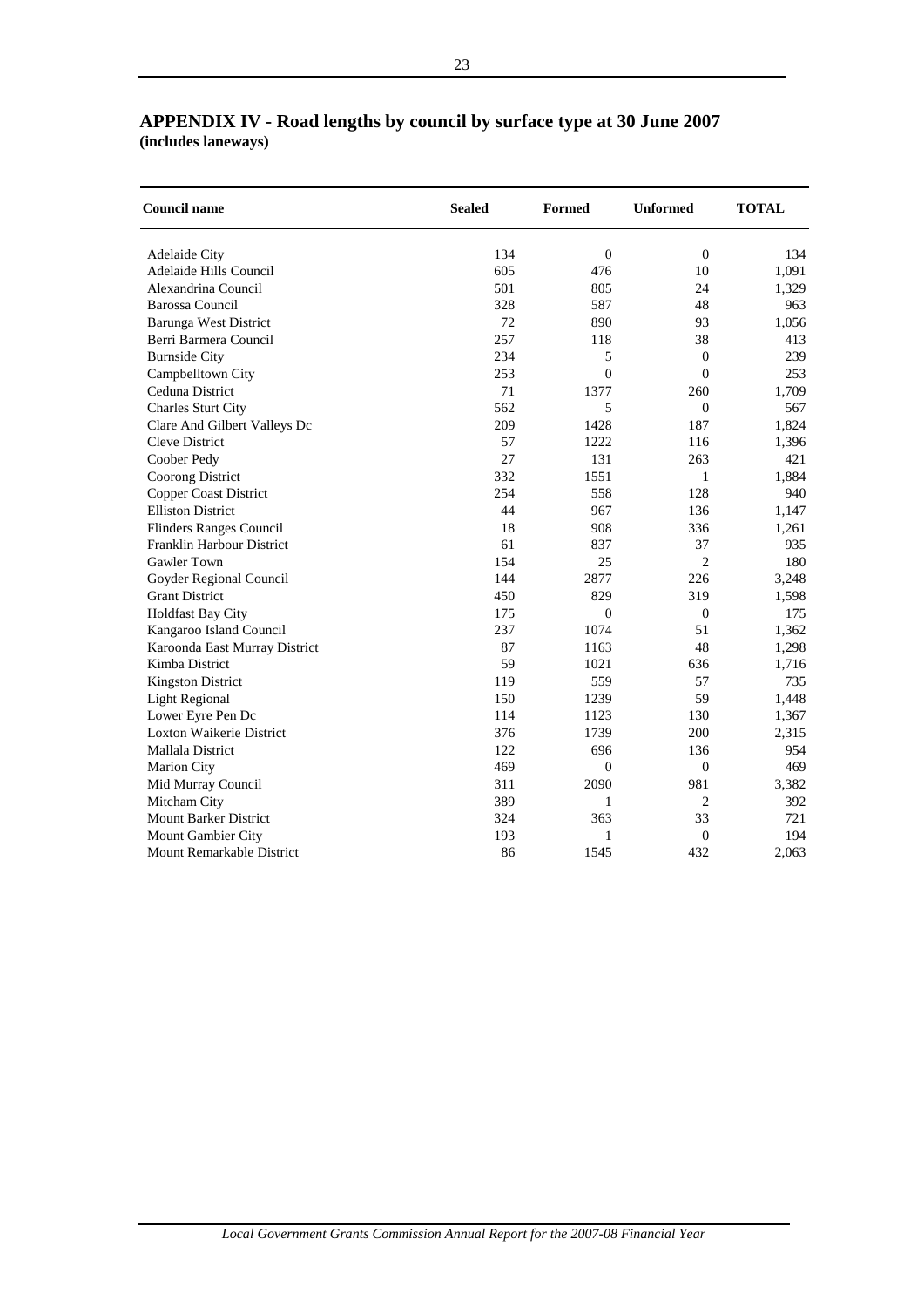## APPENDIX IV - Road lengths by council by surface type at 30 June 2007

**(includes laneways)**

| Council name | Sealed | Formed | Unformed | TOTAL |
|---|---|---|---|---|
| Adelaide City | 134 | 0 | 0 | 134 |
| Adelaide Hills Council | 605 | 476 | 10 | 1,091 |
| Alexandrina Council | 501 | 805 | 24 | 1,329 |
| Barossa Council | 328 | 587 | 48 | 963 |
| Barunga West District | 72 | 890 | 93 | 1,056 |
| Berri Barmera Council | 257 | 118 | 38 | 413 |
| Burnside City | 234 | 5 | 0 | 239 |
| Campbelltown City | 253 | 0 | 0 | 253 |
| Ceduna District | 71 | 1377 | 260 | 1,709 |
| Charles Sturt City | 562 | 5 | 0 | 567 |
| Clare And Gilbert Valleys Dc | 209 | 1428 | 187 | 1,824 |
| Cleve District | 57 | 1222 | 116 | 1,396 |
| Coober Pedy | 27 | 131 | 263 | 421 |
| Coorong District | 332 | 1551 | 1 | 1,884 |
| Copper Coast District | 254 | 558 | 128 | 940 |
| Elliston District | 44 | 967 | 136 | 1,147 |
| Flinders Ranges Council | 18 | 908 | 336 | 1,261 |
| Franklin Harbour District | 61 | 837 | 37 | 935 |
| Gawler Town | 154 | 25 | 2 | 180 |
| Goyder Regional Council | 144 | 2877 | 226 | 3,248 |
| Grant District | 450 | 829 | 319 | 1,598 |
| Holdfast Bay City | 175 | 0 | 0 | 175 |
| Kangaroo Island Council | 237 | 1074 | 51 | 1,362 |
| Karoonda East Murray District | 87 | 1163 | 48 | 1,298 |
| Kimba District | 59 | 1021 | 636 | 1,716 |
| Kingston District | 119 | 559 | 57 | 735 |
| Light Regional | 150 | 1239 | 59 | 1,448 |
| Lower Eyre Pen Dc | 114 | 1123 | 130 | 1,367 |
| Loxton Waikerie District | 376 | 1739 | 200 | 2,315 |
| Mallala District | 122 | 696 | 136 | 954 |
| Marion City | 469 | 0 | 0 | 469 |
| Mid Murray Council | 311 | 2090 | 981 | 3,382 |
| Mitcham City | 389 | 1 | 2 | 392 |
| Mount Barker District | 324 | 363 | 33 | 721 |
| Mount Gambier City | 193 | 1 | 0 | 194 |
| Mount Remarkable District | 86 | 1545 | 432 | 2,063 |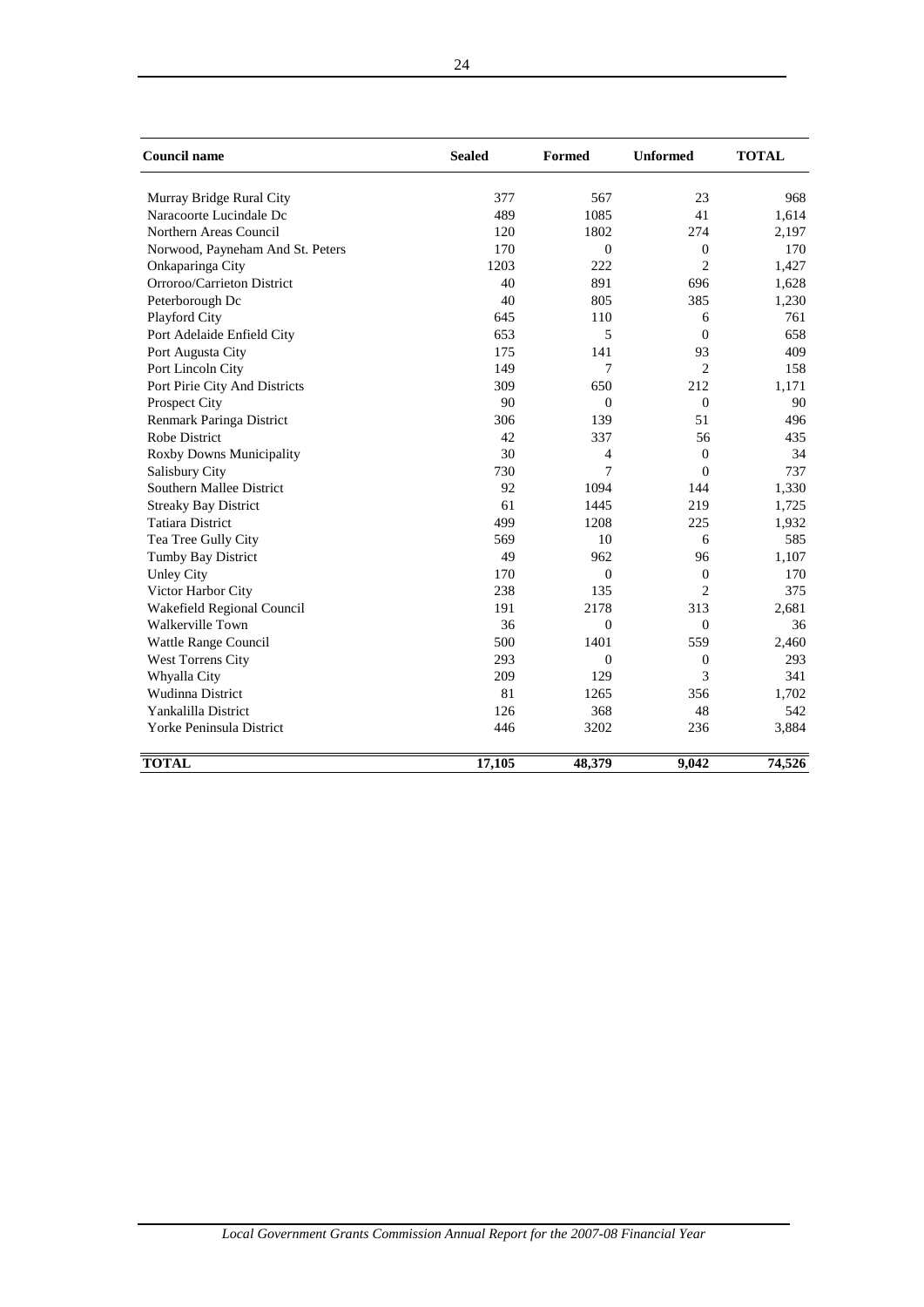| Council name | Sealed | Formed | Unformed | TOTAL |
|---|---|---|---|---|
| Murray Bridge Rural City | 377 | 567 | 23 | 968 |
| Naracoorte Lucindale Dc | 489 | 1085 | 41 | 1,614 |
| Northern Areas Council | 120 | 1802 | 274 | 2,197 |
| Norwood, Payneham And St. Peters | 170 | 0 | 0 | 170 |
| Onkaparinga City | 1203 | 222 | 2 | 1,427 |
| Orroroo/Carrieton District | 40 | 891 | 696 | 1,628 |
| Peterborough Dc | 40 | 805 | 385 | 1,230 |
| Playford City | 645 | 110 | 6 | 761 |
| Port Adelaide Enfield City | 653 | 5 | 0 | 658 |
| Port Augusta City | 175 | 141 | 93 | 409 |
| Port Lincoln City | 149 | 7 | 2 | 158 |
| Port Pirie City And Districts | 309 | 650 | 212 | 1,171 |
| Prospect City | 90 | 0 | 0 | 90 |
| Renmark Paringa District | 306 | 139 | 51 | 496 |
| Robe District | 42 | 337 | 56 | 435 |
| Roxby Downs Municipality | 30 | 4 | 0 | 34 |
| Salisbury City | 730 | 7 | 0 | 737 |
| Southern Mallee District | 92 | 1094 | 144 | 1,330 |
| Streaky Bay District | 61 | 1445 | 219 | 1,725 |
| Tatiara District | 499 | 1208 | 225 | 1,932 |
| Tea Tree Gully City | 569 | 10 | 6 | 585 |
| Tumby Bay District | 49 | 962 | 96 | 1,107 |
| Unley City | 170 | 0 | 0 | 170 |
| Victor Harbor City | 238 | 135 | 2 | 375 |
| Wakefield Regional Council | 191 | 2178 | 313 | 2,681 |
| Walkerville Town | 36 | 0 | 0 | 36 |
| Wattle Range Council | 500 | 1401 | 559 | 2,460 |
| West Torrens City | 293 | 0 | 0 | 293 |
| Whyalla City | 209 | 129 | 3 | 341 |
| Wudinna District | 81 | 1265 | 356 | 1,702 |
| Yankalilla District | 126 | 368 | 48 | 542 |
| Yorke Peninsula District | 446 | 3202 | 236 | 3,884 |
| **TOTAL** | **17,105** | **48,379** | **9,042** | **74,526** |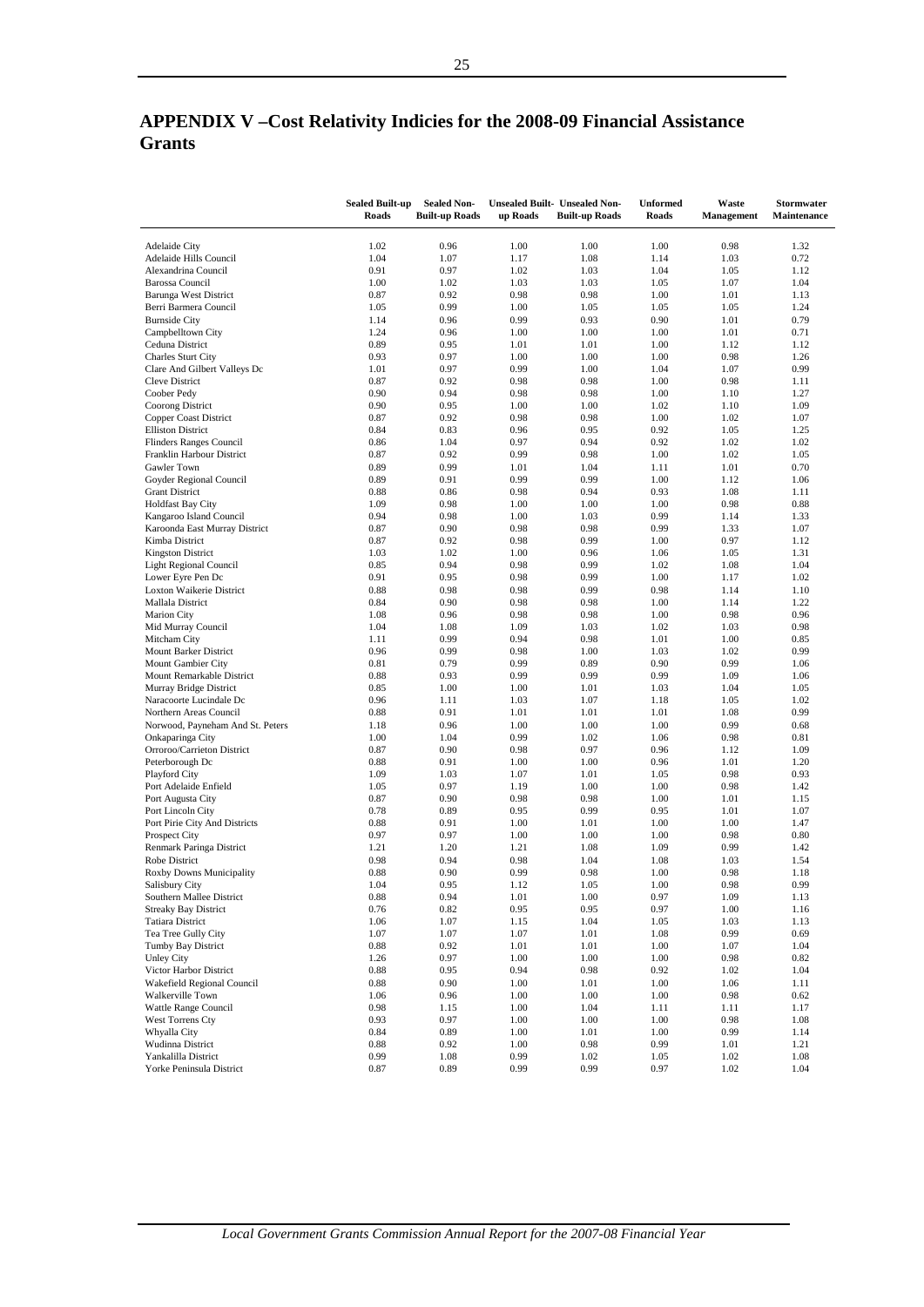## APPENDIX V –Cost Relativity Indicies for the 2008-09 Financial Assistance Grants

| | Sealed Built-up Roads | Sealed Non-Built-up Roads | Unsealed Built-up Roads | Unsealed Non-Built-up Roads | Unformed Roads | Waste Management | Stormwater Maintenance |
|---|---|---|---|---|---|---|---|
| Adelaide City | 1.02 | 0.96 | 1.00 | 1.00 | 1.00 | 0.98 | 1.32 |
| Adelaide Hills Council | 1.04 | 1.07 | 1.17 | 1.08 | 1.14 | 1.03 | 0.72 |
| Alexandrina Council | 0.91 | 0.97 | 1.02 | 1.03 | 1.04 | 1.05 | 1.12 |
| Barossa Council | 1.00 | 1.02 | 1.03 | 1.03 | 1.05 | 1.07 | 1.04 |
| Barunga West District | 0.87 | 0.92 | 0.98 | 0.98 | 1.00 | 1.01 | 1.13 |
| Berri Barmera Council | 1.05 | 0.99 | 1.00 | 1.05 | 1.05 | 1.05 | 1.24 |
| Burnside City | 1.14 | 0.96 | 0.99 | 0.93 | 0.90 | 1.01 | 0.79 |
| Campbelltown City | 1.24 | 0.96 | 1.00 | 1.00 | 1.00 | 1.01 | 0.71 |
| Ceduna District | 0.89 | 0.95 | 1.01 | 1.01 | 1.00 | 1.12 | 1.12 |
| Charles Sturt City | 0.93 | 0.97 | 1.00 | 1.00 | 1.00 | 0.98 | 1.26 |
| Clare And Gilbert Valleys Dc | 1.01 | 0.97 | 0.99 | 1.00 | 1.04 | 1.07 | 0.99 |
| Cleve District | 0.87 | 0.92 | 0.98 | 0.98 | 1.00 | 0.98 | 1.11 |
| Coober Pedy | 0.90 | 0.94 | 0.98 | 0.98 | 1.00 | 1.10 | 1.27 |
| Coorong District | 0.90 | 0.95 | 1.00 | 1.00 | 1.02 | 1.10 | 1.09 |
| Copper Coast District | 0.87 | 0.92 | 0.98 | 0.98 | 1.00 | 1.02 | 1.07 |
| Elliston District | 0.84 | 0.83 | 0.96 | 0.95 | 0.92 | 1.05 | 1.25 |
| Flinders Ranges Council | 0.86 | 1.04 | 0.97 | 0.94 | 0.92 | 1.02 | 1.02 |
| Franklin Harbour District | 0.87 | 0.92 | 0.99 | 0.98 | 1.00 | 1.02 | 1.05 |
| Gawler Town | 0.89 | 0.99 | 1.01 | 1.04 | 1.11 | 1.01 | 0.70 |
| Goyder Regional Council | 0.89 | 0.91 | 0.99 | 0.99 | 1.00 | 1.12 | 1.06 |
| Grant District | 0.88 | 0.86 | 0.98 | 0.94 | 0.93 | 1.08 | 1.11 |
| Holdfast Bay City | 1.09 | 0.98 | 1.00 | 1.00 | 1.00 | 0.98 | 0.88 |
| Kangaroo Island Council | 0.94 | 0.98 | 1.00 | 1.03 | 0.99 | 1.14 | 1.33 |
| Karoonda East Murray District | 0.87 | 0.90 | 0.98 | 0.98 | 0.99 | 1.33 | 1.07 |
| Kimba District | 0.87 | 0.92 | 0.98 | 0.99 | 1.00 | 0.97 | 1.12 |
| Kingston District | 1.03 | 1.02 | 1.00 | 0.96 | 1.06 | 1.05 | 1.31 |
| Light Regional Council | 0.85 | 0.94 | 0.98 | 0.99 | 1.02 | 1.08 | 1.04 |
| Lower Eyre Pen Dc | 0.91 | 0.95 | 0.98 | 0.99 | 1.00 | 1.17 | 1.02 |
| Loxton Waikerie District | 0.88 | 0.98 | 0.98 | 0.99 | 0.98 | 1.14 | 1.10 |
| Mallala District | 0.84 | 0.90 | 0.98 | 0.98 | 1.00 | 1.14 | 1.22 |
| Marion City | 1.08 | 0.96 | 0.98 | 0.98 | 1.00 | 0.98 | 0.96 |
| Mid Murray Council | 1.04 | 1.08 | 1.09 | 1.03 | 1.02 | 1.03 | 0.98 |
| Mitcham City | 1.11 | 0.99 | 0.94 | 0.98 | 1.01 | 1.00 | 0.85 |
| Mount Barker District | 0.96 | 0.99 | 0.98 | 1.00 | 1.03 | 1.02 | 0.99 |
| Mount Gambier City | 0.81 | 0.79 | 0.99 | 0.89 | 0.90 | 0.99 | 1.06 |
| Mount Remarkable District | 0.88 | 0.93 | 0.99 | 0.99 | 0.99 | 1.09 | 1.06 |
| Murray Bridge District | 0.85 | 1.00 | 1.00 | 1.01 | 1.03 | 1.04 | 1.05 |
| Naracoorte Lucindale Dc | 0.96 | 1.11 | 1.03 | 1.07 | 1.18 | 1.05 | 1.02 |
| Northern Areas Council | 0.88 | 0.91 | 1.01 | 1.01 | 1.01 | 1.08 | 0.99 |
| Norwood, Payneham And St. Peters | 1.18 | 0.96 | 1.00 | 1.00 | 1.00 | 0.99 | 0.68 |
| Onkaparinga City | 1.00 | 1.04 | 0.99 | 1.02 | 1.06 | 0.98 | 0.81 |
| Orroroo/Carrieton District | 0.87 | 0.90 | 0.98 | 0.97 | 0.96 | 1.12 | 1.09 |
| Peterborough Dc | 0.88 | 0.91 | 1.00 | 1.00 | 0.96 | 1.01 | 1.20 |
| Playford City | 1.09 | 1.03 | 1.07 | 1.01 | 1.05 | 0.98 | 0.93 |
| Port Adelaide Enfield | 1.05 | 0.97 | 1.19 | 1.00 | 1.00 | 0.98 | 1.42 |
| Port Augusta City | 0.87 | 0.90 | 0.98 | 0.98 | 1.00 | 1.01 | 1.15 |
| Port Lincoln City | 0.78 | 0.89 | 0.95 | 0.99 | 0.95 | 1.01 | 1.07 |
| Port Pirie City And Districts | 0.88 | 0.91 | 1.00 | 1.01 | 1.00 | 1.00 | 1.47 |
| Prospect City | 0.97 | 0.97 | 1.00 | 1.00 | 1.00 | 0.98 | 0.80 |
| Renmark Paringa District | 1.21 | 1.20 | 1.21 | 1.08 | 1.09 | 0.99 | 1.42 |
| Robe District | 0.98 | 0.94 | 0.98 | 1.04 | 1.08 | 1.03 | 1.54 |
| Roxby Downs Municipality | 0.88 | 0.90 | 0.99 | 0.98 | 1.00 | 0.98 | 1.18 |
| Salisbury City | 1.04 | 0.95 | 1.12 | 1.05 | 1.00 | 0.98 | 0.99 |
| Southern Mallee District | 0.88 | 0.94 | 1.01 | 1.00 | 0.97 | 1.09 | 1.13 |
| Streaky Bay District | 0.76 | 0.82 | 0.95 | 0.95 | 0.97 | 1.00 | 1.16 |
| Tatiara District | 1.06 | 1.07 | 1.15 | 1.04 | 1.05 | 1.03 | 1.13 |
| Tea Tree Gully City | 1.07 | 1.07 | 1.07 | 1.01 | 1.08 | 0.99 | 0.69 |
| Tumby Bay District | 0.88 | 0.92 | 1.01 | 1.01 | 1.00 | 1.07 | 1.04 |
| Unley City | 1.26 | 0.97 | 1.00 | 1.00 | 1.00 | 0.98 | 0.82 |
| Victor Harbor District | 0.88 | 0.95 | 0.94 | 0.98 | 0.92 | 1.02 | 1.04 |
| Wakefield Regional Council | 0.88 | 0.90 | 1.00 | 1.01 | 1.00 | 1.06 | 1.11 |
| Walkerville Town | 1.06 | 0.96 | 1.00 | 1.00 | 1.00 | 0.98 | 0.62 |
| Wattle Range Council | 0.98 | 1.15 | 1.00 | 1.04 | 1.11 | 1.11 | 1.17 |
| West Torrens Cty | 0.93 | 0.97 | 1.00 | 1.00 | 1.00 | 0.98 | 1.08 |
| Whyalla City | 0.84 | 0.89 | 1.00 | 1.01 | 1.00 | 0.99 | 1.14 |
| Wudinna District | 0.88 | 0.92 | 1.00 | 0.98 | 0.99 | 1.01 | 1.21 |
| Yankalilla District | 0.99 | 1.08 | 0.99 | 1.02 | 1.05 | 1.02 | 1.08 |
| Yorke Peninsula District | 0.87 | 0.89 | 0.99 | 0.99 | 0.97 | 1.02 | 1.04 |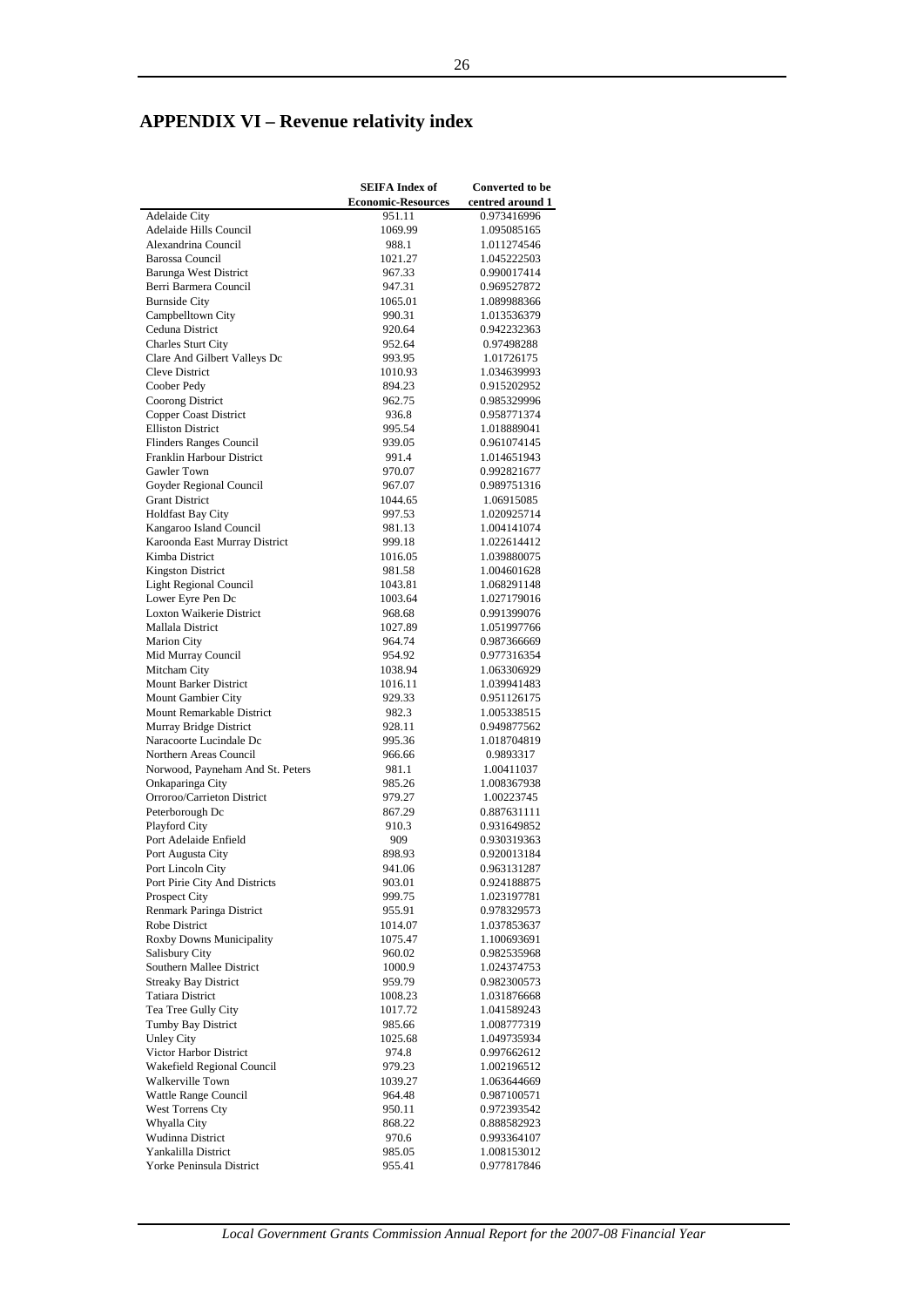# APPENDIX VI – Revenue relativity index

| | SEIFA Index of Economic-Resources | Converted to be centred around 1 |
|---|---|---|
| Adelaide City | 951.11 | 0.973416996 |
| Adelaide Hills Council | 1069.99 | 1.095085165 |
| Alexandrina Council | 988.1 | 1.011274546 |
| Barossa Council | 1021.27 | 1.045222503 |
| Barunga West District | 967.33 | 0.990017414 |
| Berri Barmera Council | 947.31 | 0.969527872 |
| Burnside City | 1065.01 | 1.089988366 |
| Campbelltown City | 990.31 | 1.013536379 |
| Ceduna District | 920.64 | 0.942232363 |
| Charles Sturt City | 952.64 | 0.97498288 |
| Clare And Gilbert Valleys Dc | 993.95 | 1.01726175 |
| Cleve District | 1010.93 | 1.034639993 |
| Coober Pedy | 894.23 | 0.915202952 |
| Coorong District | 962.75 | 0.985329996 |
| Copper Coast District | 936.8 | 0.958771374 |
| Elliston District | 995.54 | 1.018889041 |
| Flinders Ranges Council | 939.05 | 0.961074145 |
| Franklin Harbour District | 991.4 | 1.014651943 |
| Gawler Town | 970.07 | 0.992821677 |
| Goyder Regional Council | 967.07 | 0.989751316 |
| Grant District | 1044.65 | 1.06915085 |
| Holdfast Bay City | 997.53 | 1.020925714 |
| Kangaroo Island Council | 981.13 | 1.004141074 |
| Karoonda East Murray District | 999.18 | 1.022614412 |
| Kimba District | 1016.05 | 1.039880075 |
| Kingston District | 981.58 | 1.004601628 |
| Light Regional Council | 1043.81 | 1.068291148 |
| Lower Eyre Pen Dc | 1003.64 | 1.027179016 |
| Loxton Waikerie District | 968.68 | 0.991399076 |
| Mallala District | 1027.89 | 1.051997766 |
| Marion City | 964.74 | 0.987366669 |
| Mid Murray Council | 954.92 | 0.977316354 |
| Mitcham City | 1038.94 | 1.063306929 |
| Mount Barker District | 1016.11 | 1.039941483 |
| Mount Gambier City | 929.33 | 0.951126175 |
| Mount Remarkable District | 982.3 | 1.005338515 |
| Murray Bridge District | 928.11 | 0.949877562 |
| Naracoorte Lucindale Dc | 995.36 | 1.018704819 |
| Northern Areas Council | 966.66 | 0.9893317 |
| Norwood, Payneham And St. Peters | 981.1 | 1.00411037 |
| Onkaparinga City | 985.26 | 1.008367938 |
| Orroroo/Carrieton District | 979.27 | 1.00223745 |
| Peterborough Dc | 867.29 | 0.887631111 |
| Playford City | 910.3 | 0.931649852 |
| Port Adelaide Enfield | 909 | 0.930319363 |
| Port Augusta City | 898.93 | 0.920013184 |
| Port Lincoln City | 941.06 | 0.963131287 |
| Port Pirie City And Districts | 903.01 | 0.924188875 |
| Prospect City | 999.75 | 1.023197781 |
| Renmark Paringa District | 955.91 | 0.978329573 |
| Robe District | 1014.07 | 1.037853637 |
| Roxby Downs Municipality | 1075.47 | 1.100693691 |
| Salisbury City | 960.02 | 0.982535968 |
| Southern Mallee District | 1000.9 | 1.024374753 |
| Streaky Bay District | 959.79 | 0.982300573 |
| Tatiara District | 1008.23 | 1.031876668 |
| Tea Tree Gully City | 1017.72 | 1.041589243 |
| Tumby Bay District | 985.66 | 1.008777319 |
| Unley City | 1025.68 | 1.049735934 |
| Victor Harbor District | 974.8 | 0.997662612 |
| Wakefield Regional Council | 979.23 | 1.002196512 |
| Walkerville Town | 1039.27 | 1.063644669 |
| Wattle Range Council | 964.48 | 0.987100571 |
| West Torrens Cty | 950.11 | 0.972393542 |
| Whyalla City | 868.22 | 0.888582923 |
| Wudinna District | 970.6 | 0.993364107 |
| Yankalilla District | 985.05 | 1.008153012 |
| Yorke Peninsula District | 955.41 | 0.977817846 |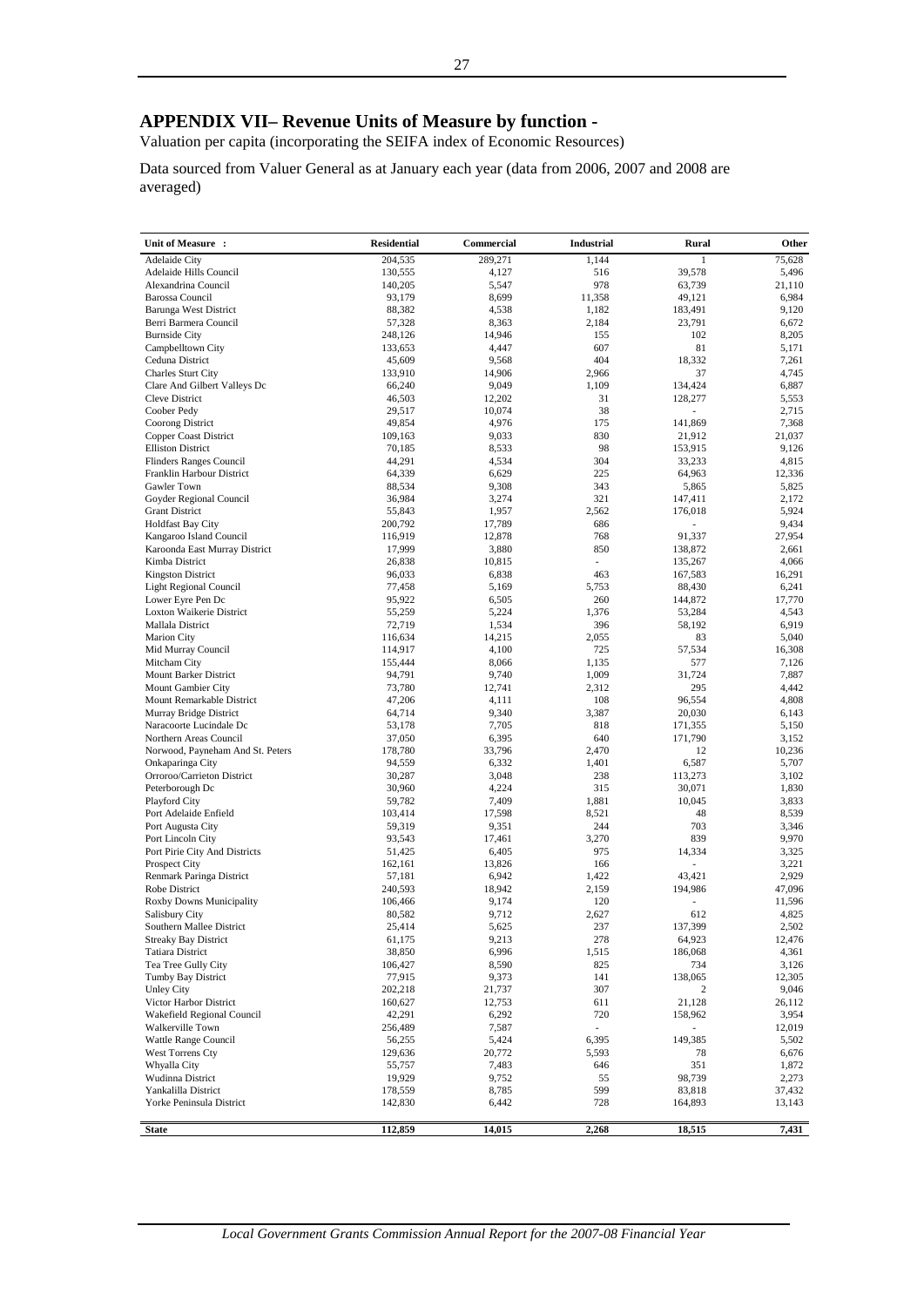# APPENDIX VII– Revenue Units of Measure by function -

Valuation per capita (incorporating the SEIFA index of Economic Resources)

Data sourced from Valuer General as at January each year (data from 2006, 2007 and 2008 are averaged)

| Unit of Measure : | Residential | Commercial | Industrial | Rural | Other |
|---|---|---|---|---|---|
| Adelaide City | 204,535 | 289,271 | 1,144 | 1 | 75,628 |
| Adelaide Hills Council | 130,555 | 4,127 | 516 | 39,578 | 5,496 |
| Alexandrina Council | 140,205 | 5,547 | 978 | 63,739 | 21,110 |
| Barossa Council | 93,179 | 8,699 | 11,358 | 49,121 | 6,984 |
| Barunga West District | 88,382 | 4,538 | 1,182 | 183,491 | 9,120 |
| Berri Barmera Council | 57,328 | 8,363 | 2,184 | 23,791 | 6,672 |
| Burnside City | 248,126 | 14,946 | 155 | 102 | 8,205 |
| Campbelltown City | 133,653 | 4,447 | 607 | 81 | 5,171 |
| Ceduna District | 45,609 | 9,568 | 404 | 18,332 | 7,261 |
| Charles Sturt City | 133,910 | 14,906 | 2,966 | 37 | 4,745 |
| Clare And Gilbert Valleys Dc | 66,240 | 9,049 | 1,109 | 134,424 | 6,887 |
| Cleve District | 46,503 | 12,202 | 31 | 128,277 | 5,553 |
| Coober Pedy | 29,517 | 10,074 | 38 | - | 2,715 |
| Coorong District | 49,854 | 4,976 | 175 | 141,869 | 7,368 |
| Copper Coast District | 109,163 | 9,033 | 830 | 21,912 | 21,037 |
| Elliston District | 70,185 | 8,533 | 98 | 153,915 | 9,126 |
| Flinders Ranges Council | 44,291 | 4,534 | 304 | 33,233 | 4,815 |
| Franklin Harbour District | 64,339 | 6,629 | 225 | 64,963 | 12,336 |
| Gawler Town | 88,534 | 9,308 | 343 | 5,865 | 5,825 |
| Goyder Regional Council | 36,984 | 3,274 | 321 | 147,411 | 2,172 |
| Grant District | 55,843 | 1,957 | 2,562 | 176,018 | 5,924 |
| Holdfast Bay City | 200,792 | 17,789 | 686 | - | 9,434 |
| Kangaroo Island Council | 116,919 | 12,878 | 768 | 91,337 | 27,954 |
| Karoonda East Murray District | 17,999 | 3,880 | 850 | 138,872 | 2,661 |
| Kimba District | 26,838 | 10,815 | - | 135,267 | 4,066 |
| Kingston District | 96,033 | 6,838 | 463 | 167,583 | 16,291 |
| Light Regional Council | 77,458 | 5,169 | 5,753 | 88,430 | 6,241 |
| Lower Eyre Pen Dc | 95,922 | 6,505 | 260 | 144,872 | 17,770 |
| Loxton Waikerie District | 55,259 | 5,224 | 1,376 | 53,284 | 4,543 |
| Mallala District | 72,719 | 1,534 | 396 | 58,192 | 6,919 |
| Marion City | 116,634 | 14,215 | 2,055 | 83 | 5,040 |
| Mid Murray Council | 114,917 | 4,100 | 725 | 57,534 | 16,308 |
| Mitcham City | 155,444 | 8,066 | 1,135 | 577 | 7,126 |
| Mount Barker District | 94,791 | 9,740 | 1,009 | 31,724 | 7,887 |
| Mount Gambier City | 73,780 | 12,741 | 2,312 | 295 | 4,442 |
| Mount Remarkable District | 47,206 | 4,111 | 108 | 96,554 | 4,808 |
| Murray Bridge District | 64,714 | 9,340 | 3,387 | 20,030 | 6,143 |
| Naracoorte Lucindale Dc | 53,178 | 7,705 | 818 | 171,355 | 5,150 |
| Northern Areas Council | 37,050 | 6,395 | 640 | 171,790 | 3,152 |
| Norwood, Payneham And St. Peters | 178,780 | 33,796 | 2,470 | 12 | 10,236 |
| Onkaparinga City | 94,559 | 6,332 | 1,401 | 6,587 | 5,707 |
| Orroroo/Carrieton District | 30,287 | 3,048 | 238 | 113,273 | 3,102 |
| Peterborough Dc | 30,960 | 4,224 | 315 | 30,071 | 1,830 |
| Playford City | 59,782 | 7,409 | 1,881 | 10,045 | 3,833 |
| Port Adelaide Enfield | 103,414 | 17,598 | 8,521 | 48 | 8,539 |
| Port Augusta City | 59,319 | 9,351 | 244 | 703 | 3,346 |
| Port Lincoln City | 93,543 | 17,461 | 3,270 | 839 | 9,970 |
| Port Pirie City And Districts | 51,425 | 6,405 | 975 | 14,334 | 3,325 |
| Prospect City | 162,161 | 13,826 | 166 | - | 3,221 |
| Renmark Paringa District | 57,181 | 6,942 | 1,422 | 43,421 | 2,929 |
| Robe District | 240,593 | 18,942 | 2,159 | 194,986 | 47,096 |
| Roxby Downs Municipality | 106,466 | 9,174 | 120 | - | 11,596 |
| Salisbury City | 80,582 | 9,712 | 2,627 | 612 | 4,825 |
| Southern Mallee District | 25,414 | 5,625 | 237 | 137,399 | 2,502 |
| Streaky Bay District | 61,175 | 9,213 | 278 | 64,923 | 12,476 |
| Tatiara District | 38,850 | 6,996 | 1,515 | 186,068 | 4,361 |
| Tea Tree Gully City | 106,427 | 8,590 | 825 | 734 | 3,126 |
| Tumby Bay District | 77,915 | 9,373 | 141 | 138,065 | 12,305 |
| Unley City | 202,218 | 21,737 | 307 | 2 | 9,046 |
| Victor Harbor District | 160,627 | 12,753 | 611 | 21,128 | 26,112 |
| Wakefield Regional Council | 42,291 | 6,292 | 720 | 158,962 | 3,954 |
| Walkerville Town | 256,489 | 7,587 | - | - | 12,019 |
| Wattle Range Council | 56,255 | 5,424 | 6,395 | 149,385 | 5,502 |
| West Torrens Cty | 129,636 | 20,772 | 5,593 | 78 | 6,676 |
| Whyalla City | 55,757 | 7,483 | 646 | 351 | 1,872 |
| Wudinna District | 19,929 | 9,752 | 55 | 98,739 | 2,273 |
| Yankalilla District | 178,559 | 8,785 | 599 | 83,818 | 37,432 |
| Yorke Peninsula District | 142,830 | 6,442 | 728 | 164,893 | 13,143 |
| **State** | **112,859** | **14,015** | **2,268** | **18,515** | **7,431** |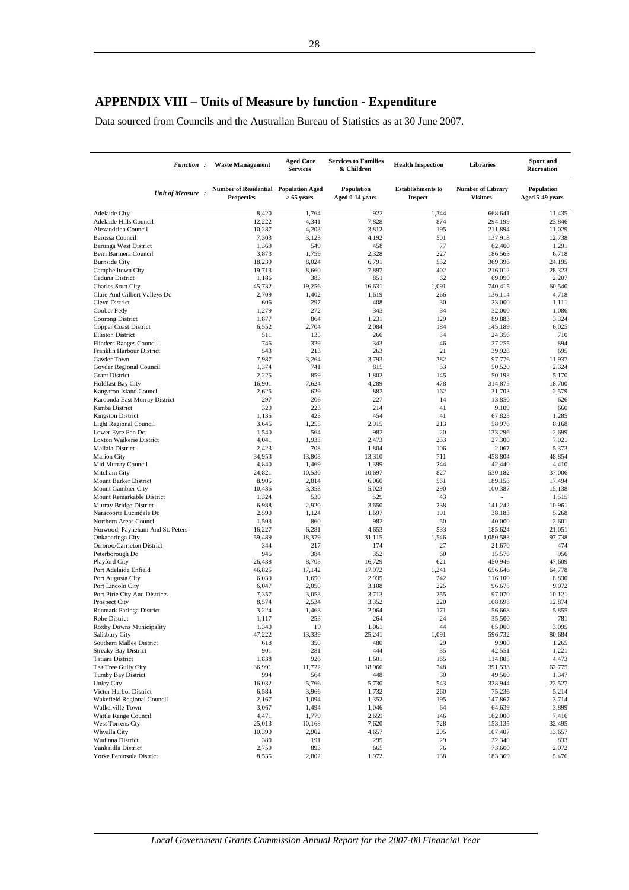# APPENDIX VIII – Units of Measure by function - Expenditure

Data sourced from Councils and the Australian Bureau of Statistics as at 30 June 2007.

| *Function :* | Waste Management | Aged Care Services | Services to Families & Children | Health Inspection | Libraries | Sport and Recreation |
|---|---|---|---|---|---|---|
| *Unit of Measure :* | Number of Residential Properties | Population Aged > 65 years | Population Aged 0-14 years | Establishments to Inspect | Number of Library Visitors | Population Aged 5-49 years |
| Adelaide City | 8,420 | 1,764 | 922 | 1,344 | 668,641 | 11,435 |
| Adelaide Hills Council | 12,222 | 4,341 | 7,828 | 874 | 294,199 | 23,846 |
| Alexandrina Council | 10,287 | 4,203 | 3,812 | 195 | 211,894 | 11,029 |
| Barossa Council | 7,303 | 3,123 | 4,192 | 501 | 137,918 | 12,738 |
| Barunga West District | 1,369 | 549 | 458 | 77 | 62,400 | 1,291 |
| Berri Barmera Council | 3,873 | 1,759 | 2,328 | 227 | 186,563 | 6,718 |
| Burnside City | 18,239 | 8,024 | 6,791 | 552 | 369,396 | 24,195 |
| Campbelltown City | 19,713 | 8,660 | 7,897 | 402 | 216,012 | 28,323 |
| Ceduna District | 1,186 | 383 | 851 | 62 | 69,090 | 2,207 |
| Charles Sturt City | 45,732 | 19,256 | 16,631 | 1,091 | 740,415 | 60,540 |
| Clare And Gilbert Valleys Dc | 2,709 | 1,402 | 1,619 | 266 | 136,114 | 4,718 |
| Cleve District | 606 | 297 | 408 | 30 | 23,000 | 1,111 |
| Coober Pedy | 1,279 | 272 | 343 | 34 | 32,000 | 1,086 |
| Coorong District | 1,877 | 864 | 1,231 | 129 | 89,883 | 3,324 |
| Copper Coast District | 6,552 | 2,704 | 2,084 | 184 | 145,189 | 6,025 |
| Elliston District | 511 | 135 | 266 | 34 | 24,356 | 710 |
| Flinders Ranges Council | 746 | 329 | 343 | 46 | 27,255 | 894 |
| Franklin Harbour District | 543 | 213 | 263 | 21 | 39,928 | 695 |
| Gawler Town | 7,987 | 3,264 | 3,793 | 382 | 97,776 | 11,937 |
| Goyder Regional Council | 1,374 | 741 | 815 | 53 | 50,520 | 2,324 |
| Grant District | 2,225 | 859 | 1,802 | 145 | 50,193 | 5,170 |
| Holdfast Bay City | 16,901 | 7,624 | 4,289 | 478 | 314,875 | 18,700 |
| Kangaroo Island Council | 2,625 | 629 | 882 | 162 | 31,703 | 2,579 |
| Karoonda East Murray District | 297 | 206 | 227 | 14 | 13,850 | 626 |
| Kimba District | 320 | 223 | 214 | 41 | 9,109 | 660 |
| Kingston District | 1,135 | 423 | 454 | 41 | 67,825 | 1,285 |
| Light Regional Council | 3,646 | 1,255 | 2,915 | 213 | 58,976 | 8,168 |
| Lower Eyre Pen Dc | 1,540 | 564 | 982 | 20 | 133,296 | 2,699 |
| Loxton Waikerie District | 4,041 | 1,933 | 2,473 | 253 | 27,300 | 7,021 |
| Mallala District | 2,423 | 708 | 1,804 | 106 | 2,067 | 5,373 |
| Marion City | 34,953 | 13,803 | 13,310 | 711 | 458,804 | 48,854 |
| Mid Murray Council | 4,840 | 1,469 | 1,399 | 244 | 42,440 | 4,410 |
| Mitcham City | 24,821 | 10,530 | 10,697 | 827 | 530,182 | 37,006 |
| Mount Barker District | 8,905 | 2,814 | 6,060 | 561 | 189,153 | 17,494 |
| Mount Gambier City | 10,436 | 3,353 | 5,023 | 290 | 100,387 | 15,138 |
| Mount Remarkable District | 1,324 | 530 | 529 | 43 | - | 1,515 |
| Murray Bridge District | 6,988 | 2,920 | 3,650 | 238 | 141,242 | 10,961 |
| Naracoorte Lucindale Dc | 2,590 | 1,124 | 1,697 | 191 | 38,183 | 5,268 |
| Northern Areas Council | 1,503 | 860 | 982 | 50 | 40,000 | 2,601 |
| Norwood, Payneham And St. Peters | 16,227 | 6,281 | 4,653 | 533 | 185,624 | 21,051 |
| Onkaparinga City | 59,489 | 18,379 | 31,115 | 1,546 | 1,080,583 | 97,738 |
| Orroroo/Carrieton District | 344 | 217 | 174 | 27 | 21,670 | 474 |
| Peterborough Dc | 946 | 384 | 352 | 60 | 15,576 | 956 |
| Playford City | 26,438 | 8,703 | 16,729 | 621 | 450,946 | 47,609 |
| Port Adelaide Enfield | 46,825 | 17,142 | 17,972 | 1,241 | 656,646 | 64,778 |
| Port Augusta City | 6,039 | 1,650 | 2,935 | 242 | 116,100 | 8,830 |
| Port Lincoln City | 6,047 | 2,050 | 3,108 | 225 | 96,675 | 9,072 |
| Port Pirie City And Districts | 7,357 | 3,053 | 3,713 | 255 | 97,070 | 10,121 |
| Prospect City | 8,574 | 2,534 | 3,352 | 220 | 108,698 | 12,874 |
| Renmark Paringa District | 3,224 | 1,463 | 2,064 | 171 | 56,668 | 5,855 |
| Robe District | 1,117 | 253 | 264 | 24 | 35,500 | 781 |
| Roxby Downs Municipality | 1,340 | 19 | 1,061 | 44 | 65,000 | 3,095 |
| Salisbury City | 47,222 | 13,339 | 25,241 | 1,091 | 596,732 | 80,684 |
| Southern Mallee District | 618 | 350 | 480 | 29 | 9,900 | 1,265 |
| Streaky Bay District | 901 | 281 | 444 | 35 | 42,551 | 1,221 |
| Tatiara District | 1,838 | 926 | 1,601 | 165 | 114,805 | 4,473 |
| Tea Tree Gully City | 36,991 | 11,722 | 18,966 | 748 | 391,533 | 62,775 |
| Tumby Bay District | 994 | 564 | 448 | 30 | 49,500 | 1,347 |
| Unley City | 16,032 | 5,766 | 5,730 | 543 | 328,944 | 22,527 |
| Victor Harbor District | 6,584 | 3,966 | 1,732 | 260 | 75,236 | 5,214 |
| Wakefield Regional Council | 2,167 | 1,094 | 1,352 | 195 | 147,867 | 3,714 |
| Walkerville Town | 3,067 | 1,494 | 1,046 | 64 | 64,639 | 3,899 |
| Wattle Range Council | 4,471 | 1,779 | 2,659 | 146 | 162,000 | 7,416 |
| West Torrens Cty | 25,013 | 10,168 | 7,620 | 728 | 153,135 | 32,495 |
| Whyalla City | 10,390 | 2,902 | 4,657 | 205 | 107,407 | 13,657 |
| Wudinna District | 380 | 191 | 295 | 29 | 22,340 | 833 |
| Yankalilla District | 2,759 | 893 | 665 | 76 | 73,600 | 2,072 |
| Yorke Peninsula District | 8,535 | 2,802 | 1,972 | 138 | 183,369 | 5,476 |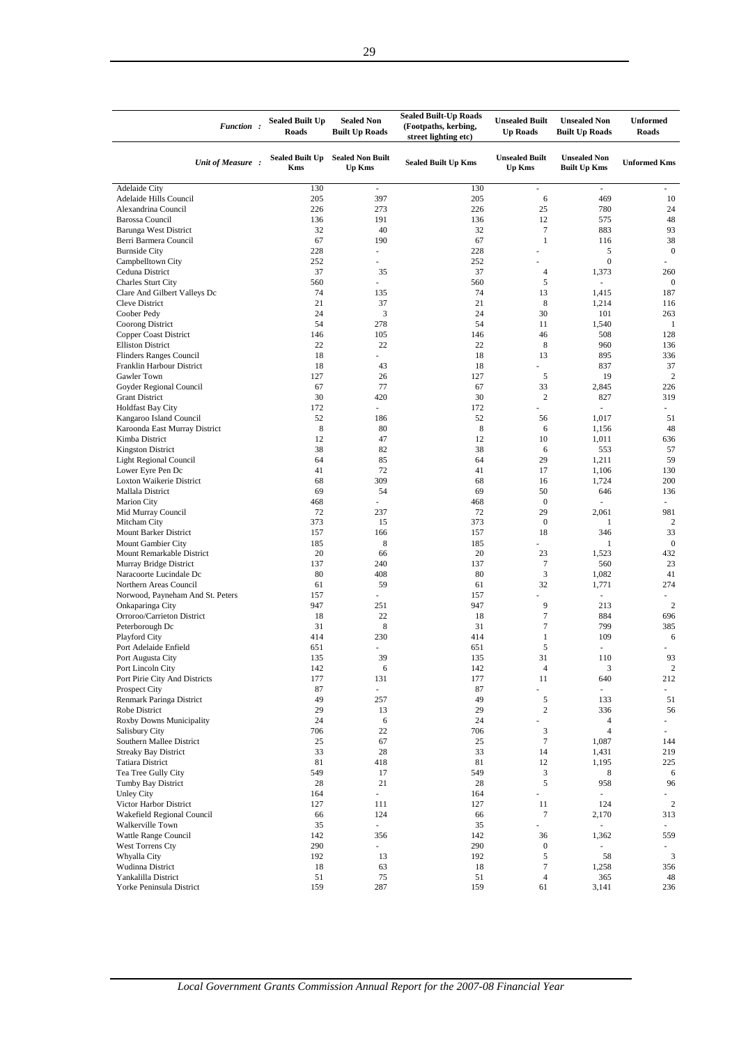| *Function :* | Sealed Built Up Roads | Sealed Non Built Up Roads | Sealed Built-Up Roads (Footpaths, kerbing, street lighting etc) | Unsealed Built Up Roads | Unsealed Non Built Up Roads | Unformed Roads |
|---|---|---|---|---|---|---|
| *Unit of Measure :* | Sealed Built Up Kms | Sealed Non Built Up Kms | Sealed Built Up Kms | Unsealed Built Up Kms | Unsealed Non Built Up Kms | Unformed Kms |
| Adelaide City | 130 | - | 130 | - | - | - |
| Adelaide Hills Council | 205 | 397 | 205 | 6 | 469 | 10 |
| Alexandrina Council | 226 | 273 | 226 | 25 | 780 | 24 |
| Barossa Council | 136 | 191 | 136 | 12 | 575 | 48 |
| Barunga West District | 32 | 40 | 32 | 7 | 883 | 93 |
| Berri Barmera Council | 67 | 190 | 67 | 1 | 116 | 38 |
| Burnside City | 228 | - | 228 | - | 5 | 0 |
| Campbelltown City | 252 | - | 252 | - | 0 | - |
| Ceduna District | 37 | 35 | 37 | 4 | 1,373 | 260 |
| Charles Sturt City | 560 | - | 560 | 5 | - | 0 |
| Clare And Gilbert Valleys Dc | 74 | 135 | 74 | 13 | 1,415 | 187 |
| Cleve District | 21 | 37 | 21 | 8 | 1,214 | 116 |
| Coober Pedy | 24 | 3 | 24 | 30 | 101 | 263 |
| Coorong District | 54 | 278 | 54 | 11 | 1,540 | 1 |
| Copper Coast District | 146 | 105 | 146 | 46 | 508 | 128 |
| Elliston District | 22 | 22 | 22 | 8 | 960 | 136 |
| Flinders Ranges Council | 18 | - | 18 | 13 | 895 | 336 |
| Franklin Harbour District | 18 | 43 | 18 | - | 837 | 37 |
| Gawler Town | 127 | 26 | 127 | 5 | 19 | 2 |
| Goyder Regional Council | 67 | 77 | 67 | 33 | 2,845 | 226 |
| Grant District | 30 | 420 | 30 | 2 | 827 | 319 |
| Holdfast Bay City | 172 | - | 172 | - | - | - |
| Kangaroo Island Council | 52 | 186 | 52 | 56 | 1,017 | 51 |
| Karoonda East Murray District | 8 | 80 | 8 | 6 | 1,156 | 48 |
| Kimba District | 12 | 47 | 12 | 10 | 1,011 | 636 |
| Kingston District | 38 | 82 | 38 | 6 | 553 | 57 |
| Light Regional Council | 64 | 85 | 64 | 29 | 1,211 | 59 |
| Lower Eyre Pen Dc | 41 | 72 | 41 | 17 | 1,106 | 130 |
| Loxton Waikerie District | 68 | 309 | 68 | 16 | 1,724 | 200 |
| Mallala District | 69 | 54 | 69 | 50 | 646 | 136 |
| Marion City | 468 | - | 468 | 0 | - | - |
| Mid Murray Council | 72 | 237 | 72 | 29 | 2,061 | 981 |
| Mitcham City | 373 | 15 | 373 | 0 | 1 | 2 |
| Mount Barker District | 157 | 166 | 157 | 18 | 346 | 33 |
| Mount Gambier City | 185 | 8 | 185 | - | 1 | 0 |
| Mount Remarkable District | 20 | 66 | 20 | 23 | 1,523 | 432 |
| Murray Bridge District | 137 | 240 | 137 | 7 | 560 | 23 |
| Naracoorte Lucindale Dc | 80 | 408 | 80 | 3 | 1,082 | 41 |
| Northern Areas Council | 61 | 59 | 61 | 32 | 1,771 | 274 |
| Norwood, Payneham And St. Peters | 157 | - | 157 | - | - | - |
| Onkaparinga City | 947 | 251 | 947 | 9 | 213 | 2 |
| Orroroo/Carrieton District | 18 | 22 | 18 | 7 | 884 | 696 |
| Peterborough Dc | 31 | 8 | 31 | 7 | 799 | 385 |
| Playford City | 414 | 230 | 414 | 1 | 109 | 6 |
| Port Adelaide Enfield | 651 | - | 651 | 5 | - | - |
| Port Augusta City | 135 | 39 | 135 | 31 | 110 | 93 |
| Port Lincoln City | 142 | 6 | 142 | 4 | 3 | 2 |
| Port Pirie City And Districts | 177 | 131 | 177 | 11 | 640 | 212 |
| Prospect City | 87 | - | 87 | - | - | - |
| Renmark Paringa District | 49 | 257 | 49 | 5 | 133 | 51 |
| Robe District | 29 | 13 | 29 | 2 | 336 | 56 |
| Roxby Downs Municipality | 24 | 6 | 24 | - | 4 | - |
| Salisbury City | 706 | 22 | 706 | 3 | 4 | - |
| Southern Mallee District | 25 | 67 | 25 | 7 | 1,087 | 144 |
| Streaky Bay District | 33 | 28 | 33 | 14 | 1,431 | 219 |
| Tatiara District | 81 | 418 | 81 | 12 | 1,195 | 225 |
| Tea Tree Gully City | 549 | 17 | 549 | 3 | 8 | 6 |
| Tumby Bay District | 28 | 21 | 28 | 5 | 958 | 96 |
| Unley City | 164 | - | 164 | - | - | - |
| Victor Harbor District | 127 | 111 | 127 | 11 | 124 | 2 |
| Wakefield Regional Council | 66 | 124 | 66 | 7 | 2,170 | 313 |
| Walkerville Town | 35 | - | 35 | - | - | - |
| Wattle Range Council | 142 | 356 | 142 | 36 | 1,362 | 559 |
| West Torrens Cty | 290 | - | 290 | 0 | - | - |
| Whyalla City | 192 | 13 | 192 | 5 | 58 | 3 |
| Wudinna District | 18 | 63 | 18 | 7 | 1,258 | 356 |
| Yankalilla District | 51 | 75 | 51 | 4 | 365 | 48 |
| Yorke Peninsula District | 159 | 287 | 159 | 61 | 3,141 | 236 |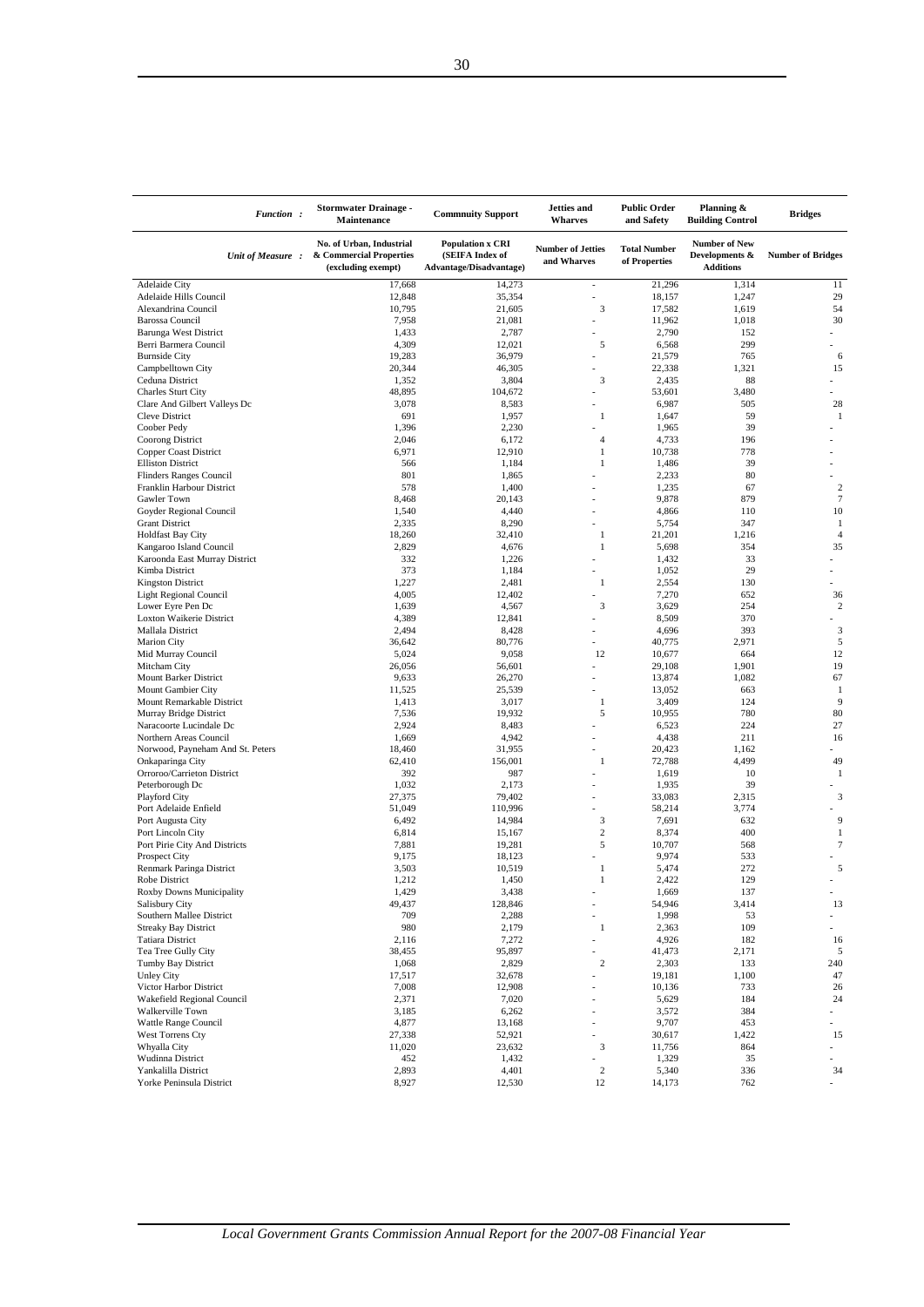| *Function :* | Stormwater Drainage - Maintenance | Commnuity Support | Jetties and Wharves | Public Order and Safety | Planning & Building Control | Bridges |
|---|---|---|---|---|---|---|
| *Unit of Measure :* | No. of Urban, Industrial & Commercial Properties (excluding exempt) | Population x CRI (SEIFA Index of Advantage/Disadvantage) | Number of Jetties and Wharves | Total Number of Properties | Number of New Developments & Additions | Number of Bridges |
| Adelaide City | 17,668 | 14,273 | - | 21,296 | 1,314 | 11 |
| Adelaide Hills Council | 12,848 | 35,354 | - | 18,157 | 1,247 | 29 |
| Alexandrina Council | 10,795 | 21,605 | 3 | 17,582 | 1,619 | 54 |
| Barossa Council | 7,958 | 21,081 | - | 11,962 | 1,018 | 30 |
| Barunga West District | 1,433 | 2,787 | - | 2,790 | 152 | - |
| Berri Barmera Council | 4,309 | 12,021 | 5 | 6,568 | 299 | - |
| Burnside City | 19,283 | 36,979 | - | 21,579 | 765 | 6 |
| Campbelltown City | 20,344 | 46,305 | - | 22,338 | 1,321 | 15 |
| Ceduna District | 1,352 | 3,804 | 3 | 2,435 | 88 | - |
| Charles Sturt City | 48,895 | 104,672 | - | 53,601 | 3,480 | - |
| Clare And Gilbert Valleys Dc | 3,078 | 8,583 | - | 6,987 | 505 | 28 |
| Cleve District | 691 | 1,957 | 1 | 1,647 | 59 | 1 |
| Coober Pedy | 1,396 | 2,230 | - | 1,965 | 39 | - |
| Coorong District | 2,046 | 6,172 | 4 | 4,733 | 196 | - |
| Copper Coast District | 6,971 | 12,910 | 1 | 10,738 | 778 | - |
| Elliston District | 566 | 1,184 | 1 | 1,486 | 39 | - |
| Flinders Ranges Council | 801 | 1,865 | - | 2,233 | 80 | - |
| Franklin Harbour District | 578 | 1,400 | - | 1,235 | 67 | 2 |
| Gawler Town | 8,468 | 20,143 | - | 9,878 | 879 | 7 |
| Goyder Regional Council | 1,540 | 4,440 | - | 4,866 | 110 | 10 |
| Grant District | 2,335 | 8,290 | - | 5,754 | 347 | 1 |
| Holdfast Bay City | 18,260 | 32,410 | 1 | 21,201 | 1,216 | 4 |
| Kangaroo Island Council | 2,829 | 4,676 | 1 | 5,698 | 354 | 35 |
| Karoonda East Murray District | 332 | 1,226 | - | 1,432 | 33 | - |
| Kimba District | 373 | 1,184 | - | 1,052 | 29 | - |
| Kingston District | 1,227 | 2,481 | 1 | 2,554 | 130 | - |
| Light Regional Council | 4,005 | 12,402 | - | 7,270 | 652 | 36 |
| Lower Eyre Pen Dc | 1,639 | 4,567 | 3 | 3,629 | 254 | 2 |
| Loxton Waikerie District | 4,389 | 12,841 | - | 8,509 | 370 | - |
| Mallala District | 2,494 | 8,428 | - | 4,696 | 393 | 3 |
| Marion City | 36,642 | 80,776 | - | 40,775 | 2,971 | 5 |
| Mid Murray Council | 5,024 | 9,058 | 12 | 10,677 | 664 | 12 |
| Mitcham City | 26,056 | 56,601 | - | 29,108 | 1,901 | 19 |
| Mount Barker District | 9,633 | 26,270 | - | 13,874 | 1,082 | 67 |
| Mount Gambier City | 11,525 | 25,539 | - | 13,052 | 663 | 1 |
| Mount Remarkable District | 1,413 | 3,017 | 1 | 3,409 | 124 | 9 |
| Murray Bridge District | 7,536 | 19,932 | 5 | 10,955 | 780 | 80 |
| Naracoorte Lucindale Dc | 2,924 | 8,483 | - | 6,523 | 224 | 27 |
| Northern Areas Council | 1,669 | 4,942 | - | 4,438 | 211 | 16 |
| Norwood, Payneham And St. Peters | 18,460 | 31,955 | - | 20,423 | 1,162 | - |
| Onkaparinga City | 62,410 | 156,001 | 1 | 72,788 | 4,499 | 49 |
| Orroroo/Carrieton District | 392 | 987 | - | 1,619 | 10 | 1 |
| Peterborough Dc | 1,032 | 2,173 | - | 1,935 | 39 | - |
| Playford City | 27,375 | 79,402 | - | 33,083 | 2,315 | 3 |
| Port Adelaide Enfield | 51,049 | 110,996 | - | 58,214 | 3,774 | - |
| Port Augusta City | 6,492 | 14,984 | 3 | 7,691 | 632 | 9 |
| Port Lincoln City | 6,814 | 15,167 | 2 | 8,374 | 400 | 1 |
| Port Pirie City And Districts | 7,881 | 19,281 | 5 | 10,707 | 568 | 7 |
| Prospect City | 9,175 | 18,123 | - | 9,974 | 533 | - |
| Renmark Paringa District | 3,503 | 10,519 | 1 | 5,474 | 272 | 5 |
| Robe District | 1,212 | 1,450 | 1 | 2,422 | 129 | - |
| Roxby Downs Municipality | 1,429 | 3,438 | - | 1,669 | 137 | - |
| Salisbury City | 49,437 | 128,846 | - | 54,946 | 3,414 | 13 |
| Southern Mallee District | 709 | 2,288 | - | 1,998 | 53 | - |
| Streaky Bay District | 980 | 2,179 | 1 | 2,363 | 109 | - |
| Tatiara District | 2,116 | 7,272 | - | 4,926 | 182 | 16 |
| Tea Tree Gully City | 38,455 | 95,897 | - | 41,473 | 2,171 | 5 |
| Tumby Bay District | 1,068 | 2,829 | 2 | 2,303 | 133 | 240 |
| Unley City | 17,517 | 32,678 | - | 19,181 | 1,100 | 47 |
| Victor Harbor District | 7,008 | 12,908 | - | 10,136 | 733 | 26 |
| Wakefield Regional Council | 2,371 | 7,020 | - | 5,629 | 184 | 24 |
| Walkerville Town | 3,185 | 6,262 | - | 3,572 | 384 | - |
| Wattle Range Council | 4,877 | 13,168 | - | 9,707 | 453 | - |
| West Torrens Cty | 27,338 | 52,921 | - | 30,617 | 1,422 | 15 |
| Whyalla City | 11,020 | 23,632 | 3 | 11,756 | 864 | - |
| Wudinna District | 452 | 1,432 | - | 1,329 | 35 | - |
| Yankalilla District | 2,893 | 4,401 | 2 | 5,340 | 336 | 34 |
| Yorke Peninsula District | 8,927 | 12,530 | 12 | 14,173 | 762 | - |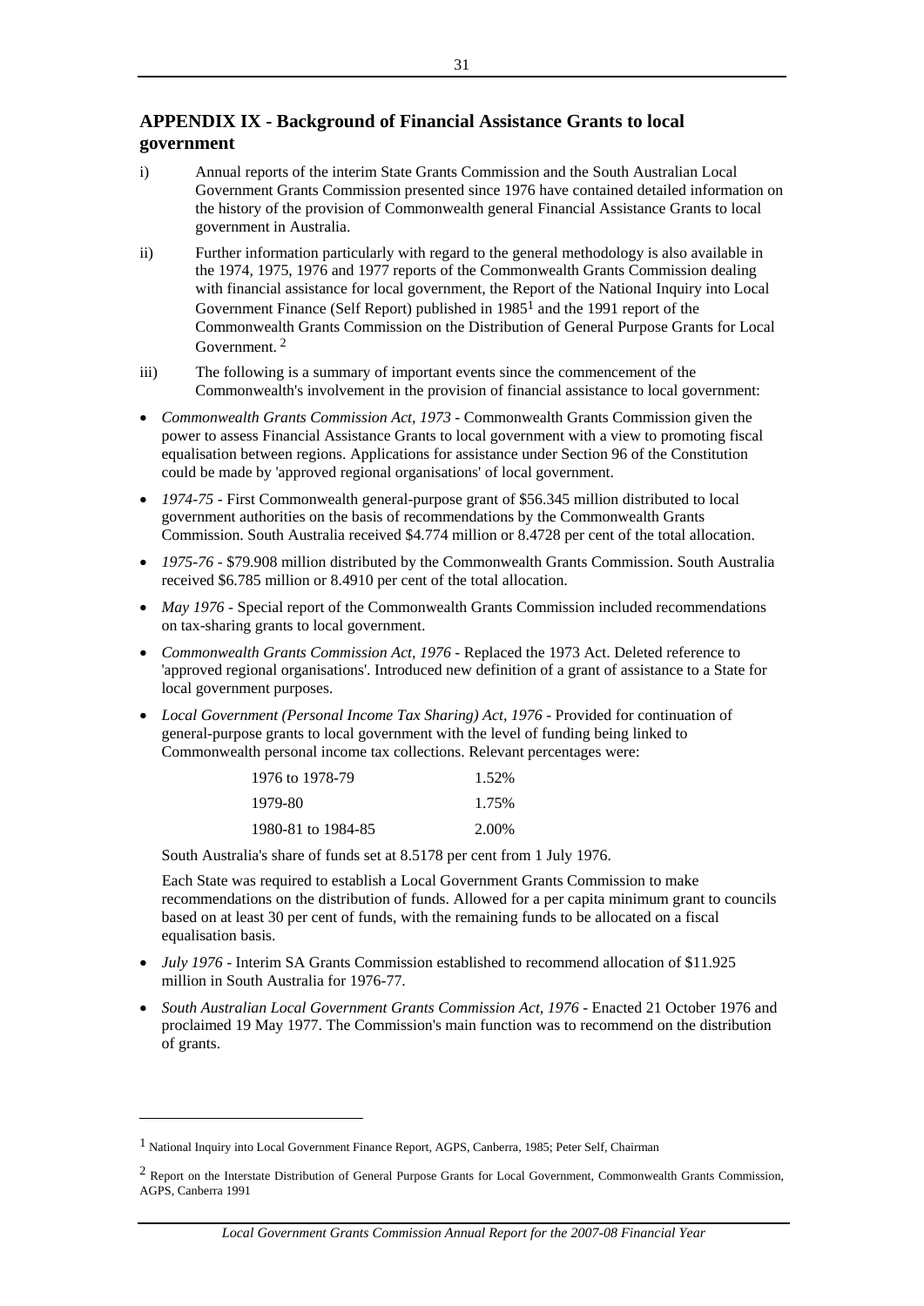## APPENDIX IX - Background of Financial Assistance Grants to local government

i) Annual reports of the interim State Grants Commission and the South Australian Local Government Grants Commission presented since 1976 have contained detailed information on the history of the provision of Commonwealth general Financial Assistance Grants to local government in Australia.

ii) Further information particularly with regard to the general methodology is also available in the 1974, 1975, 1976 and 1977 reports of the Commonwealth Grants Commission dealing with financial assistance for local government, the Report of the National Inquiry into Local Government Finance (Self Report) published in 1985[1] and the 1991 report of the Commonwealth Grants Commission on the Distribution of General Purpose Grants for Local Government. [2]

iii) The following is a summary of important events since the commencement of the Commonwealth's involvement in the provision of financial assistance to local government:

- *Commonwealth Grants Commission Act, 1973* - Commonwealth Grants Commission given the power to assess Financial Assistance Grants to local government with a view to promoting fiscal equalisation between regions. Applications for assistance under Section 96 of the Constitution could be made by 'approved regional organisations' of local government.
- *1974-75* - First Commonwealth general-purpose grant of $56.345 million distributed to local government authorities on the basis of recommendations by the Commonwealth Grants Commission. South Australia received $4.774 million or 8.4728 per cent of the total allocation.
- *1975-76* - $79.908 million distributed by the Commonwealth Grants Commission. South Australia received $6.785 million or 8.4910 per cent of the total allocation.
- *May 1976* - Special report of the Commonwealth Grants Commission included recommendations on tax-sharing grants to local government.
- *Commonwealth Grants Commission Act, 1976* - Replaced the 1973 Act. Deleted reference to 'approved regional organisations'. Introduced new definition of a grant of assistance to a State for local government purposes.
- *Local Government (Personal Income Tax Sharing) Act, 1976* - Provided for continuation of general-purpose grants to local government with the level of funding being linked to Commonwealth personal income tax collections. Relevant percentages were:

  | | |
  |---|---|
  | 1976 to 1978-79 | 1.52% |
  | 1979-80 | 1.75% |
  | 1980-81 to 1984-85 | 2.00% |

  South Australia's share of funds set at 8.5178 per cent from 1 July 1976.

  Each State was required to establish a Local Government Grants Commission to make recommendations on the distribution of funds. Allowed for a per capita minimum grant to councils based on at least 30 per cent of funds, with the remaining funds to be allocated on a fiscal equalisation basis.
- *July 1976* - Interim SA Grants Commission established to recommend allocation of $11.925 million in South Australia for 1976-77.
- *South Australian Local Government Grants Commission Act, 1976* - Enacted 21 October 1976 and proclaimed 19 May 1977. The Commission's main function was to recommend on the distribution of grants.

---

[1] National Inquiry into Local Government Finance Report, AGPS, Canberra, 1985; Peter Self, Chairman

[2] Report on the Interstate Distribution of General Purpose Grants for Local Government, Commonwealth Grants Commission, AGPS, Canberra 1991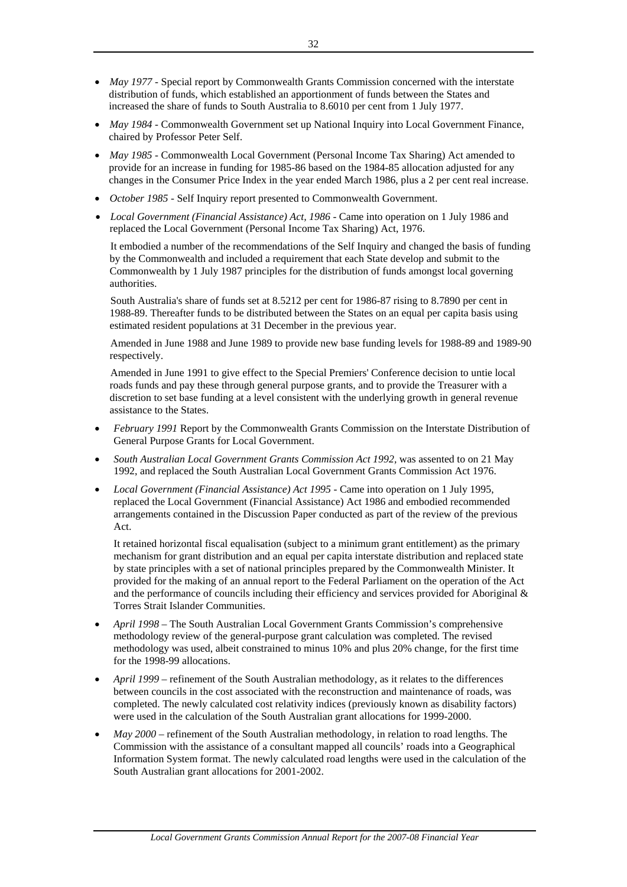- *May 1977* - Special report by Commonwealth Grants Commission concerned with the interstate distribution of funds, which established an apportionment of funds between the States and increased the share of funds to South Australia to 8.6010 per cent from 1 July 1977.

- *May 1984* - Commonwealth Government set up National Inquiry into Local Government Finance, chaired by Professor Peter Self.

- *May 1985* - Commonwealth Local Government (Personal Income Tax Sharing) Act amended to provide for an increase in funding for 1985-86 based on the 1984-85 allocation adjusted for any changes in the Consumer Price Index in the year ended March 1986, plus a 2 per cent real increase.

- *October 1985* - Self Inquiry report presented to Commonwealth Government.

- *Local Government (Financial Assistance) Act, 1986* - Came into operation on 1 July 1986 and replaced the Local Government (Personal Income Tax Sharing) Act, 1976.

  It embodied a number of the recommendations of the Self Inquiry and changed the basis of funding by the Commonwealth and included a requirement that each State develop and submit to the Commonwealth by 1 July 1987 principles for the distribution of funds amongst local governing authorities.

  South Australia's share of funds set at 8.5212 per cent for 1986-87 rising to 8.7890 per cent in 1988-89. Thereafter funds to be distributed between the States on an equal per capita basis using estimated resident populations at 31 December in the previous year.

  Amended in June 1988 and June 1989 to provide new base funding levels for 1988-89 and 1989-90 respectively.

  Amended in June 1991 to give effect to the Special Premiers' Conference decision to untie local roads funds and pay these through general purpose grants, and to provide the Treasurer with a discretion to set base funding at a level consistent with the underlying growth in general revenue assistance to the States.

- *February 1991* Report by the Commonwealth Grants Commission on the Interstate Distribution of General Purpose Grants for Local Government.

- *South Australian Local Government Grants Commission Act 1992*, was assented to on 21 May 1992, and replaced the South Australian Local Government Grants Commission Act 1976.

- *Local Government (Financial Assistance) Act 1995* - Came into operation on 1 July 1995, replaced the Local Government (Financial Assistance) Act 1986 and embodied recommended arrangements contained in the Discussion Paper conducted as part of the review of the previous Act.

  It retained horizontal fiscal equalisation (subject to a minimum grant entitlement) as the primary mechanism for grant distribution and an equal per capita interstate distribution and replaced state by state principles with a set of national principles prepared by the Commonwealth Minister. It provided for the making of an annual report to the Federal Parliament on the operation of the Act and the performance of councils including their efficiency and services provided for Aboriginal & Torres Strait Islander Communities.

- *April 1998* – The South Australian Local Government Grants Commission's comprehensive methodology review of the general-purpose grant calculation was completed. The revised methodology was used, albeit constrained to minus 10% and plus 20% change, for the first time for the 1998-99 allocations.

- *April 1999* – refinement of the South Australian methodology, as it relates to the differences between councils in the cost associated with the reconstruction and maintenance of roads, was completed. The newly calculated cost relativity indices (previously known as disability factors) were used in the calculation of the South Australian grant allocations for 1999-2000.

- *May 2000* – refinement of the South Australian methodology, in relation to road lengths. The Commission with the assistance of a consultant mapped all councils' roads into a Geographical Information System format. The newly calculated road lengths were used in the calculation of the South Australian grant allocations for 2001-2002.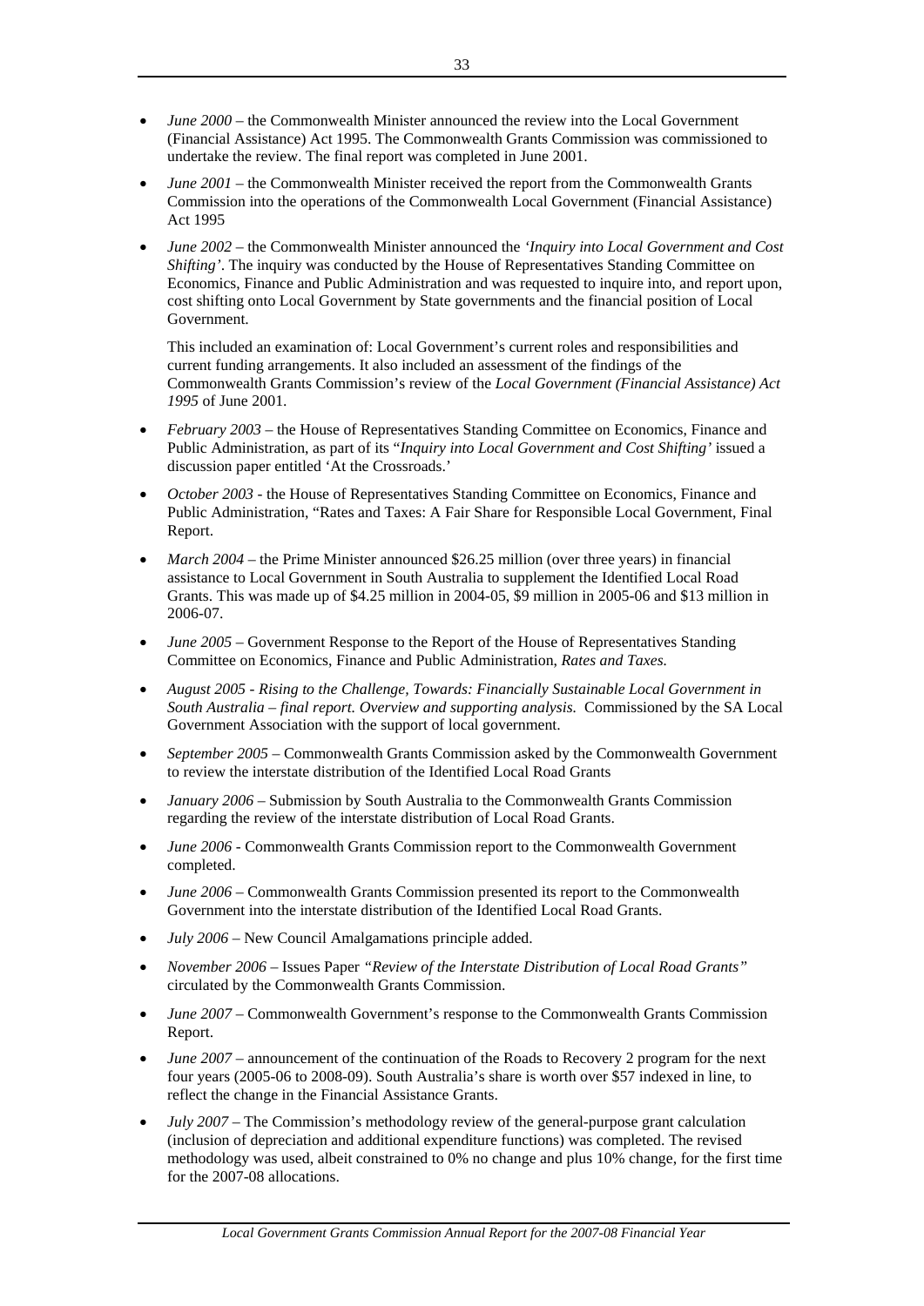- *June 2000* – the Commonwealth Minister announced the review into the Local Government (Financial Assistance) Act 1995. The Commonwealth Grants Commission was commissioned to undertake the review. The final report was completed in June 2001.

- *June 2001* – the Commonwealth Minister received the report from the Commonwealth Grants Commission into the operations of the Commonwealth Local Government (Financial Assistance) Act 1995

- *June 2002* – the Commonwealth Minister announced the *'Inquiry into Local Government and Cost Shifting'*. The inquiry was conducted by the House of Representatives Standing Committee on Economics, Finance and Public Administration and was requested to inquire into, and report upon, cost shifting onto Local Government by State governments and the financial position of Local Government.

  This included an examination of: Local Government's current roles and responsibilities and current funding arrangements. It also included an assessment of the findings of the Commonwealth Grants Commission's review of the *Local Government (Financial Assistance) Act 1995* of June 2001.

- *February 2003* – the House of Representatives Standing Committee on Economics, Finance and Public Administration, as part of its "*Inquiry into Local Government and Cost Shifting'* issued a discussion paper entitled 'At the Crossroads.'

- *October 2003* - the House of Representatives Standing Committee on Economics, Finance and Public Administration, "Rates and Taxes: A Fair Share for Responsible Local Government, Final Report.

- *March 2004* – the Prime Minister announced $26.25 million (over three years) in financial assistance to Local Government in South Australia to supplement the Identified Local Road Grants. This was made up of $4.25 million in 2004-05, $9 million in 2005-06 and $13 million in 2006-07.

- *June 2005* – Government Response to the Report of the House of Representatives Standing Committee on Economics, Finance and Public Administration, *Rates and Taxes.*

- *August 2005 - Rising to the Challenge, Towards: Financially Sustainable Local Government in South Australia – final report. Overview and supporting analysis.* Commissioned by the SA Local Government Association with the support of local government.

- *September 2005* – Commonwealth Grants Commission asked by the Commonwealth Government to review the interstate distribution of the Identified Local Road Grants

- *January 2006* – Submission by South Australia to the Commonwealth Grants Commission regarding the review of the interstate distribution of Local Road Grants.

- *June 2006* - Commonwealth Grants Commission report to the Commonwealth Government completed.

- *June 2006* – Commonwealth Grants Commission presented its report to the Commonwealth Government into the interstate distribution of the Identified Local Road Grants.

- *July 2006* – New Council Amalgamations principle added.

- *November 2006* – Issues Paper *"Review of the Interstate Distribution of Local Road Grants"* circulated by the Commonwealth Grants Commission.

- *June 2007* – Commonwealth Government's response to the Commonwealth Grants Commission Report.

- *June 2007* – announcement of the continuation of the Roads to Recovery 2 program for the next four years (2005-06 to 2008-09). South Australia's share is worth over $57 indexed in line, to reflect the change in the Financial Assistance Grants.

- *July 2007* – The Commission's methodology review of the general-purpose grant calculation (inclusion of depreciation and additional expenditure functions) was completed. The revised methodology was used, albeit constrained to 0% no change and plus 10% change, for the first time for the 2007-08 allocations.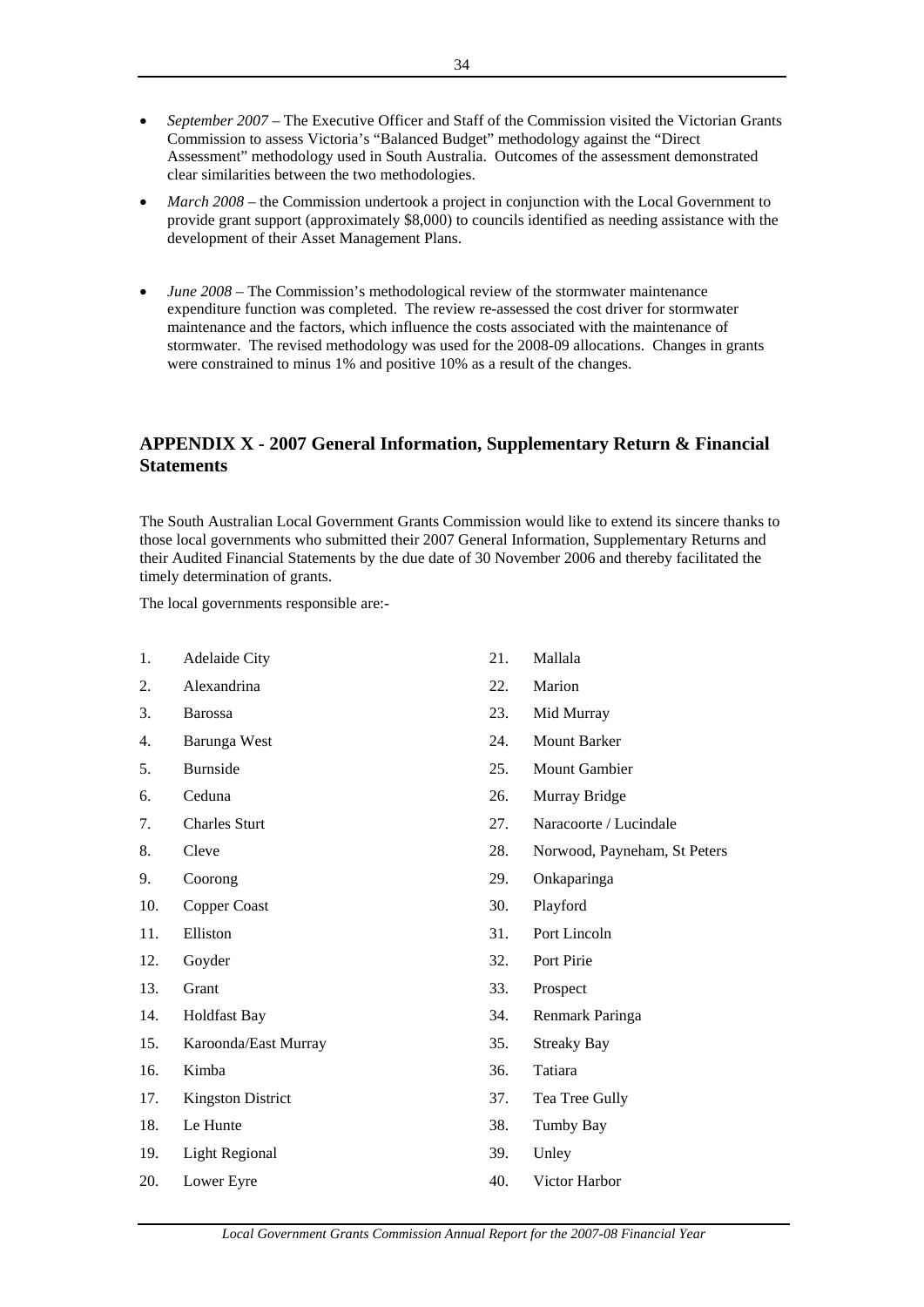- *September 2007* – The Executive Officer and Staff of the Commission visited the Victorian Grants Commission to assess Victoria's "Balanced Budget" methodology against the "Direct Assessment" methodology used in South Australia. Outcomes of the assessment demonstrated clear similarities between the two methodologies.
- *March 2008* – the Commission undertook a project in conjunction with the Local Government to provide grant support (approximately $8,000) to councils identified as needing assistance with the development of their Asset Management Plans.
- *June 2008* – The Commission's methodological review of the stormwater maintenance expenditure function was completed. The review re-assessed the cost driver for stormwater maintenance and the factors, which influence the costs associated with the maintenance of stormwater. The revised methodology was used for the 2008-09 allocations. Changes in grants were constrained to minus 1% and positive 10% as a result of the changes.

## APPENDIX X - 2007 General Information, Supplementary Return & Financial Statements

The South Australian Local Government Grants Commission would like to extend its sincere thanks to those local governments who submitted their 2007 General Information, Supplementary Returns and their Audited Financial Statements by the due date of 30 November 2006 and thereby facilitated the timely determination of grants.

The local governments responsible are:-

1. Adelaide City
2. Alexandrina
3. Barossa
4. Barunga West
5. Burnside
6. Ceduna
7. Charles Sturt
8. Cleve
9. Coorong
10. Copper Coast
11. Elliston
12. Goyder
13. Grant
14. Holdfast Bay
15. Karoonda/East Murray
16. Kimba
17. Kingston District
18. Le Hunte
19. Light Regional
20. Lower Eyre
21. Mallala
22. Marion
23. Mid Murray
24. Mount Barker
25. Mount Gambier
26. Murray Bridge
27. Naracoorte / Lucindale
28. Norwood, Payneham, St Peters
29. Onkaparinga
30. Playford
31. Port Lincoln
32. Port Pirie
33. Prospect
34. Renmark Paringa
35. Streaky Bay
36. Tatiara
37. Tea Tree Gully
38. Tumby Bay
39. Unley
40. Victor Harbor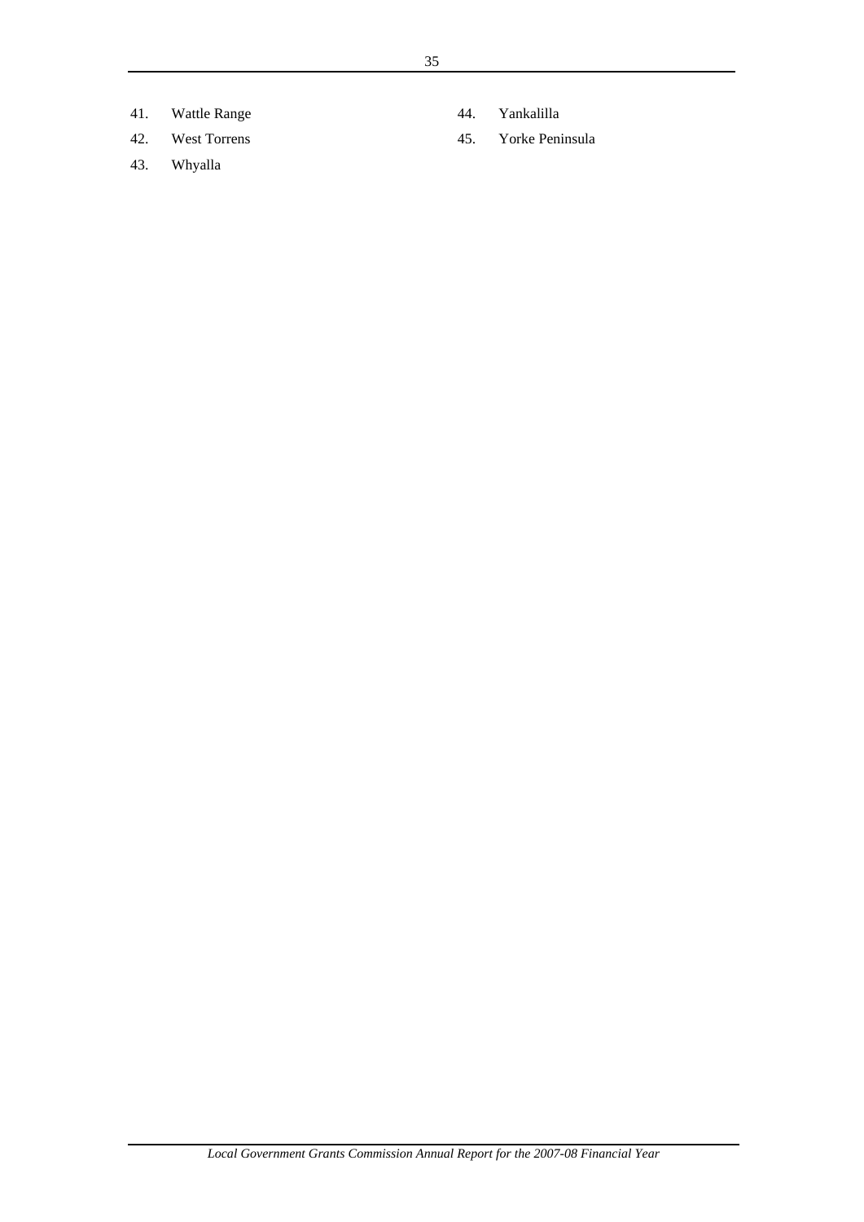41. Wattle Range
42. West Torrens
43. Whyalla
44. Yankalilla
45. Yorke Peninsula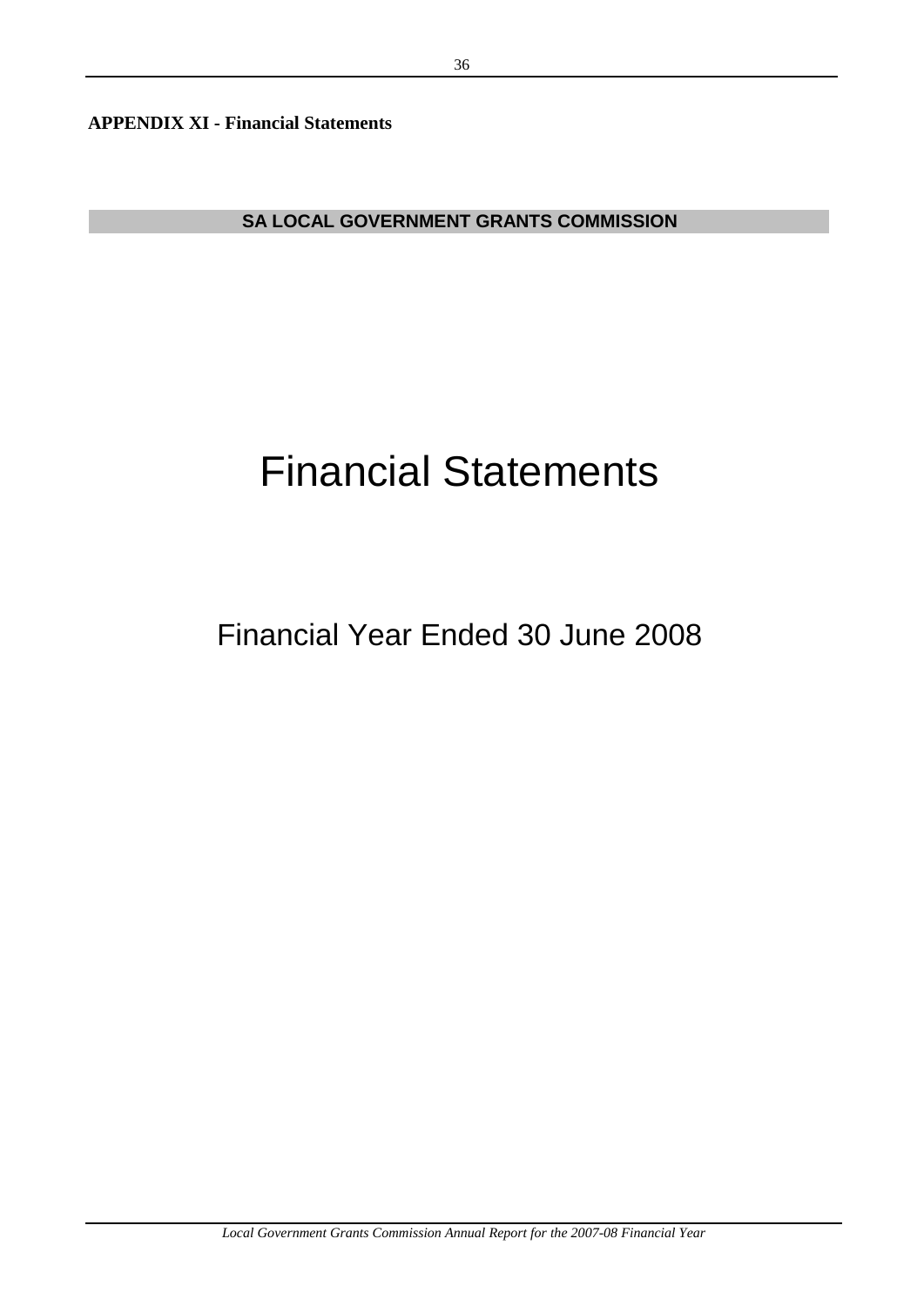**APPENDIX XI - Financial Statements**

**SA LOCAL GOVERNMENT GRANTS COMMISSION**

# Financial Statements

## Financial Year Ended 30 June 2008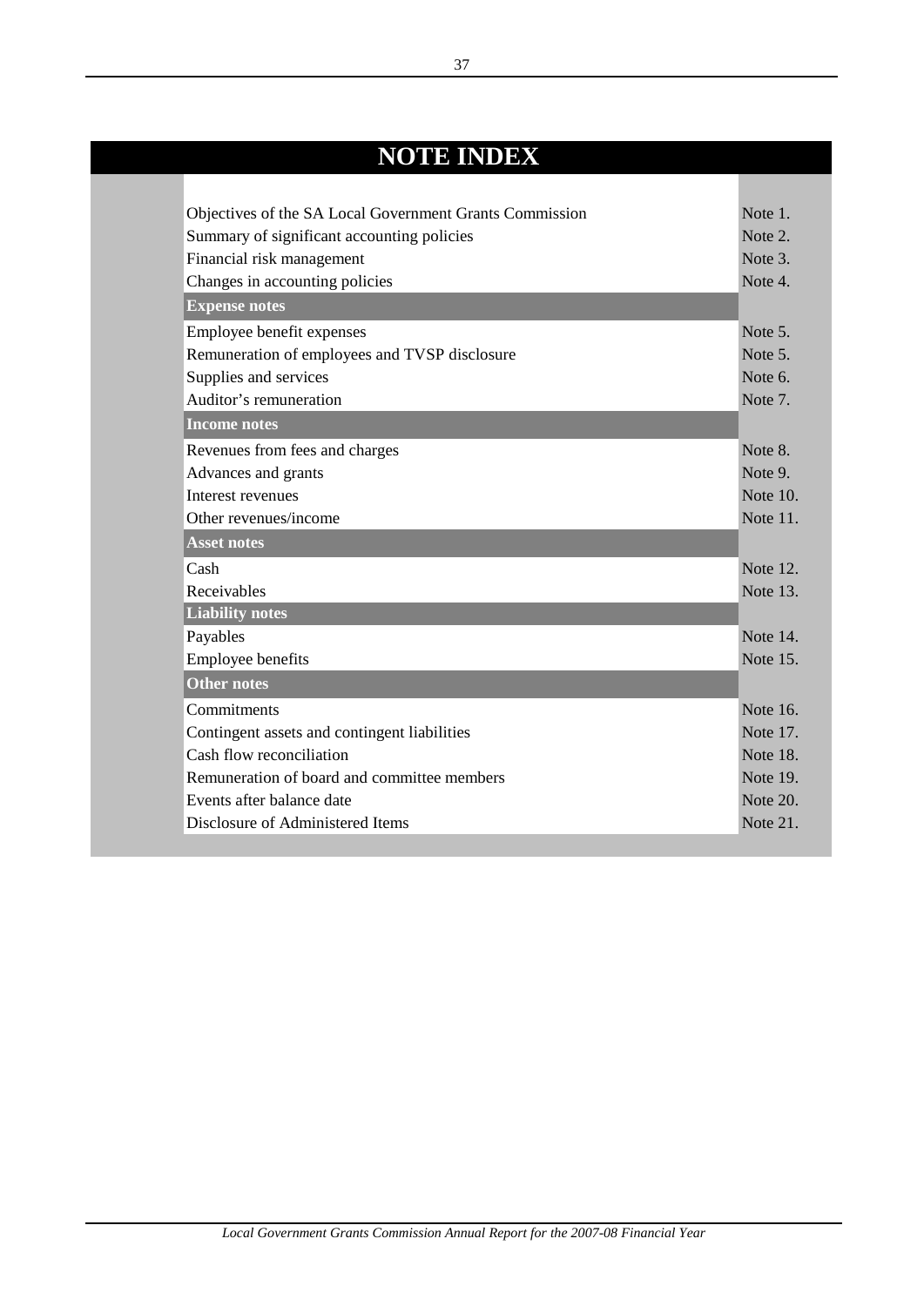# NOTE INDEX

| | |
|---|---|
| Objectives of the SA Local Government Grants Commission | Note 1. |
| Summary of significant accounting policies | Note 2. |
| Financial risk management | Note 3. |
| Changes in accounting policies | Note 4. |
| **Expense notes** | |
| Employee benefit expenses | Note 5. |
| Remuneration of employees and TVSP disclosure | Note 5. |
| Supplies and services | Note 6. |
| Auditor's remuneration | Note 7. |
| **Income notes** | |
| Revenues from fees and charges | Note 8. |
| Advances and grants | Note 9. |
| Interest revenues | Note 10. |
| Other revenues/income | Note 11. |
| **Asset notes** | |
| Cash | Note 12. |
| Receivables | Note 13. |
| **Liability notes** | |
| Payables | Note 14. |
| Employee benefits | Note 15. |
| **Other notes** | |
| Commitments | Note 16. |
| Contingent assets and contingent liabilities | Note 17. |
| Cash flow reconciliation | Note 18. |
| Remuneration of board and committee members | Note 19. |
| Events after balance date | Note 20. |
| Disclosure of Administered Items | Note 21. |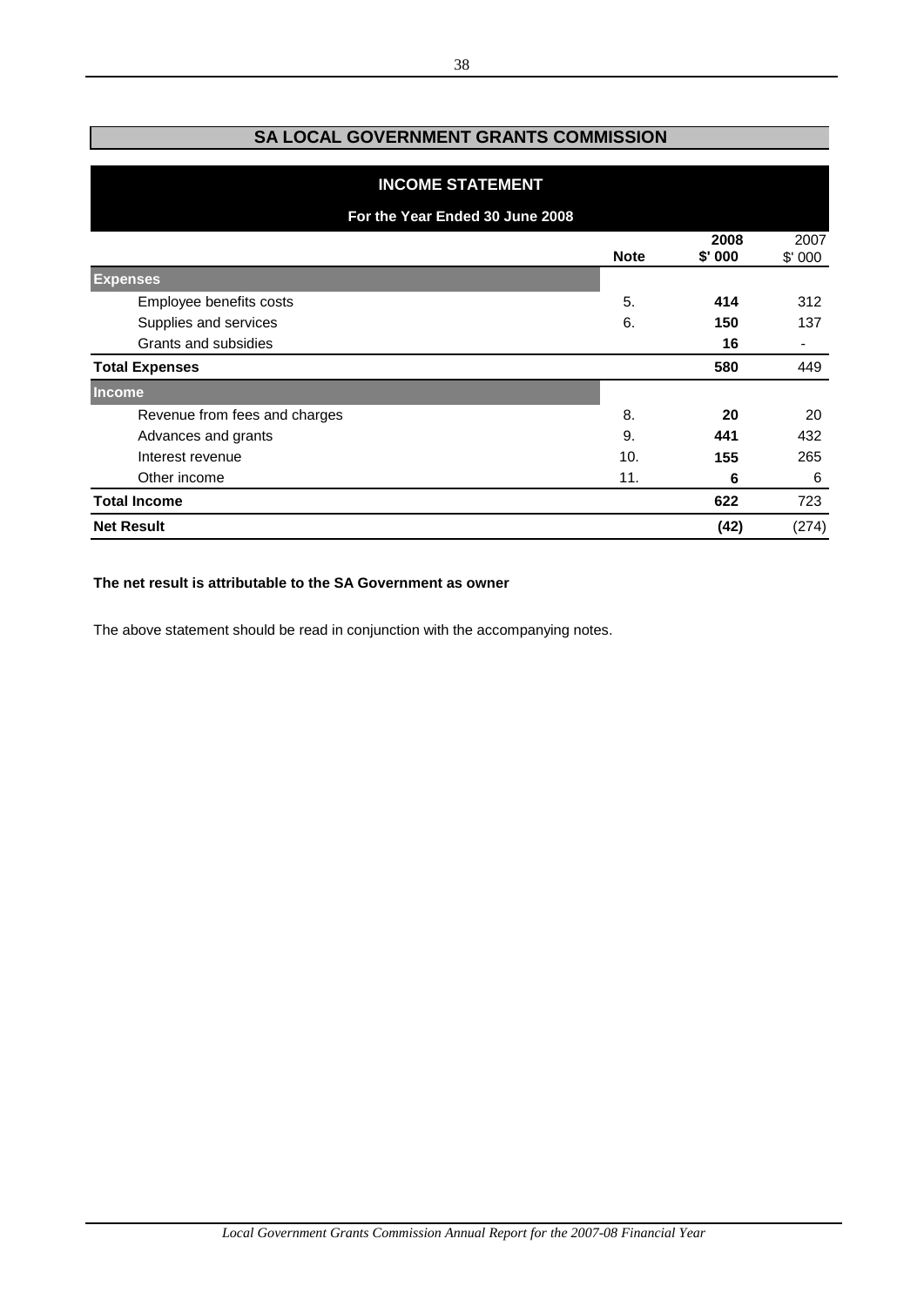## SA LOCAL GOVERNMENT GRANTS COMMISSION

### INCOME STATEMENT

**For the Year Ended 30 June 2008**

| | Note | 2008 $' 000 | 2007 $' 000 |
|---|---|---|---|
| **Expenses** | | | |
| Employee benefits costs | 5. | **414** | 312 |
| Supplies and services | 6. | **150** | 137 |
| Grants and subsidies | | **16** | - |
| **Total Expenses** | | **580** | 449 |
| **Income** | | | |
| Revenue from fees and charges | 8. | **20** | 20 |
| Advances and grants | 9. | **441** | 432 |
| Interest revenue | 10. | **155** | 265 |
| Other income | 11. | **6** | 6 |
| **Total Income** | | **622** | 723 |
| **Net Result** | | **(42)** | (274) |

**The net result is attributable to the SA Government as owner**

The above statement should be read in conjunction with the accompanying notes.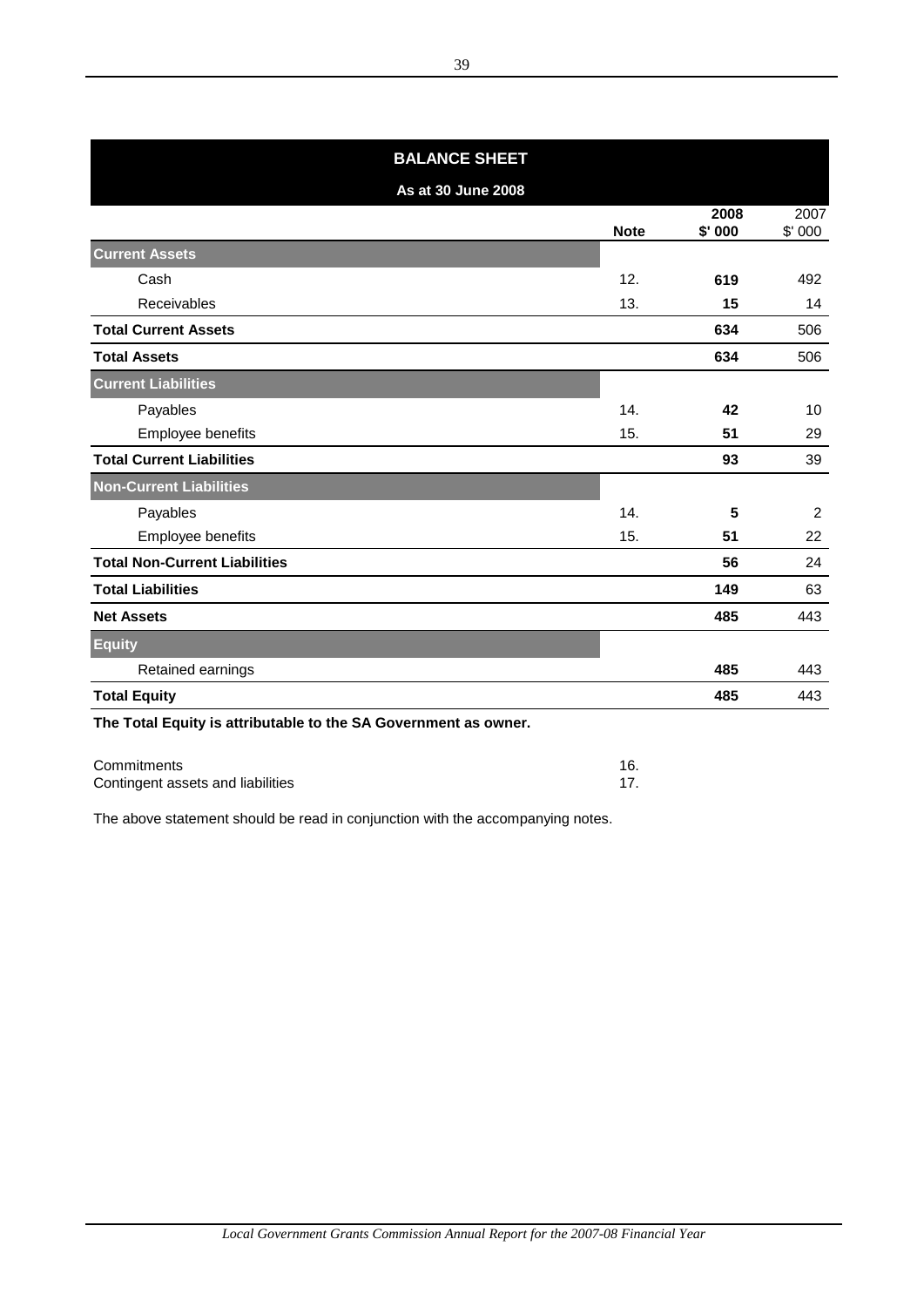## BALANCE SHEET

**As at 30 June 2008**

| | Note | 2008 $' 000 | 2007 $' 000 |
|---|---|---|---|
| **Current Assets** | | | |
| Cash | 12. | **619** | 492 |
| Receivables | 13. | **15** | 14 |
| **Total Current Assets** | | **634** | 506 |
| **Total Assets** | | **634** | 506 |
| **Current Liabilities** | | | |
| Payables | 14. | **42** | 10 |
| Employee benefits | 15. | **51** | 29 |
| **Total Current Liabilities** | | **93** | 39 |
| **Non-Current Liabilities** | | | |
| Payables | 14. | **5** | 2 |
| Employee benefits | 15. | **51** | 22 |
| **Total Non-Current Liabilities** | | **56** | 24 |
| **Total Liabilities** | | **149** | 63 |
| **Net Assets** | | **485** | 443 |
| **Equity** | | | |
| Retained earnings | | **485** | 443 |
| **Total Equity** | | **485** | 443 |

**The Total Equity is attributable to the SA Government as owner.**

| | |
|---|---|
| Commitments | 16. |
| Contingent assets and liabilities | 17. |

The above statement should be read in conjunction with the accompanying notes.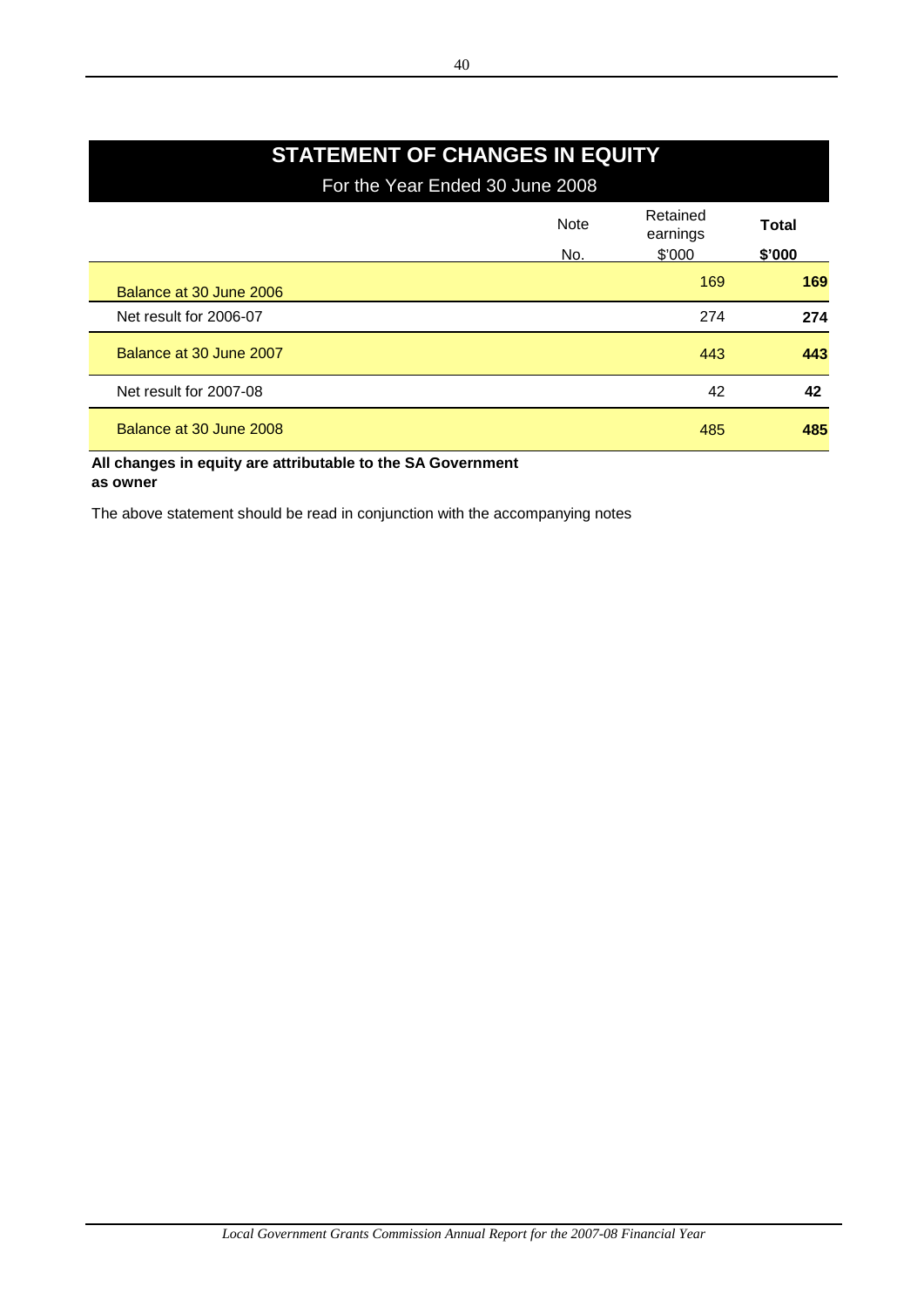# STATEMENT OF CHANGES IN EQUITY

For the Year Ended 30 June 2008

| | Note No. | Retained earnings $'000 | **Total $'000** |
|---|---|---|---|
| Balance at 30 June 2006 | | 169 | **169** |
| Net result for 2006-07 | | 274 | **274** |
| Balance at 30 June 2007 | | 443 | **443** |
| Net result for 2007-08 | | 42 | **42** |
| Balance at 30 June 2008 | | 485 | **485** |

**All changes in equity are attributable to the SA Government as owner**

The above statement should be read in conjunction with the accompanying notes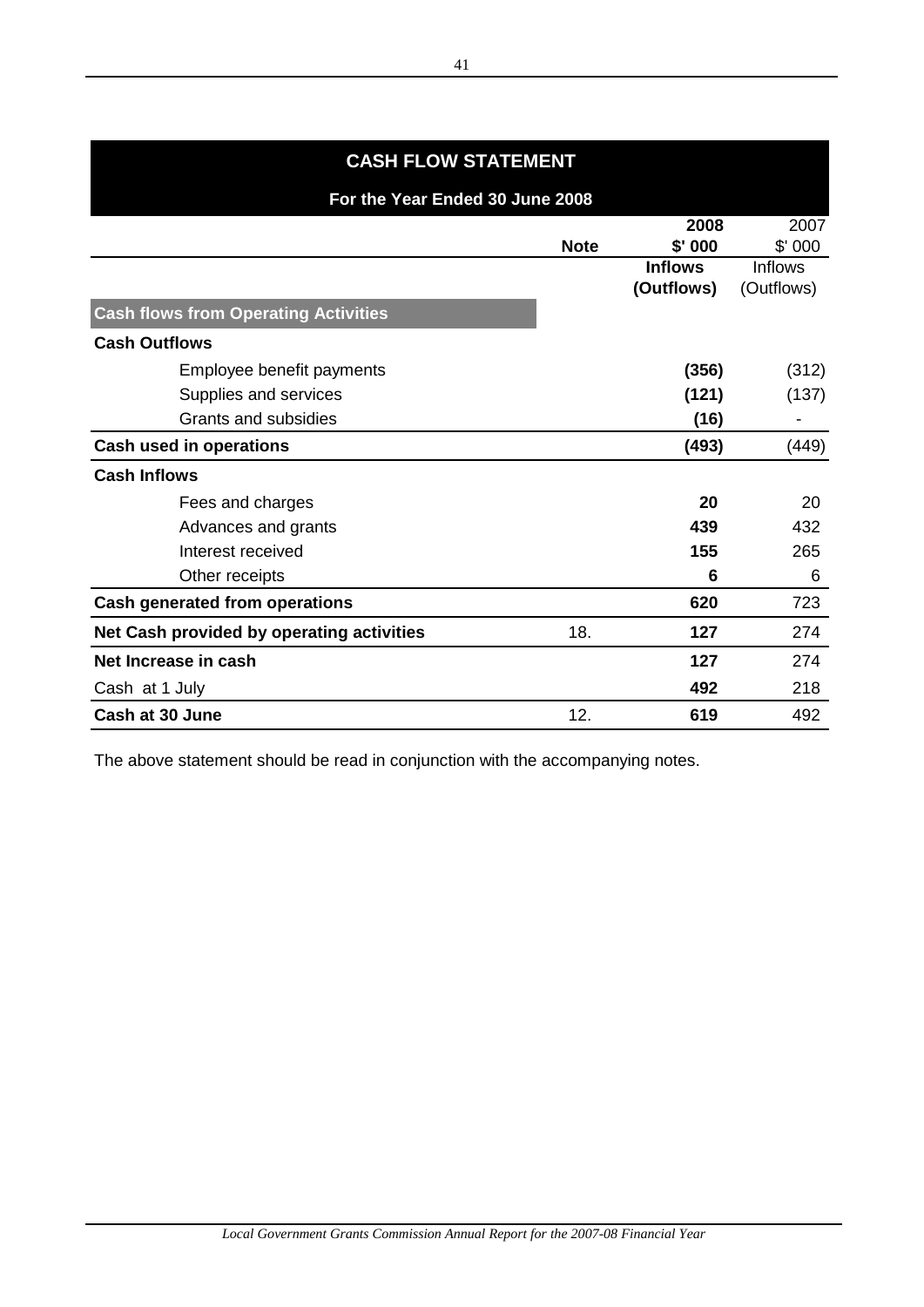# CASH FLOW STATEMENT

## For the Year Ended 30 June 2008

| | Note | 2008<br>$' 000<br>Inflows<br>(Outflows) | 2007<br>$' 000<br>Inflows<br>(Outflows) |
|---|---|---|---|
| **Cash flows from Operating Activities** | | | |
| **Cash Outflows** | | | |
| Employee benefit payments | | **(356)** | (312) |
| Supplies and services | | **(121)** | (137) |
| Grants and subsidies | | **(16)** | - |
| **Cash used in operations** | | **(493)** | (449) |
| **Cash Inflows** | | | |
| Fees and charges | | **20** | 20 |
| Advances and grants | | **439** | 432 |
| Interest received | | **155** | 265 |
| Other receipts | | **6** | 6 |
| **Cash generated from operations** | | **620** | 723 |
| **Net Cash provided by operating activities** | 18. | **127** | 274 |
| **Net Increase in cash** | | **127** | 274 |
| Cash at 1 July | | **492** | 218 |
| **Cash at 30 June** | 12. | **619** | 492 |

The above statement should be read in conjunction with the accompanying notes.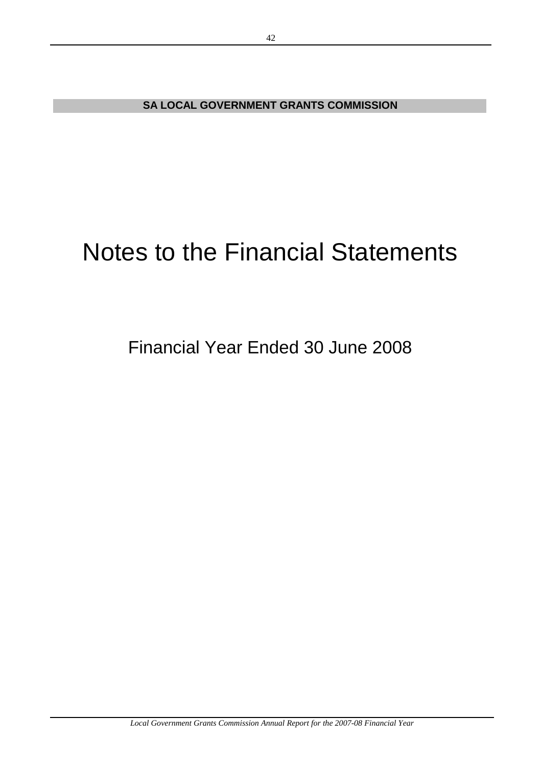**SA LOCAL GOVERNMENT GRANTS COMMISSION**

# Notes to the Financial Statements

## Financial Year Ended 30 June 2008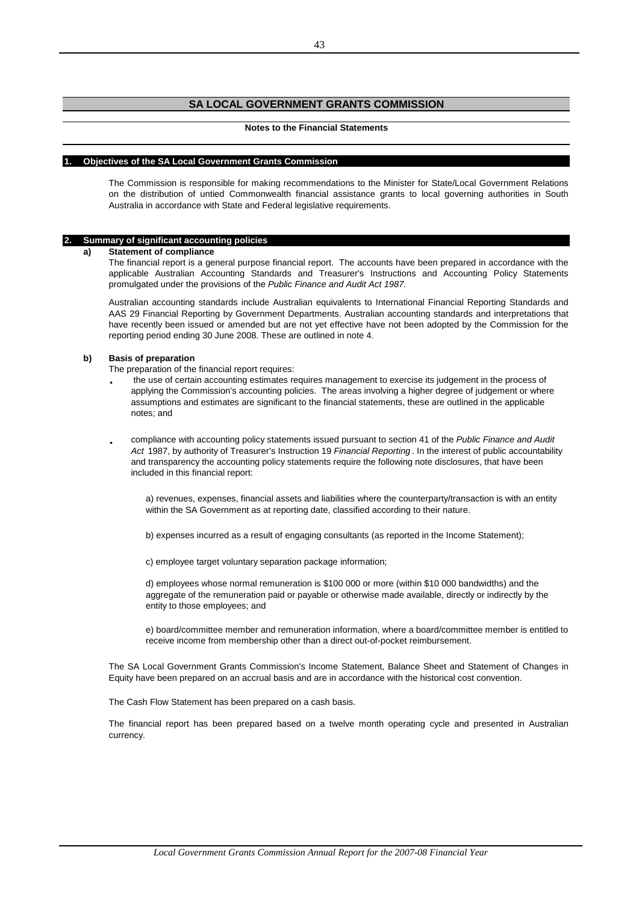## SA LOCAL GOVERNMENT GRANTS COMMISSION

**Notes to the Financial Statements**

### 1. Objectives of the SA Local Government Grants Commission

The Commission is responsible for making recommendations to the Minister for State/Local Government Relations on the distribution of untied Commonwealth financial assistance grants to local governing authorities in South Australia in accordance with State and Federal legislative requirements.

### 2. Summary of significant accounting policies

**a) Statement of compliance**

The financial report is a general purpose financial report. The accounts have been prepared in accordance with the applicable Australian Accounting Standards and Treasurer's Instructions and Accounting Policy Statements promulgated under the provisions of the *Public Finance and Audit Act 1987.*

Australian accounting standards include Australian equivalents to International Financial Reporting Standards and AAS 29 Financial Reporting by Government Departments. Australian accounting standards and interpretations that have recently been issued or amended but are not yet effective have not been adopted by the Commission for the reporting period ending 30 June 2008. These are outlined in note 4.

**b) Basis of preparation**

The preparation of the financial report requires:

- the use of certain accounting estimates requires management to exercise its judgement in the process of applying the Commission's accounting policies. The areas involving a higher degree of judgement or where assumptions and estimates are significant to the financial statements, these are outlined in the applicable notes; and

- compliance with accounting policy statements issued pursuant to section 41 of the *Public Finance and Audit Act* 1987, by authority of Treasurer's Instruction 19 *Financial Reporting*. In the interest of public accountability and transparency the accounting policy statements require the following note disclosures, that have been included in this financial report:

  a) revenues, expenses, financial assets and liabilities where the counterparty/transaction is with an entity within the SA Government as at reporting date, classified according to their nature.

  b) expenses incurred as a result of engaging consultants (as reported in the Income Statement);

  c) employee target voluntary separation package information;

  d) employees whose normal remuneration is $100 000 or more (within $10 000 bandwidths) and the aggregate of the remuneration paid or payable or otherwise made available, directly or indirectly by the entity to those employees; and

  e) board/committee member and remuneration information, where a board/committee member is entitled to receive income from membership other than a direct out-of-pocket reimbursement.

The SA Local Government Grants Commission's Income Statement, Balance Sheet and Statement of Changes in Equity have been prepared on an accrual basis and are in accordance with the historical cost convention.

The Cash Flow Statement has been prepared on a cash basis.

The financial report has been prepared based on a twelve month operating cycle and presented in Australian currency.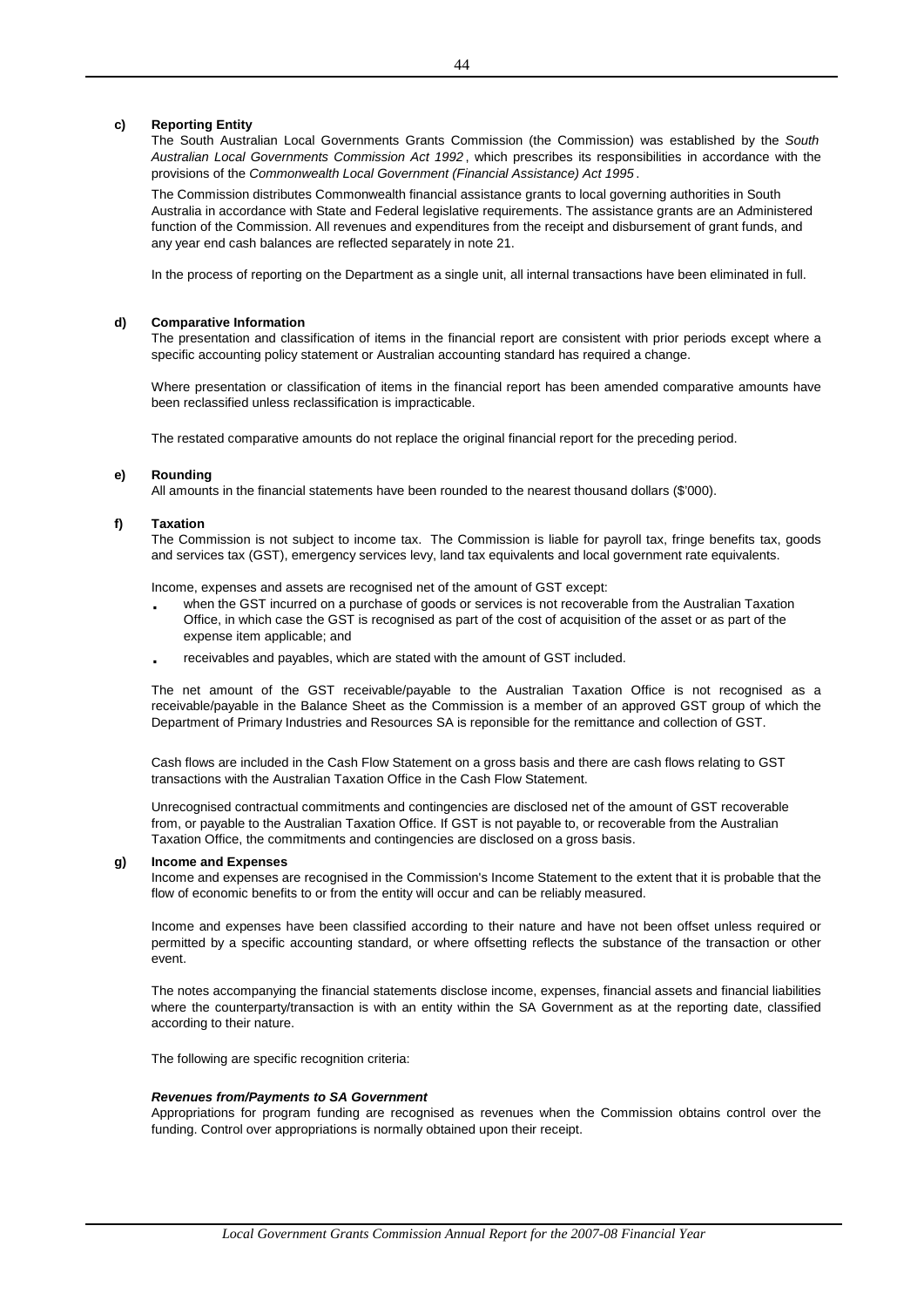**c) Reporting Entity**

The South Australian Local Governments Grants Commission (the Commission) was established by the *South Australian Local Governments Commission Act 1992*, which prescribes its responsibilities in accordance with the provisions of the *Commonwealth Local Government (Financial Assistance) Act 1995*.

The Commission distributes Commonwealth financial assistance grants to local governing authorities in South Australia in accordance with State and Federal legislative requirements. The assistance grants are an Administered function of the Commission. All revenues and expenditures from the receipt and disbursement of grant funds, and any year end cash balances are reflected separately in note 21.

In the process of reporting on the Department as a single unit, all internal transactions have been eliminated in full.

**d) Comparative Information**

The presentation and classification of items in the financial report are consistent with prior periods except where a specific accounting policy statement or Australian accounting standard has required a change.

Where presentation or classification of items in the financial report has been amended comparative amounts have been reclassified unless reclassification is impracticable.

The restated comparative amounts do not replace the original financial report for the preceding period.

**e) Rounding**

All amounts in the financial statements have been rounded to the nearest thousand dollars ($'000).

**f) Taxation**

The Commission is not subject to income tax. The Commission is liable for payroll tax, fringe benefits tax, goods and services tax (GST), emergency services levy, land tax equivalents and local government rate equivalents.

Income, expenses and assets are recognised net of the amount of GST except:

- when the GST incurred on a purchase of goods or services is not recoverable from the Australian Taxation Office, in which case the GST is recognised as part of the cost of acquisition of the asset or as part of the expense item applicable; and
- receivables and payables, which are stated with the amount of GST included.

The net amount of the GST receivable/payable to the Australian Taxation Office is not recognised as a receivable/payable in the Balance Sheet as the Commission is a member of an approved GST group of which the Department of Primary Industries and Resources SA is reponsible for the remittance and collection of GST.

Cash flows are included in the Cash Flow Statement on a gross basis and there are cash flows relating to GST transactions with the Australian Taxation Office in the Cash Flow Statement.

Unrecognised contractual commitments and contingencies are disclosed net of the amount of GST recoverable from, or payable to the Australian Taxation Office. If GST is not payable to, or recoverable from the Australian Taxation Office, the commitments and contingencies are disclosed on a gross basis.

**g) Income and Expenses**

Income and expenses are recognised in the Commission's Income Statement to the extent that it is probable that the flow of economic benefits to or from the entity will occur and can be reliably measured.

Income and expenses have been classified according to their nature and have not been offset unless required or permitted by a specific accounting standard, or where offsetting reflects the substance of the transaction or other event.

The notes accompanying the financial statements disclose income, expenses, financial assets and financial liabilities where the counterparty/transaction is with an entity within the SA Government as at the reporting date, classified according to their nature.

The following are specific recognition criteria:

***Revenues from/Payments to SA Government***

Appropriations for program funding are recognised as revenues when the Commission obtains control over the funding. Control over appropriations is normally obtained upon their receipt.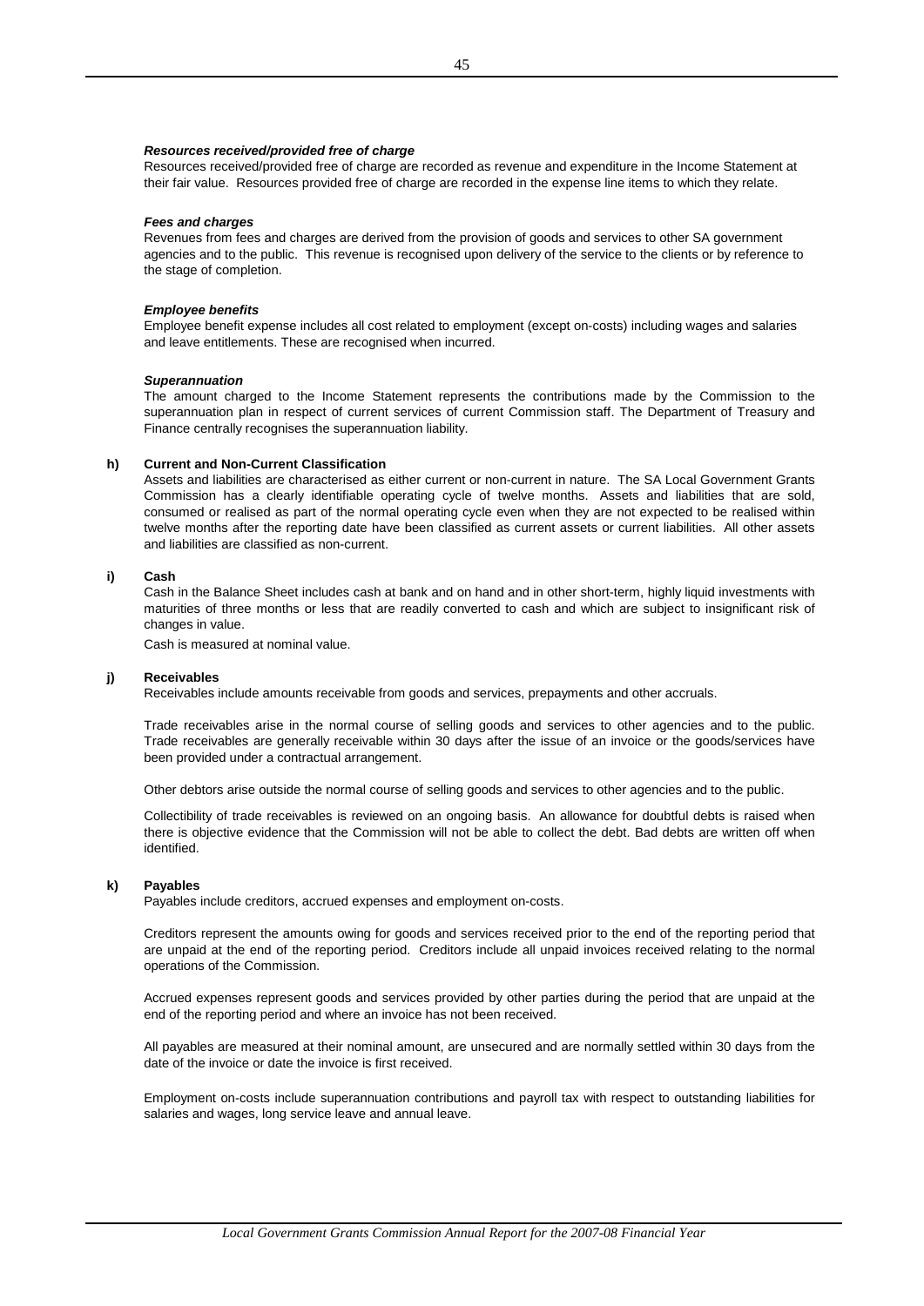***Resources received/provided free of charge***

Resources received/provided free of charge are recorded as revenue and expenditure in the Income Statement at their fair value. Resources provided free of charge are recorded in the expense line items to which they relate.

***Fees and charges***

Revenues from fees and charges are derived from the provision of goods and services to other SA government agencies and to the public. This revenue is recognised upon delivery of the service to the clients or by reference to the stage of completion.

***Employee benefits***

Employee benefit expense includes all cost related to employment (except on-costs) including wages and salaries and leave entitlements. These are recognised when incurred.

***Superannuation***

The amount charged to the Income Statement represents the contributions made by the Commission to the superannuation plan in respect of current services of current Commission staff. The Department of Treasury and Finance centrally recognises the superannuation liability.

**h) Current and Non-Current Classification**

Assets and liabilities are characterised as either current or non-current in nature. The SA Local Government Grants Commission has a clearly identifiable operating cycle of twelve months. Assets and liabilities that are sold, consumed or realised as part of the normal operating cycle even when they are not expected to be realised within twelve months after the reporting date have been classified as current assets or current liabilities. All other assets and liabilities are classified as non-current.

**i) Cash**

Cash in the Balance Sheet includes cash at bank and on hand and in other short-term, highly liquid investments with maturities of three months or less that are readily converted to cash and which are subject to insignificant risk of changes in value.

Cash is measured at nominal value.

**j) Receivables**

Receivables include amounts receivable from goods and services, prepayments and other accruals.

Trade receivables arise in the normal course of selling goods and services to other agencies and to the public. Trade receivables are generally receivable within 30 days after the issue of an invoice or the goods/services have been provided under a contractual arrangement.

Other debtors arise outside the normal course of selling goods and services to other agencies and to the public.

Collectibility of trade receivables is reviewed on an ongoing basis. An allowance for doubtful debts is raised when there is objective evidence that the Commission will not be able to collect the debt. Bad debts are written off when identified.

**k) Payables**

Payables include creditors, accrued expenses and employment on-costs.

Creditors represent the amounts owing for goods and services received prior to the end of the reporting period that are unpaid at the end of the reporting period. Creditors include all unpaid invoices received relating to the normal operations of the Commission.

Accrued expenses represent goods and services provided by other parties during the period that are unpaid at the end of the reporting period and where an invoice has not been received.

All payables are measured at their nominal amount, are unsecured and are normally settled within 30 days from the date of the invoice or date the invoice is first received.

Employment on-costs include superannuation contributions and payroll tax with respect to outstanding liabilities for salaries and wages, long service leave and annual leave.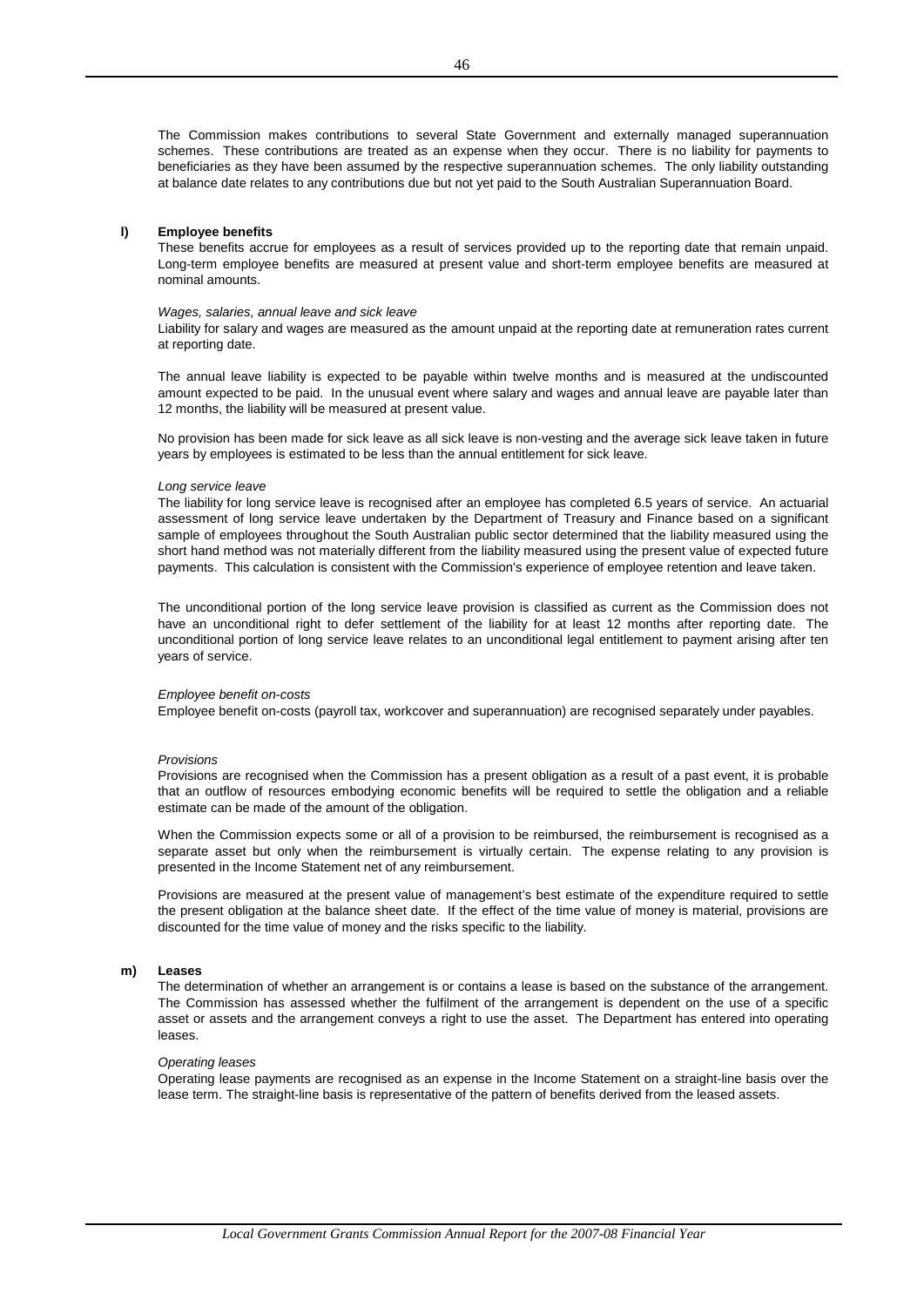The Commission makes contributions to several State Government and externally managed superannuation schemes. These contributions are treated as an expense when they occur. There is no liability for payments to beneficiaries as they have been assumed by the respective superannuation schemes. The only liability outstanding at balance date relates to any contributions due but not yet paid to the South Australian Superannuation Board.

**l) Employee benefits**

These benefits accrue for employees as a result of services provided up to the reporting date that remain unpaid. Long-term employee benefits are measured at present value and short-term employee benefits are measured at nominal amounts.

*Wages, salaries, annual leave and sick leave*

Liability for salary and wages are measured as the amount unpaid at the reporting date at remuneration rates current at reporting date.

The annual leave liability is expected to be payable within twelve months and is measured at the undiscounted amount expected to be paid. In the unusual event where salary and wages and annual leave are payable later than 12 months, the liability will be measured at present value.

No provision has been made for sick leave as all sick leave is non-vesting and the average sick leave taken in future years by employees is estimated to be less than the annual entitlement for sick leave.

*Long service leave*

The liability for long service leave is recognised after an employee has completed 6.5 years of service. An actuarial assessment of long service leave undertaken by the Department of Treasury and Finance based on a significant sample of employees throughout the South Australian public sector determined that the liability measured using the short hand method was not materially different from the liability measured using the present value of expected future payments. This calculation is consistent with the Commission's experience of employee retention and leave taken.

The unconditional portion of the long service leave provision is classified as current as the Commission does not have an unconditional right to defer settlement of the liability for at least 12 months after reporting date. The unconditional portion of long service leave relates to an unconditional legal entitlement to payment arising after ten years of service.

*Employee benefit on-costs*

Employee benefit on-costs (payroll tax, workcover and superannuation) are recognised separately under payables.

*Provisions*

Provisions are recognised when the Commission has a present obligation as a result of a past event, it is probable that an outflow of resources embodying economic benefits will be required to settle the obligation and a reliable estimate can be made of the amount of the obligation.

When the Commission expects some or all of a provision to be reimbursed, the reimbursement is recognised as a separate asset but only when the reimbursement is virtually certain. The expense relating to any provision is presented in the Income Statement net of any reimbursement.

Provisions are measured at the present value of management's best estimate of the expenditure required to settle the present obligation at the balance sheet date. If the effect of the time value of money is material, provisions are discounted for the time value of money and the risks specific to the liability.

**m) Leases**

The determination of whether an arrangement is or contains a lease is based on the substance of the arrangement. The Commission has assessed whether the fulfilment of the arrangement is dependent on the use of a specific asset or assets and the arrangement conveys a right to use the asset. The Department has entered into operating leases.

*Operating leases*

Operating lease payments are recognised as an expense in the Income Statement on a straight-line basis over the lease term. The straight-line basis is representative of the pattern of benefits derived from the leased assets.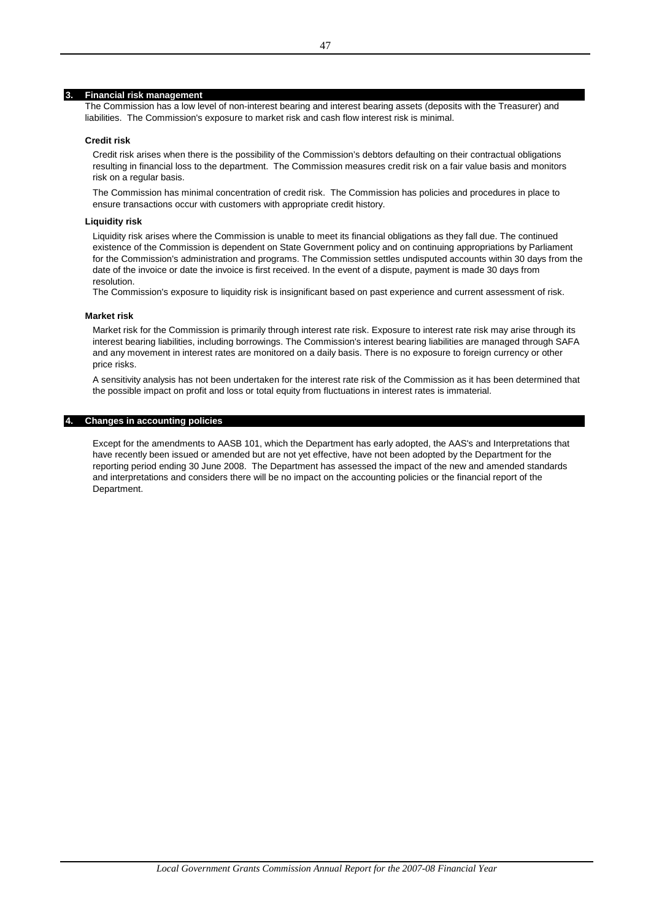## 3. Financial risk management

The Commission has a low level of non-interest bearing and interest bearing assets (deposits with the Treasurer) and liabilities. The Commission's exposure to market risk and cash flow interest risk is minimal.

### Credit risk

Credit risk arises when there is the possibility of the Commission's debtors defaulting on their contractual obligations resulting in financial loss to the department. The Commission measures credit risk on a fair value basis and monitors risk on a regular basis.

The Commission has minimal concentration of credit risk. The Commission has policies and procedures in place to ensure transactions occur with customers with appropriate credit history.

### Liquidity risk

Liquidity risk arises where the Commission is unable to meet its financial obligations as they fall due. The continued existence of the Commission is dependent on State Government policy and on continuing appropriations by Parliament for the Commission's administration and programs. The Commission settles undisputed accounts within 30 days from the date of the invoice or date the invoice is first received. In the event of a dispute, payment is made 30 days from resolution.

The Commission's exposure to liquidity risk is insignificant based on past experience and current assessment of risk.

### Market risk

Market risk for the Commission is primarily through interest rate risk. Exposure to interest rate risk may arise through its interest bearing liabilities, including borrowings. The Commission's interest bearing liabilities are managed through SAFA and any movement in interest rates are monitored on a daily basis. There is no exposure to foreign currency or other price risks.

A sensitivity analysis has not been undertaken for the interest rate risk of the Commission as it has been determined that the possible impact on profit and loss or total equity from fluctuations in interest rates is immaterial.

## 4. Changes in accounting policies

Except for the amendments to AASB 101, which the Department has early adopted, the AAS's and Interpretations that have recently been issued or amended but are not yet effective, have not been adopted by the Department for the reporting period ending 30 June 2008. The Department has assessed the impact of the new and amended standards and interpretations and considers there will be no impact on the accounting policies or the financial report of the Department.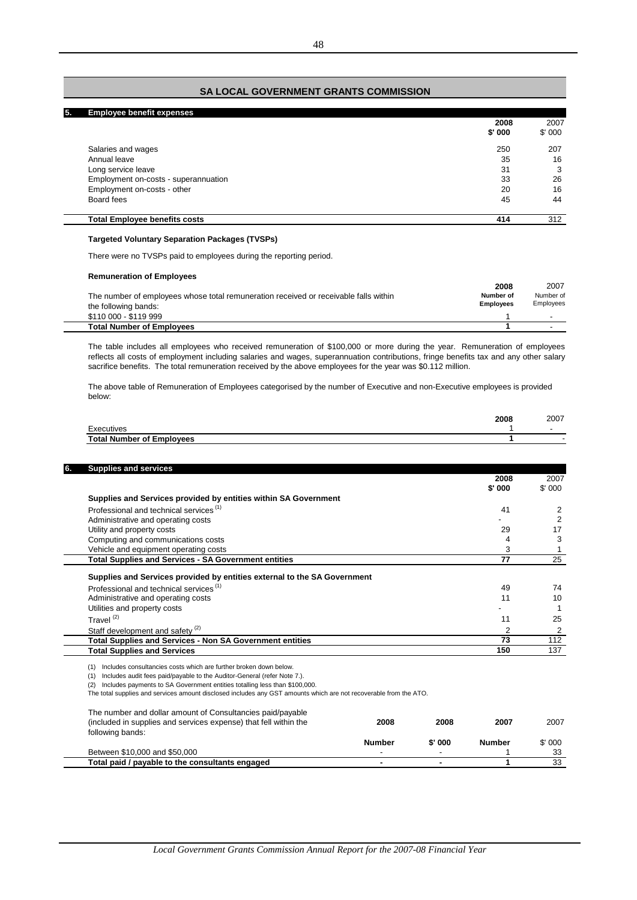## SA LOCAL GOVERNMENT GRANTS COMMISSION

### 5. Employee benefit expenses

| | 2008 $' 000 | 2007 $' 000 |
|---|---|---|
| Salaries and wages | 250 | 207 |
| Annual leave | 35 | 16 |
| Long service leave | 31 | 3 |
| Employment on-costs - superannuation | 33 | 26 |
| Employment on-costs - other | 20 | 16 |
| Board fees | 45 | 44 |
| **Total Employee benefits costs** | **414** | 312 |

**Targeted Voluntary Separation Packages (TVSPs)**

There were no TVSPs paid to employees during the reporting period.

**Remuneration of Employees**

| The number of employees whose total remuneration received or receivable falls within the following bands: | 2008 Number of Employees | 2007 Number of Employees |
|---|---|---|
| $110 000 - $119 999 | 1 | - |
| **Total Number of Employees** | **1** | - |

The table includes all employees who received remuneration of $100,000 or more during the year. Remuneration of employees reflects all costs of employment including salaries and wages, superannuation contributions, fringe benefits tax and any other salary sacrifice benefits. The total remuneration received by the above employees for the year was $0.112 million.

The above table of Remuneration of Employees categorised by the number of Executive and non-Executive employees is provided below:

| | 2008 | 2007 |
|---|---|---|
| Executives | 1 | - |
| **Total Number of Employees** | **1** | - |

### 6. Supplies and services

| | 2008 $' 000 | 2007 $' 000 |
|---|---|---|
| **Supplies and Services provided by entities within SA Government** | | |
| Professional and technical services [1] | 41 | 2 |
| Administrative and operating costs | - | 2 |
| Utility and property costs | 29 | 17 |
| Computing and communications costs | 4 | 3 |
| Vehicle and equipment operating costs | 3 | 1 |
| **Total Supplies and Services - SA Government entities** | **77** | 25 |
| **Supplies and Services provided by entities external to the SA Government** | | |
| Professional and technical services [1] | 49 | 74 |
| Administrative and operating costs | 11 | 10 |
| Utilities and property costs | - | 1 |
| Travel [2] | 11 | 25 |
| Staff development and safety [2] | 2 | 2 |
| **Total Supplies and Services - Non SA Government entities** | **73** | 112 |
| **Total Supplies and Services** | **150** | 137 |

(1) Includes consultancies costs which are further broken down below.
(1) Includes audit fees paid/payable to the Auditor-General (refer Note 7.).
(2) Includes payments to SA Government entities totalling less than $100,000.
The total supplies and services amount disclosed includes any GST amounts which are not recoverable from the ATO.

| The number and dollar amount of Consultancies paid/payable (included in supplies and services expense) that fell within the following bands: | 2008 Number | 2008 $' 000 | 2007 Number | 2007 $' 000 |
|---|---|---|---|---|
| Between $10,000 and $50,000 | - | - | 1 | 33 |
| **Total paid / payable to the consultants engaged** | **-** | **-** | **1** | 33 |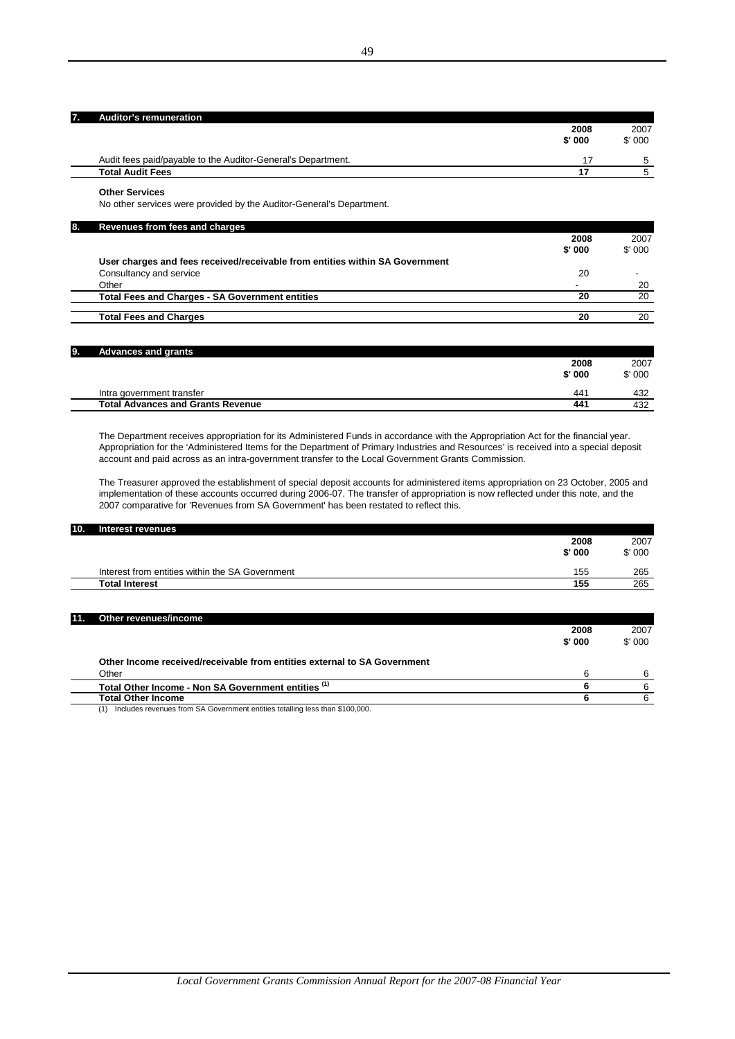## 7. Auditor's remuneration

| | 2008<br>$' 000 | 2007<br>$' 000 |
|---|---|---|
| Audit fees paid/payable to the Auditor-General's Department. | 17 | 5 |
| **Total Audit Fees** | **17** | 5 |

**Other Services**

No other services were provided by the Auditor-General's Department.

## 8. Revenues from fees and charges

| | 2008<br>$' 000 | 2007<br>$' 000 |
|---|---|---|
| **User charges and fees received/receivable from entities within SA Government** | | |
| Consultancy and service | 20 | - |
| Other | - | 20 |
| **Total Fees and Charges - SA Government entities** | **20** | 20 |
| **Total Fees and Charges** | **20** | 20 |

## 9. Advances and grants

| | 2008<br>$' 000 | 2007<br>$' 000 |
|---|---|---|
| Intra government transfer | 441 | 432 |
| **Total Advances and Grants Revenue** | **441** | 432 |

The Department receives appropriation for its Administered Funds in accordance with the Appropriation Act for the financial year. Appropriation for the 'Administered Items for the Department of Primary Industries and Resources' is received into a special deposit account and paid across as an intra-government transfer to the Local Government Grants Commission.

The Treasurer approved the establishment of special deposit accounts for administered items appropriation on 23 October, 2005 and implementation of these accounts occurred during 2006-07. The transfer of appropriation is now reflected under this note, and the 2007 comparative for 'Revenues from SA Government' has been restated to reflect this.

## 10. Interest revenues

| | 2008<br>$' 000 | 2007<br>$' 000 |
|---|---|---|
| Interest from entities within the SA Government | 155 | 265 |
| **Total Interest** | **155** | 265 |

## 11. Other revenues/income

| | 2008<br>$' 000 | 2007<br>$' 000 |
|---|---|---|
| **Other Income received/receivable from entities external to SA Government** | | |
| Other | 6 | 6 |
| **Total Other Income - Non SA Government entities [(1)]** | **6** | 6 |
| **Total Other Income** | **6** | 6 |

(1) Includes revenues from SA Government entities totalling less than $100,000.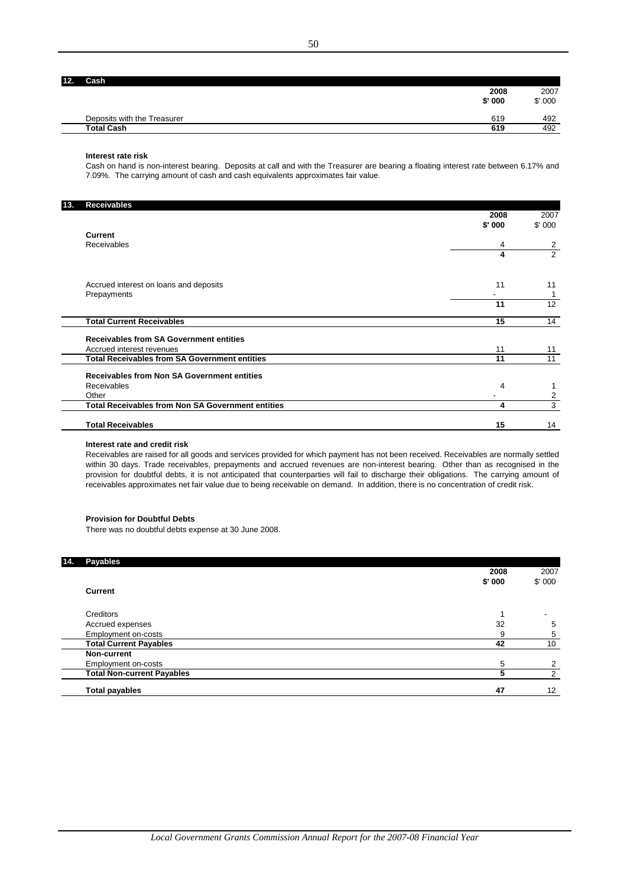## 12. Cash

| | 2008<br>$' 000 | 2007<br>$' 000 |
|---|---|---|
| Deposits with the Treasurer | 619 | 492 |
| **Total Cash** | **619** | 492 |

**Interest rate risk**

Cash on hand is non-interest bearing. Deposits at call and with the Treasurer are bearing a floating interest rate between 6.17% and 7.09%. The carrying amount of cash and cash equivalents approximates fair value.

## 13. Receivables

| | 2008<br>$' 000 | 2007<br>$' 000 |
|---|---|---|
| **Current** | | |
| Receivables | 4 | 2 |
| | **4** | 2 |
| Accrued interest on loans and deposits | 11 | 11 |
| Prepayments | - | 1 |
| | **11** | 12 |
| **Total Current Receivables** | **15** | 14 |
| **Receivables from SA Government entities** | | |
| Accrued interest revenues | 11 | 11 |
| **Total Receivables from SA Government entities** | **11** | 11 |
| **Receivables from Non SA Government entities** | | |
| Receivables | 4 | 1 |
| Other | - | 2 |
| **Total Receivables from Non SA Government entities** | **4** | 3 |
| **Total Receivables** | **15** | 14 |

**Interest rate and credit risk**

Receivables are raised for all goods and services provided for which payment has not been received. Receivables are normally settled within 30 days. Trade receivables, prepayments and accrued revenues are non-interest bearing. Other than as recognised in the provision for doubtful debts, it is not anticipated that counterparties will fail to discharge their obligations. The carrying amount of receivables approximates net fair value due to being receivable on demand. In addition, there is no concentration of credit risk.

**Provision for Doubtful Debts**

There was no doubtful debts expense at 30 June 2008.

## 14. Payables

| | 2008<br>$' 000 | 2007<br>$' 000 |
|---|---|---|
| **Current** | | |
| Creditors | 1 | - |
| Accrued expenses | 32 | 5 |
| Employment on-costs | 9 | 5 |
| **Total Current Payables** | **42** | 10 |
| **Non-current** | | |
| Employment on-costs | 5 | 2 |
| **Total Non-current Payables** | **5** | 2 |
| **Total payables** | **47** | 12 |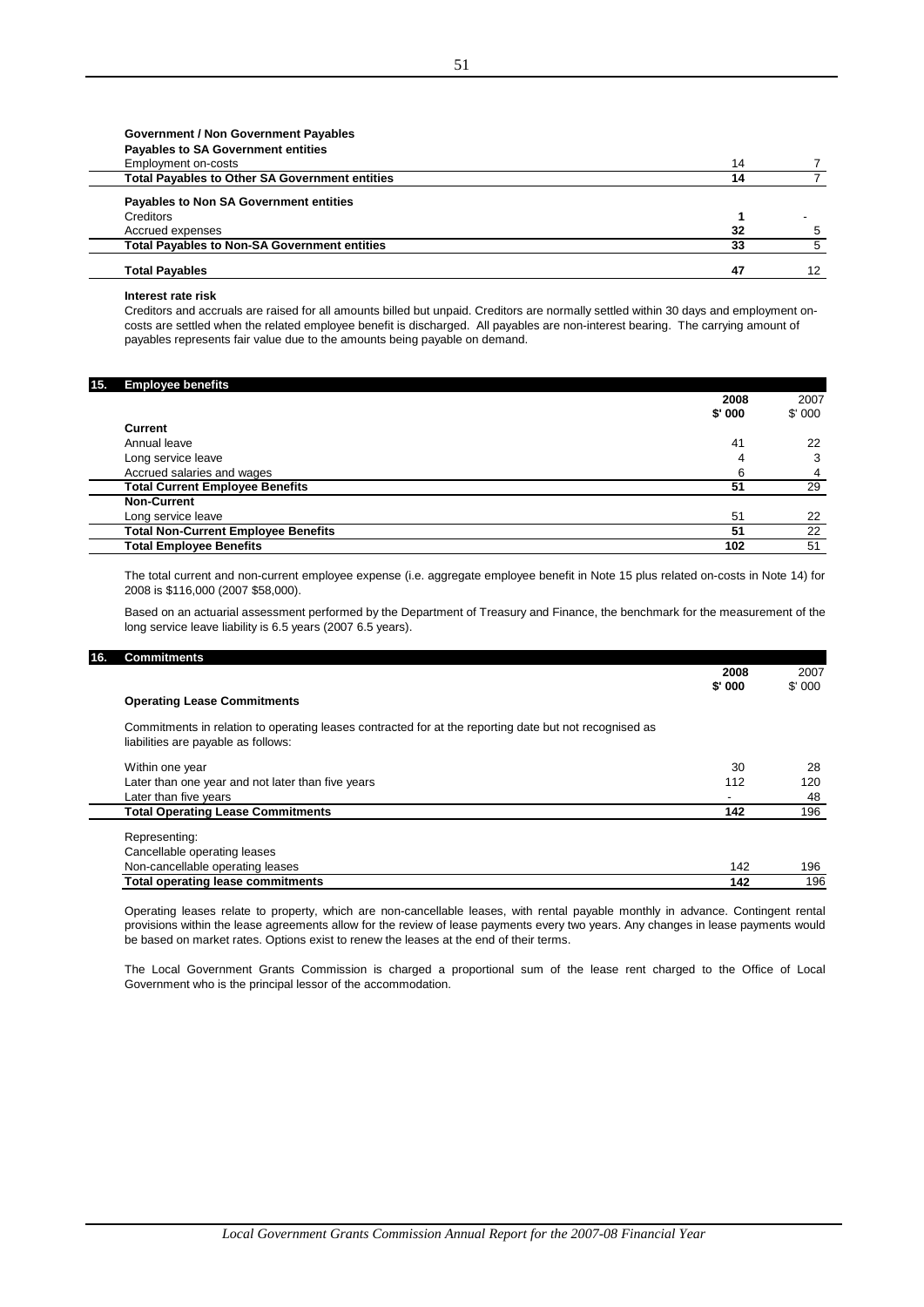| **Government / Non Government Payables** | | |
|---|---|---|
| **Payables to SA Government entities** | | |
| Employment on-costs | 14 | 7 |
| **Total Payables to Other SA Government entities** | **14** | 7 |
| **Payables to Non SA Government entities** | | |
| Creditors | **1** | - |
| Accrued expenses | **32** | 5 |
| **Total Payables to Non-SA Government entities** | **33** | 5 |
| **Total Payables** | **47** | 12 |

**Interest rate risk**

Creditors and accruals are raised for all amounts billed but unpaid. Creditors are normally settled within 30 days and employment on-costs are settled when the related employee benefit is discharged. All payables are non-interest bearing. The carrying amount of payables represents fair value due to the amounts being payable on demand.

## 15. Employee benefits

| | **2008** **\$' 000** | 2007 \$' 000 |
|---|---|---|
| **Current** | | |
| Annual leave | 41 | 22 |
| Long service leave | 4 | 3 |
| Accrued salaries and wages | 6 | 4 |
| **Total Current Employee Benefits** | **51** | 29 |
| **Non-Current** | | |
| Long service leave | 51 | 22 |
| **Total Non-Current Employee Benefits** | **51** | 22 |
| **Total Employee Benefits** | **102** | 51 |

The total current and non-current employee expense (i.e. aggregate employee benefit in Note 15 plus related on-costs in Note 14) for 2008 is \$116,000 (2007 \$58,000).

Based on an actuarial assessment performed by the Department of Treasury and Finance, the benchmark for the measurement of the long service leave liability is 6.5 years (2007 6.5 years).

## 16. Commitments

| **Operating Lease Commitments** | **2008** **\$' 000** | 2007 \$' 000 |
|---|---|---|
| Commitments in relation to operating leases contracted for at the reporting date but not recognised as liabilities are payable as follows: | | |
| Within one year | 30 | 28 |
| Later than one year and not later than five years | 112 | 120 |
| Later than five years | - | 48 |
| **Total Operating Lease Commitments** | **142** | 196 |
| Representing: | | |
| Cancellable operating leases | | |
| Non-cancellable operating leases | 142 | 196 |
| **Total operating lease commitments** | **142** | 196 |

Operating leases relate to property, which are non-cancellable leases, with rental payable monthly in advance. Contingent rental provisions within the lease agreements allow for the review of lease payments every two years. Any changes in lease payments would be based on market rates. Options exist to renew the leases at the end of their terms.

The Local Government Grants Commission is charged a proportional sum of the lease rent charged to the Office of Local Government who is the principal lessor of the accommodation.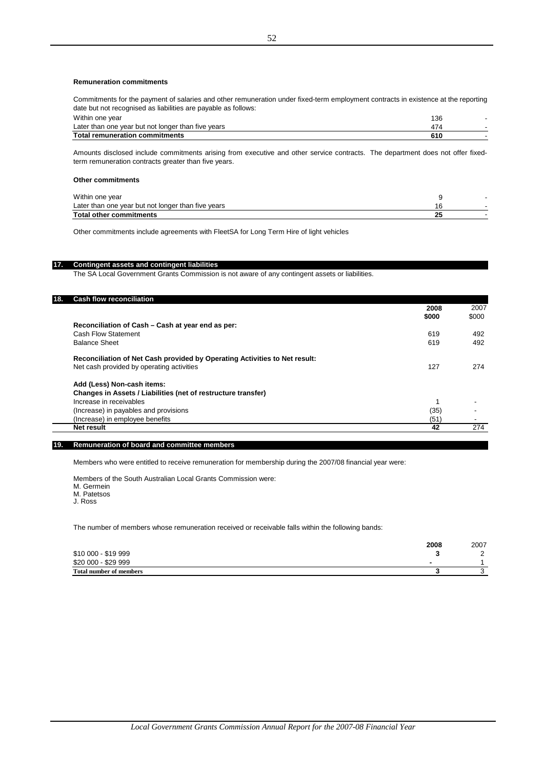### Remuneration commitments

Commitments for the payment of salaries and other remuneration under fixed-term employment contracts in existence at the reporting date but not recognised as liabilities are payable as follows:

| | | |
|---|---|---|
| Within one year | 136 | - |
| Later than one year but not longer than five years | 474 | - |
| **Total remuneration commitments** | **610** | - |

Amounts disclosed include commitments arising from executive and other service contracts. The department does not offer fixed-term remuneration contracts greater than five years.

### Other commitments

| | | |
|---|---|---|
| Within one year | 9 | - |
| Later than one year but not longer than five years | 16 | - |
| **Total other commitments** | **25** | - |

Other commitments include agreements with FleetSA for Long Term Hire of light vehicles

## 17. Contingent assets and contingent liabilities

The SA Local Government Grants Commission is not aware of any contingent assets or liabilities.

## 18. Cash flow reconciliation

| | **2008** | 2007 |
|---|---|---|
| | **$000** | $000 |
| **Reconciliation of Cash – Cash at year end as per:** | | |
| Cash Flow Statement | 619 | 492 |
| Balance Sheet | 619 | 492 |
| **Reconciliation of Net Cash provided by Operating Activities to Net result:** | | |
| Net cash provided by operating activities | 127 | 274 |
| **Add (Less) Non-cash items:** | | |
| **Changes in Assets / Liabilities (net of restructure transfer)** | | |
| Increase in receivables | 1 | - |
| (Increase) in payables and provisions | (35) | - |
| (Increase) in employee benefits | (51) | - |
| **Net result** | **42** | 274 |

## 19. Remuneration of board and committee members

Members who were entitled to receive remuneration for membership during the 2007/08 financial year were:

Members of the South Australian Local Grants Commission were:
M. Germein
M. Patetsos
J. Ross

The number of members whose remuneration received or receivable falls within the following bands:

| | **2008** | 2007 |
|---|---|---|
| $10 000 - $19 999 | **3** | 2 |
| $20 000 - $29 999 | **-** | 1 |
| **Total number of members** | **3** | 3 |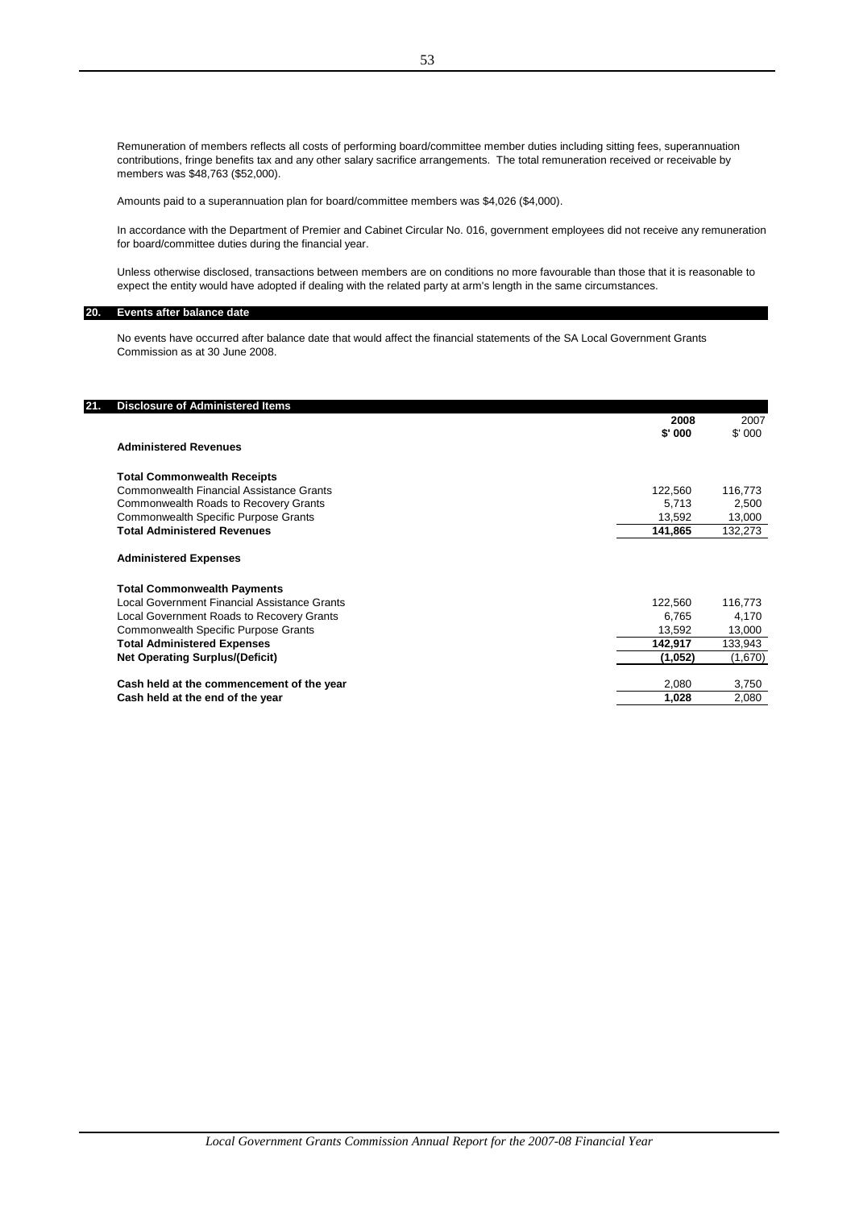Remuneration of members reflects all costs of performing board/committee member duties including sitting fees, superannuation contributions, fringe benefits tax and any other salary sacrifice arrangements. The total remuneration received or receivable by members was $48,763 ($52,000).

Amounts paid to a superannuation plan for board/committee members was $4,026 ($4,000).

In accordance with the Department of Premier and Cabinet Circular No. 016, government employees did not receive any remuneration for board/committee duties during the financial year.

Unless otherwise disclosed, transactions between members are on conditions no more favourable than those that it is reasonable to expect the entity would have adopted if dealing with the related party at arm's length in the same circumstances.

## 20. Events after balance date

No events have occurred after balance date that would affect the financial statements of the SA Local Government Grants Commission as at 30 June 2008.

## 21. Disclosure of Administered Items

| | 2008 $' 000 | 2007 $' 000 |
|---|---|---|
| **Administered Revenues** | | |
| **Total Commonwealth Receipts** | | |
| Commonwealth Financial Assistance Grants | 122,560 | 116,773 |
| Commonwealth Roads to Recovery Grants | 5,713 | 2,500 |
| Commonwealth Specific Purpose Grants | 13,592 | 13,000 |
| **Total Administered Revenues** | **141,865** | 132,273 |
| **Administered Expenses** | | |
| **Total Commonwealth Payments** | | |
| Local Government Financial Assistance Grants | 122,560 | 116,773 |
| Local Government Roads to Recovery Grants | 6,765 | 4,170 |
| Commonwealth Specific Purpose Grants | 13,592 | 13,000 |
| **Total Administered Expenses** | **142,917** | 133,943 |
| **Net Operating Surplus/(Deficit)** | **(1,052)** | (1,670) |
| **Cash held at the commencement of the year** | 2,080 | 3,750 |
| **Cash held at the end of the year** | **1,028** | 2,080 |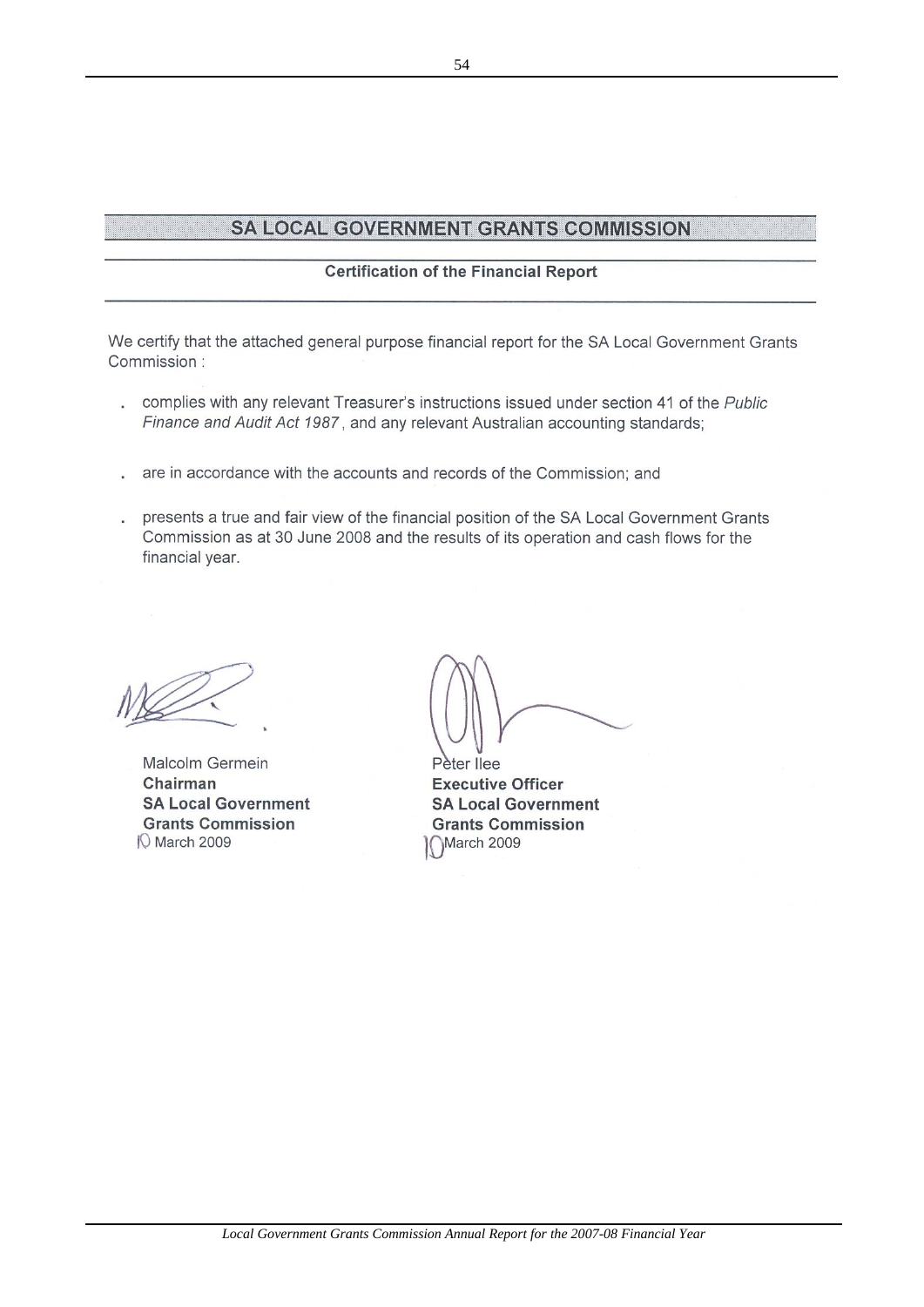# SA LOCAL GOVERNMENT GRANTS COMMISSION

## Certification of the Financial Report

We certify that the attached general purpose financial report for the SA Local Government Grants Commission :

- complies with any relevant Treasurer's instructions issued under section 41 of the *Public Finance and Audit Act 1987*, and any relevant Australian accounting standards;
- are in accordance with the accounts and records of the Commission; and
- presents a true and fair view of the financial position of the SA Local Government Grants Commission as at 30 June 2008 and the results of its operation and cash flows for the financial year.

Malcolm Germein
**Chairman**
**SA Local Government**
**Grants Commission**
10 March 2009

Peter Ilee
**Executive Officer**
**SA Local Government**
**Grants Commission**
10 March 2009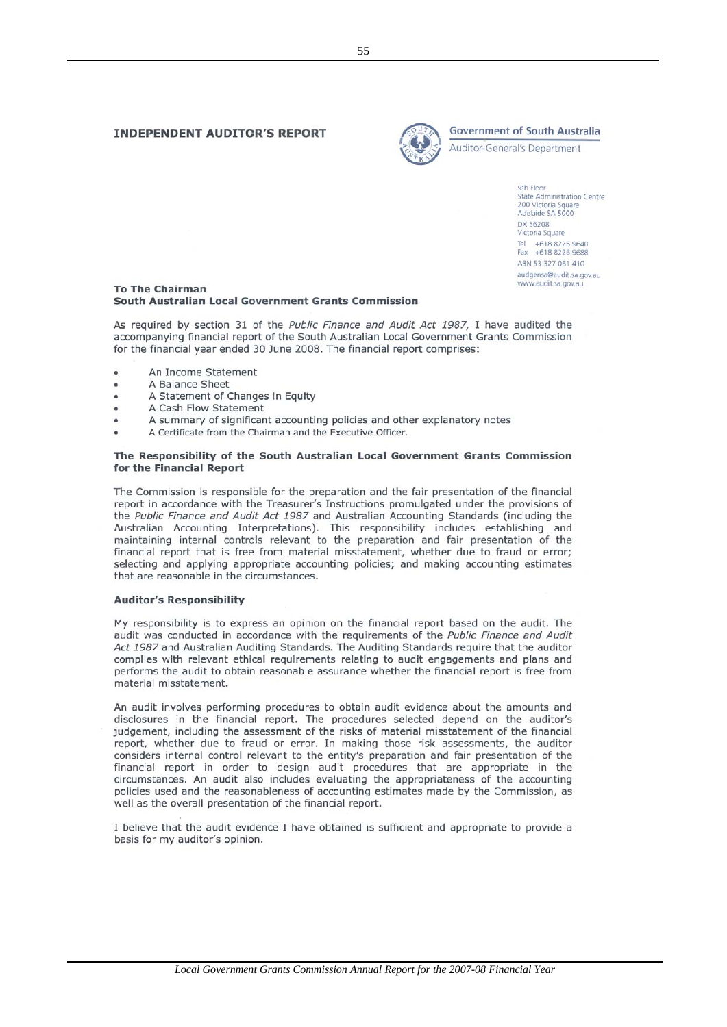# INDEPENDENT AUDITOR'S REPORT

Government of South Australia
Auditor-General's Department

9th Floor
State Administration Centre
200 Victoria Square
Adelaide SA 5000
DX 56208
Victoria Square
Tel +618 8226 9640
Fax +618 8226 9688
ABN 53 327 061 410
audgensa@audit.sa.gov.au
www.audit.sa.gov.au

**To The Chairman**
**South Australian Local Government Grants Commission**

As required by section 31 of the *Public Finance and Audit Act 1987*, I have audited the accompanying financial report of the South Australian Local Government Grants Commission for the financial year ended 30 June 2008. The financial report comprises:

- An Income Statement
- A Balance Sheet
- A Statement of Changes in Equity
- A Cash Flow Statement
- A summary of significant accounting policies and other explanatory notes
- A Certificate from the Chairman and the Executive Officer.

### The Responsibility of the South Australian Local Government Grants Commission for the Financial Report

The Commission is responsible for the preparation and the fair presentation of the financial report in accordance with the Treasurer's Instructions promulgated under the provisions of the *Public Finance and Audit Act 1987* and Australian Accounting Standards (including the Australian Accounting Interpretations). This responsibility includes establishing and maintaining internal controls relevant to the preparation and fair presentation of the financial report that is free from material misstatement, whether due to fraud or error; selecting and applying appropriate accounting policies; and making accounting estimates that are reasonable in the circumstances.

### Auditor's Responsibility

My responsibility is to express an opinion on the financial report based on the audit. The audit was conducted in accordance with the requirements of the *Public Finance and Audit Act 1987* and Australian Auditing Standards. The Auditing Standards require that the auditor complies with relevant ethical requirements relating to audit engagements and plans and performs the audit to obtain reasonable assurance whether the financial report is free from material misstatement.

An audit involves performing procedures to obtain audit evidence about the amounts and disclosures in the financial report. The procedures selected depend on the auditor's judgement, including the assessment of the risks of material misstatement of the financial report, whether due to fraud or error. In making those risk assessments, the auditor considers internal control relevant to the entity's preparation and fair presentation of the financial report in order to design audit procedures that are appropriate in the circumstances. An audit also includes evaluating the appropriateness of the accounting policies used and the reasonableness of accounting estimates made by the Commission, as well as the overall presentation of the financial report.

I believe that the audit evidence I have obtained is sufficient and appropriate to provide a basis for my auditor's opinion.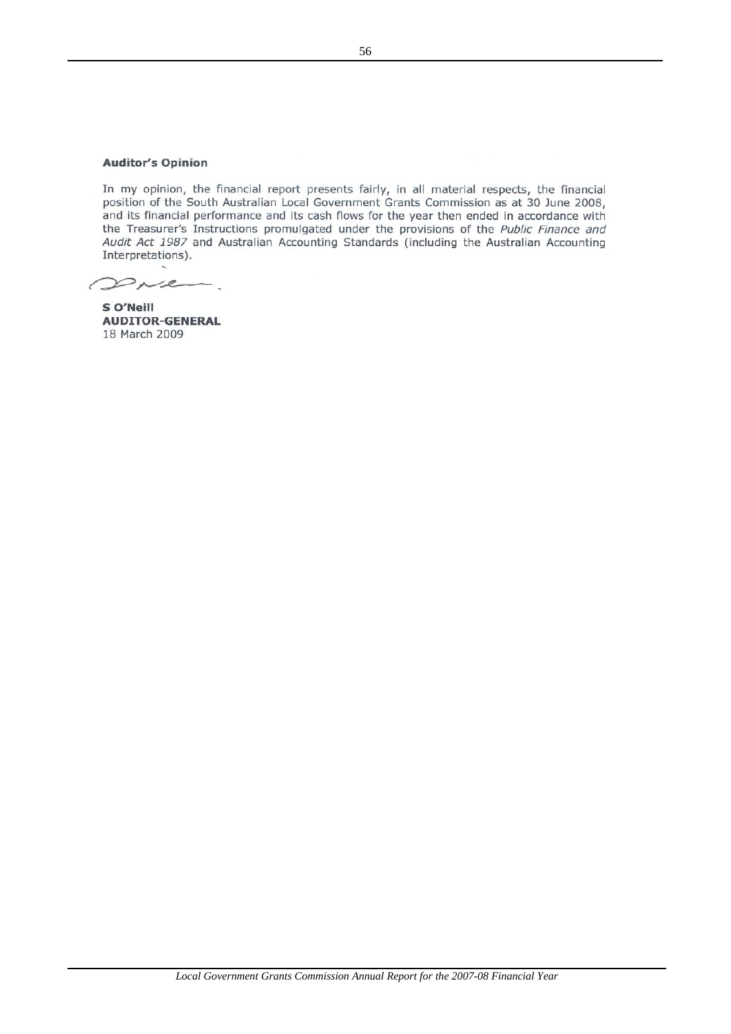**Auditor's Opinion**

In my opinion, the financial report presents fairly, in all material respects, the financial position of the South Australian Local Government Grants Commission as at 30 June 2008, and its financial performance and its cash flows for the year then ended in accordance with the Treasurer's Instructions promulgated under the provisions of the *Public Finance and Audit Act 1987* and Australian Accounting Standards (including the Australian Accounting Interpretations).

**S O'Neill**
**AUDITOR-GENERAL**
18 March 2009